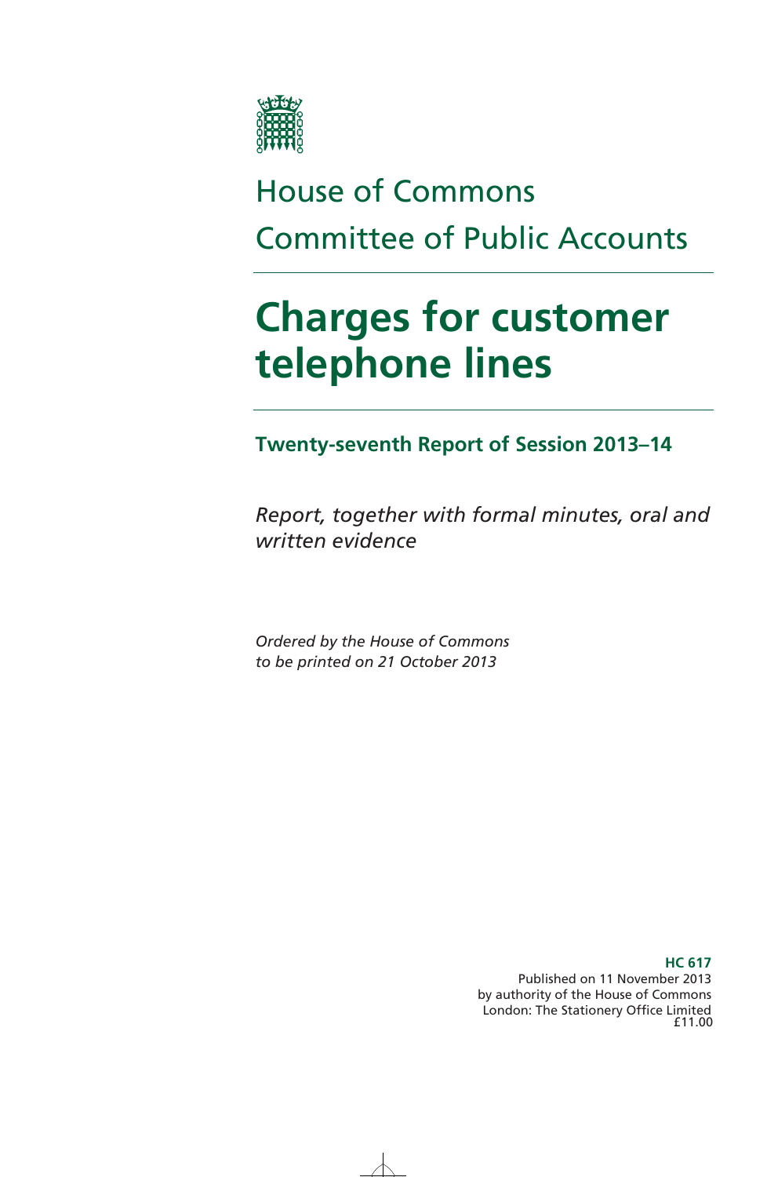House of Commons

Committee of Public Accounts

# Charges for customer telephone lines

## Twenty-seventh Report of Session 2013–14

*Report, together with formal minutes, oral and written evidence*

*Ordered by the House of Commons to be printed on 21 October 2013*

**HC 617**
Published on 11 November 2013
by authority of the House of Commons
London: The Stationery Office Limited
£11.00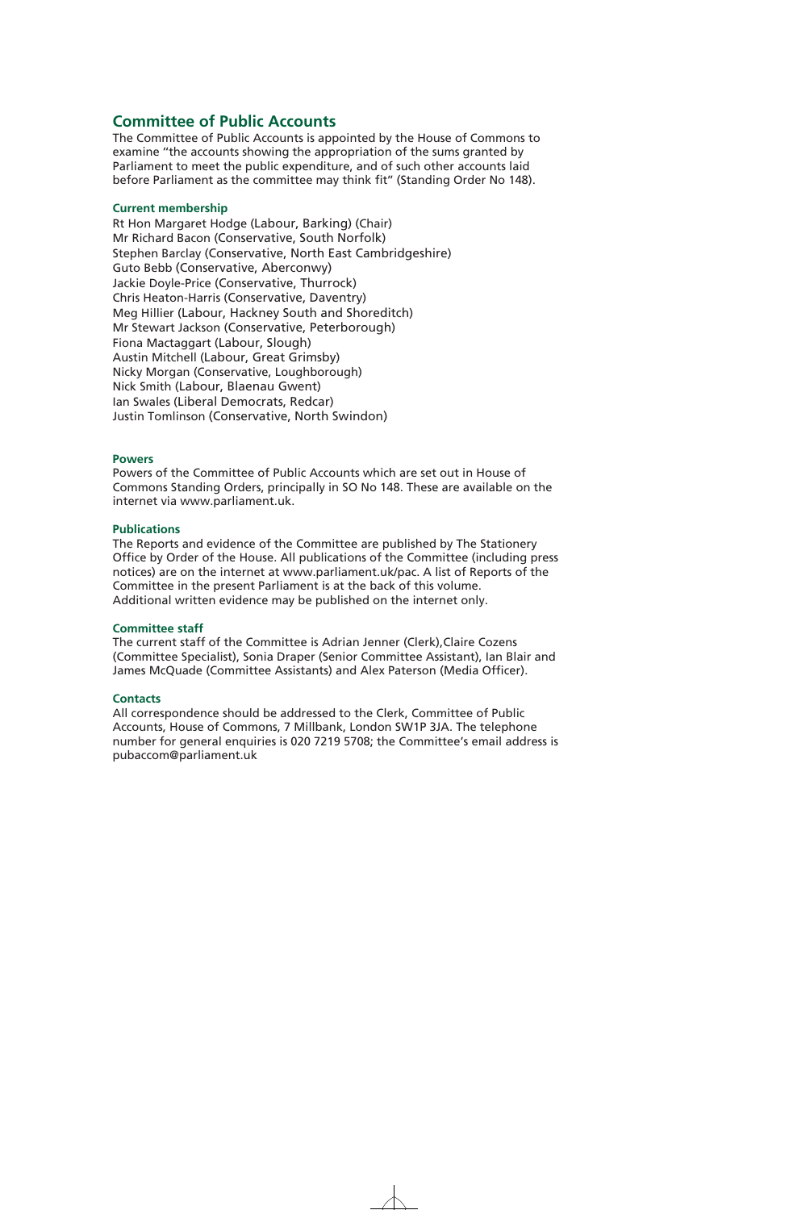## Committee of Public Accounts

The Committee of Public Accounts is appointed by the House of Commons to examine "the accounts showing the appropriation of the sums granted by Parliament to meet the public expenditure, and of such other accounts laid before Parliament as the committee may think fit" (Standing Order No 148).

### Current membership

Rt Hon Margaret Hodge (Labour, Barking) (Chair)
Mr Richard Bacon (Conservative, South Norfolk)
Stephen Barclay (Conservative, North East Cambridgeshire)
Guto Bebb (Conservative, Aberconwy)
Jackie Doyle-Price (Conservative, Thurrock)
Chris Heaton-Harris (Conservative, Daventry)
Meg Hillier (Labour, Hackney South and Shoreditch)
Mr Stewart Jackson (Conservative, Peterborough)
Fiona Mactaggart (Labour, Slough)
Austin Mitchell (Labour, Great Grimsby)
Nicky Morgan (Conservative, Loughborough)
Nick Smith (Labour, Blaenau Gwent)
Ian Swales (Liberal Democrats, Redcar)
Justin Tomlinson (Conservative, North Swindon)

### Powers

Powers of the Committee of Public Accounts which are set out in House of Commons Standing Orders, principally in SO No 148. These are available on the internet via www.parliament.uk.

### Publications

The Reports and evidence of the Committee are published by The Stationery Office by Order of the House. All publications of the Committee (including press notices) are on the internet at www.parliament.uk/pac. A list of Reports of the Committee in the present Parliament is at the back of this volume.
Additional written evidence may be published on the internet only.

### Committee staff

The current staff of the Committee is Adrian Jenner (Clerk),Claire Cozens (Committee Specialist), Sonia Draper (Senior Committee Assistant), Ian Blair and James McQuade (Committee Assistants) and Alex Paterson (Media Officer).

### Contacts

All correspondence should be addressed to the Clerk, Committee of Public Accounts, House of Commons, 7 Millbank, London SW1P 3JA. The telephone number for general enquiries is 020 7219 5708; the Committee's email address is pubaccom@parliament.uk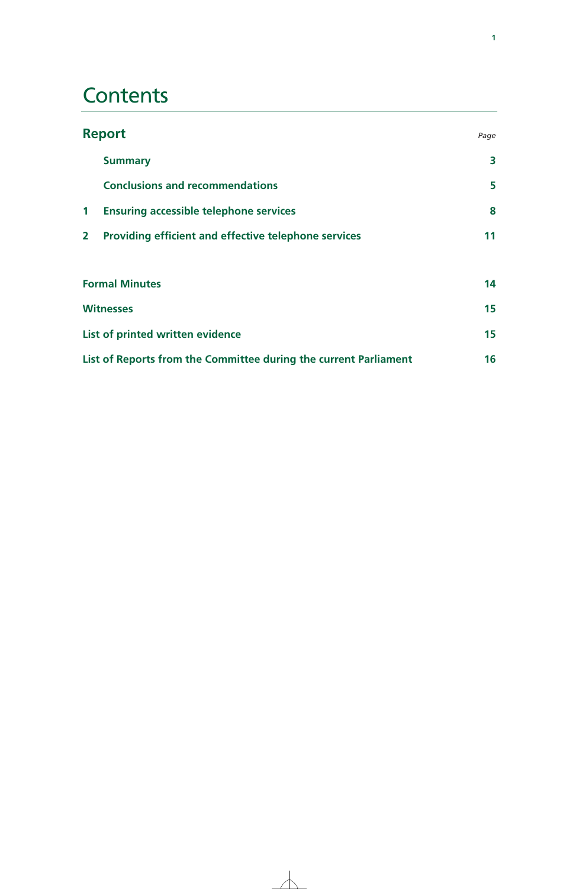# Contents

| Report | | Page |
|---|---|---|
| | **Summary** | **3** |
| | **Conclusions and recommendations** | **5** |
| **1** | **Ensuring accessible telephone services** | **8** |
| **2** | **Providing efficient and effective telephone services** | **11** |
| **Formal Minutes** | | **14** |
| **Witnesses** | | **15** |
| **List of printed written evidence** | | **15** |
| **List of Reports from the Committee during the current Parliament** | | **16** |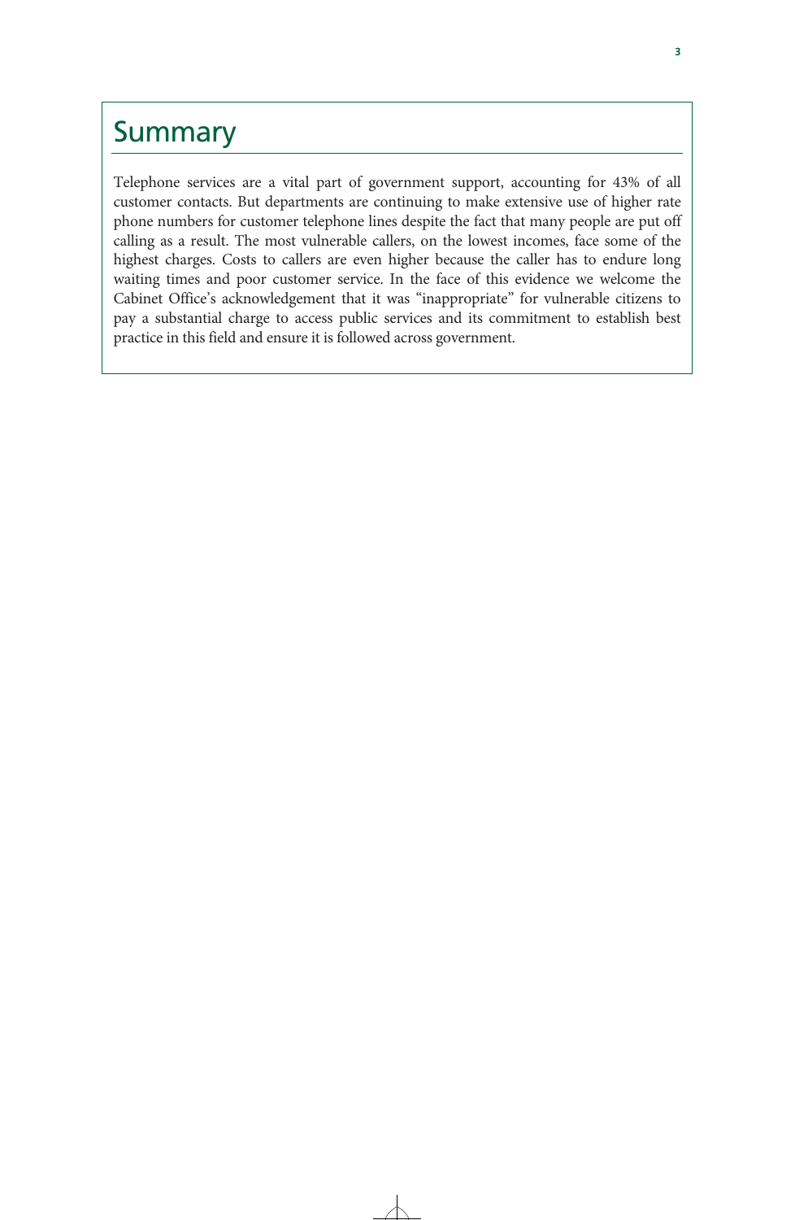# Summary

Telephone services are a vital part of government support, accounting for 43% of all customer contacts. But departments are continuing to make extensive use of higher rate phone numbers for customer telephone lines despite the fact that many people are put off calling as a result. The most vulnerable callers, on the lowest incomes, face some of the highest charges. Costs to callers are even higher because the caller has to endure long waiting times and poor customer service. In the face of this evidence we welcome the Cabinet Office's acknowledgement that it was "inappropriate" for vulnerable citizens to pay a substantial charge to access public services and its commitment to establish best practice in this field and ensure it is followed across government.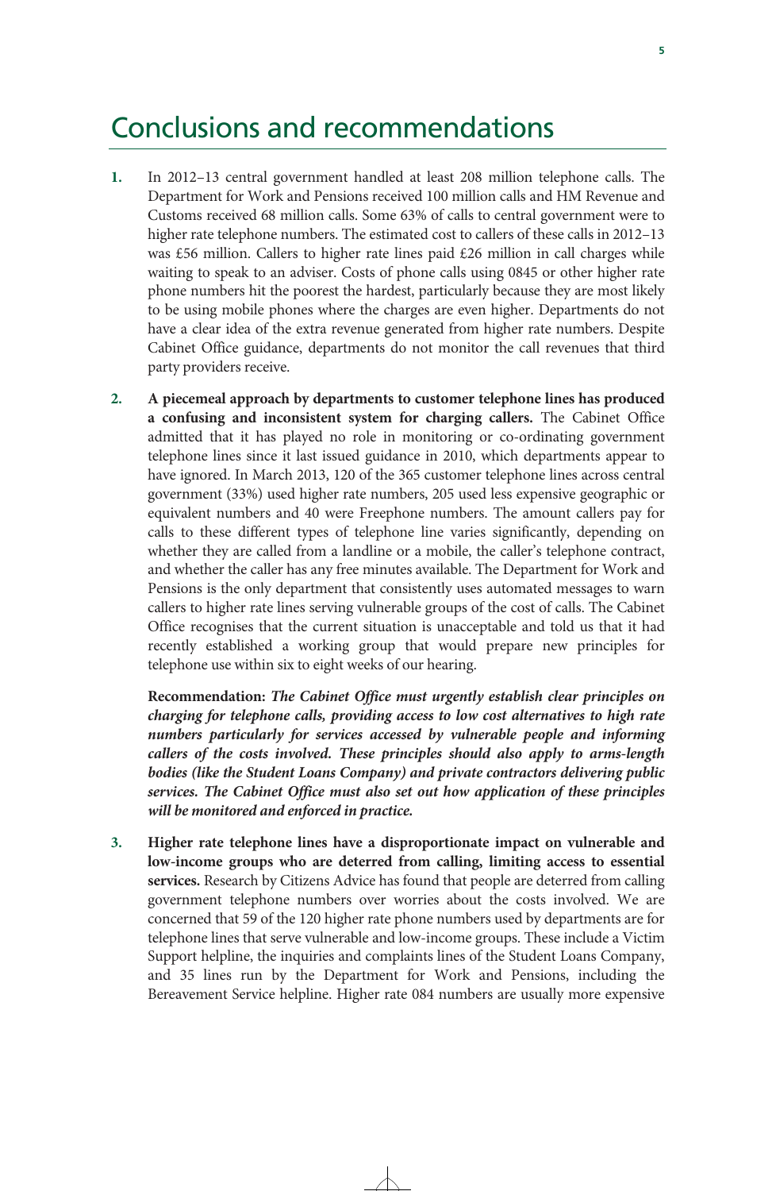# Conclusions and recommendations

1. In 2012–13 central government handled at least 208 million telephone calls. The Department for Work and Pensions received 100 million calls and HM Revenue and Customs received 68 million calls. Some 63% of calls to central government were to higher rate telephone numbers. The estimated cost to callers of these calls in 2012–13 was £56 million. Callers to higher rate lines paid £26 million in call charges while waiting to speak to an adviser. Costs of phone calls using 0845 or other higher rate phone numbers hit the poorest the hardest, particularly because they are most likely to be using mobile phones where the charges are even higher. Departments do not have a clear idea of the extra revenue generated from higher rate numbers. Despite Cabinet Office guidance, departments do not monitor the call revenues that third party providers receive.

2. **A piecemeal approach by departments to customer telephone lines has produced a confusing and inconsistent system for charging callers.** The Cabinet Office admitted that it has played no role in monitoring or co-ordinating government telephone lines since it last issued guidance in 2010, which departments appear to have ignored. In March 2013, 120 of the 365 customer telephone lines across central government (33%) used higher rate numbers, 205 used less expensive geographic or equivalent numbers and 40 were Freephone numbers. The amount callers pay for calls to these different types of telephone line varies significantly, depending on whether they are called from a landline or a mobile, the caller's telephone contract, and whether the caller has any free minutes available. The Department for Work and Pensions is the only department that consistently uses automated messages to warn callers to higher rate lines serving vulnerable groups of the cost of calls. The Cabinet Office recognises that the current situation is unacceptable and told us that it had recently established a working group that would prepare new principles for telephone use within six to eight weeks of our hearing.

   **Recommendation:** ***The Cabinet Office must urgently establish clear principles on charging for telephone calls, providing access to low cost alternatives to high rate numbers particularly for services accessed by vulnerable people and informing callers of the costs involved. These principles should also apply to arms-length bodies (like the Student Loans Company) and private contractors delivering public services. The Cabinet Office must also set out how application of these principles will be monitored and enforced in practice.***

3. **Higher rate telephone lines have a disproportionate impact on vulnerable and low-income groups who are deterred from calling, limiting access to essential services.** Research by Citizens Advice has found that people are deterred from calling government telephone numbers over worries about the costs involved. We are concerned that 59 of the 120 higher rate phone numbers used by departments are for telephone lines that serve vulnerable and low-income groups. These include a Victim Support helpline, the inquiries and complaints lines of the Student Loans Company, and 35 lines run by the Department for Work and Pensions, including the Bereavement Service helpline. Higher rate 084 numbers are usually more expensive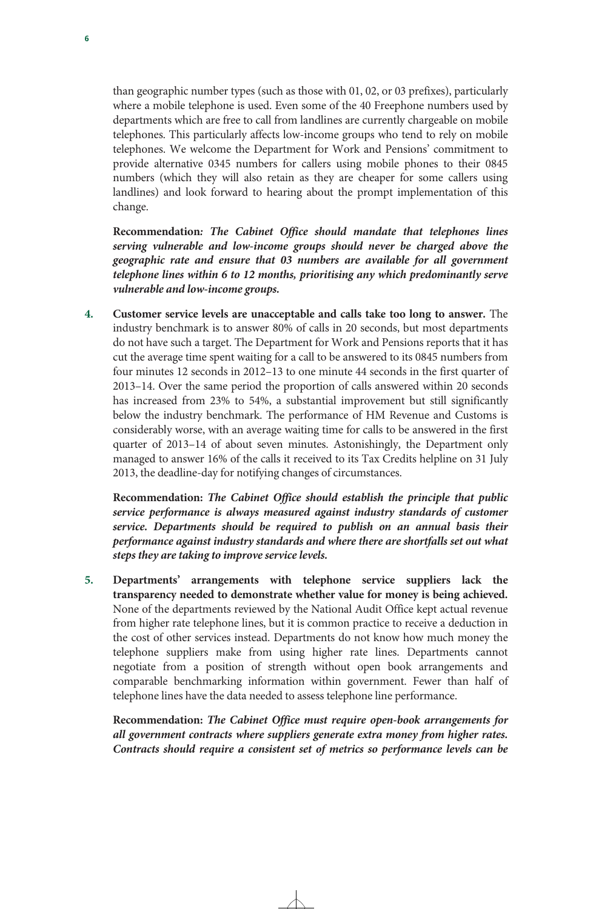than geographic number types (such as those with 01, 02, or 03 prefixes), particularly where a mobile telephone is used. Even some of the 40 Freephone numbers used by departments which are free to call from landlines are currently chargeable on mobile telephones. This particularly affects low-income groups who tend to rely on mobile telephones. We welcome the Department for Work and Pensions' commitment to provide alternative 0345 numbers for callers using mobile phones to their 0845 numbers (which they will also retain as they are cheaper for some callers using landlines) and look forward to hearing about the prompt implementation of this change.

**Recommendation*: The Cabinet Office should mandate that telephones lines serving vulnerable and low-income groups should never be charged above the geographic rate and ensure that 03 numbers are available for all government telephone lines within 6 to 12 months, prioritising any which predominantly serve vulnerable and low-income groups.***

4. **Customer service levels are unacceptable and calls take too long to answer.** The industry benchmark is to answer 80% of calls in 20 seconds, but most departments do not have such a target. The Department for Work and Pensions reports that it has cut the average time spent waiting for a call to be answered to its 0845 numbers from four minutes 12 seconds in 2012–13 to one minute 44 seconds in the first quarter of 2013–14. Over the same period the proportion of calls answered within 20 seconds has increased from 23% to 54%, a substantial improvement but still significantly below the industry benchmark. The performance of HM Revenue and Customs is considerably worse, with an average waiting time for calls to be answered in the first quarter of 2013–14 of about seven minutes. Astonishingly, the Department only managed to answer 16% of the calls it received to its Tax Credits helpline on 31 July 2013, the deadline-day for notifying changes of circumstances.

   **Recommendation:** ***The Cabinet Office should establish the principle that public service performance is always measured against industry standards of customer service. Departments should be required to publish on an annual basis their performance against industry standards and where there are shortfalls set out what steps they are taking to improve service levels.***

5. **Departments' arrangements with telephone service suppliers lack the transparency needed to demonstrate whether value for money is being achieved.** None of the departments reviewed by the National Audit Office kept actual revenue from higher rate telephone lines, but it is common practice to receive a deduction in the cost of other services instead. Departments do not know how much money the telephone suppliers make from using higher rate lines. Departments cannot negotiate from a position of strength without open book arrangements and comparable benchmarking information within government. Fewer than half of telephone lines have the data needed to assess telephone line performance.

   **Recommendation:** ***The Cabinet Office must require open-book arrangements for all government contracts where suppliers generate extra money from higher rates. Contracts should require a consistent set of metrics so performance levels can be***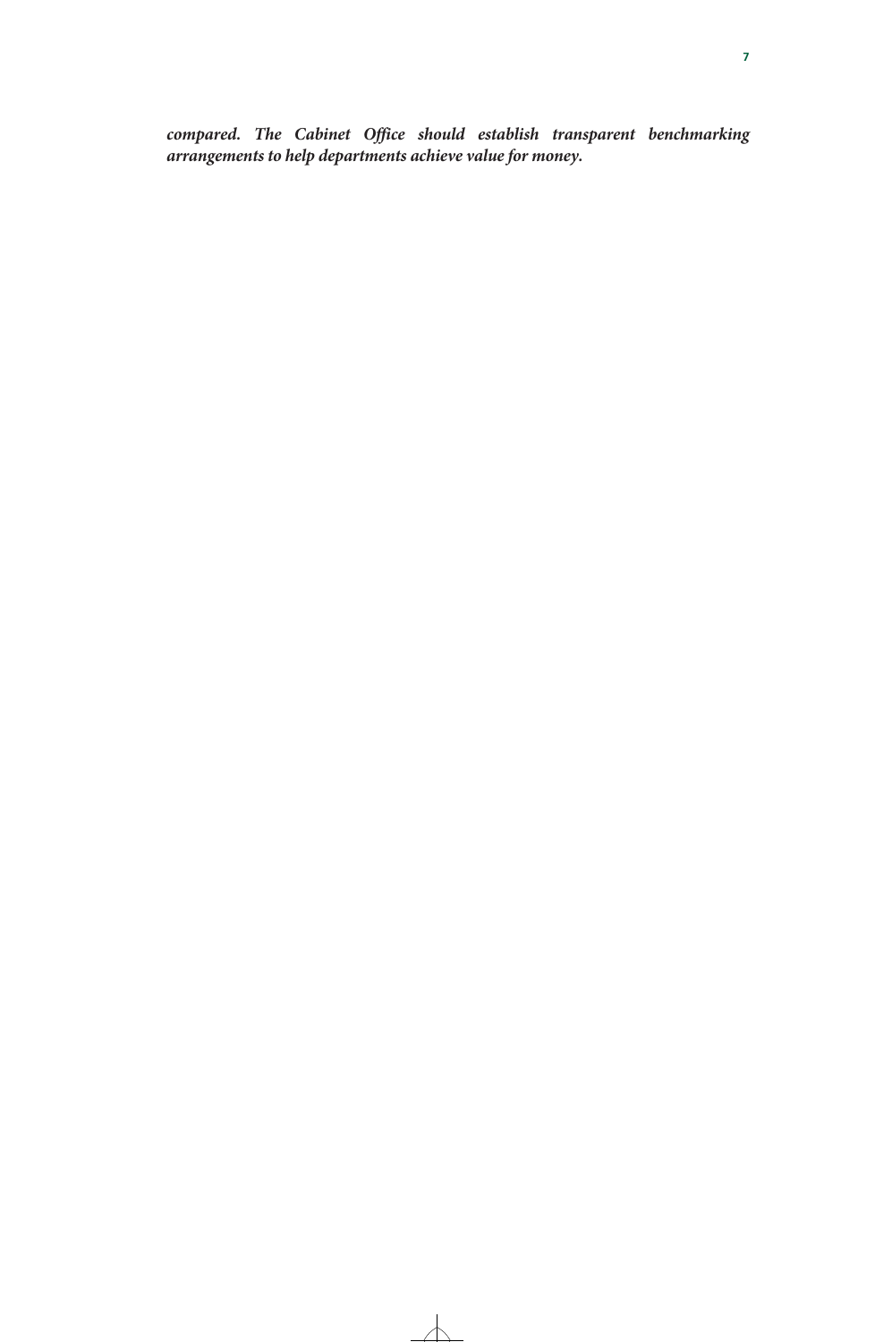***compared. The Cabinet Office should establish transparent benchmarking arrangements to help departments achieve value for money.***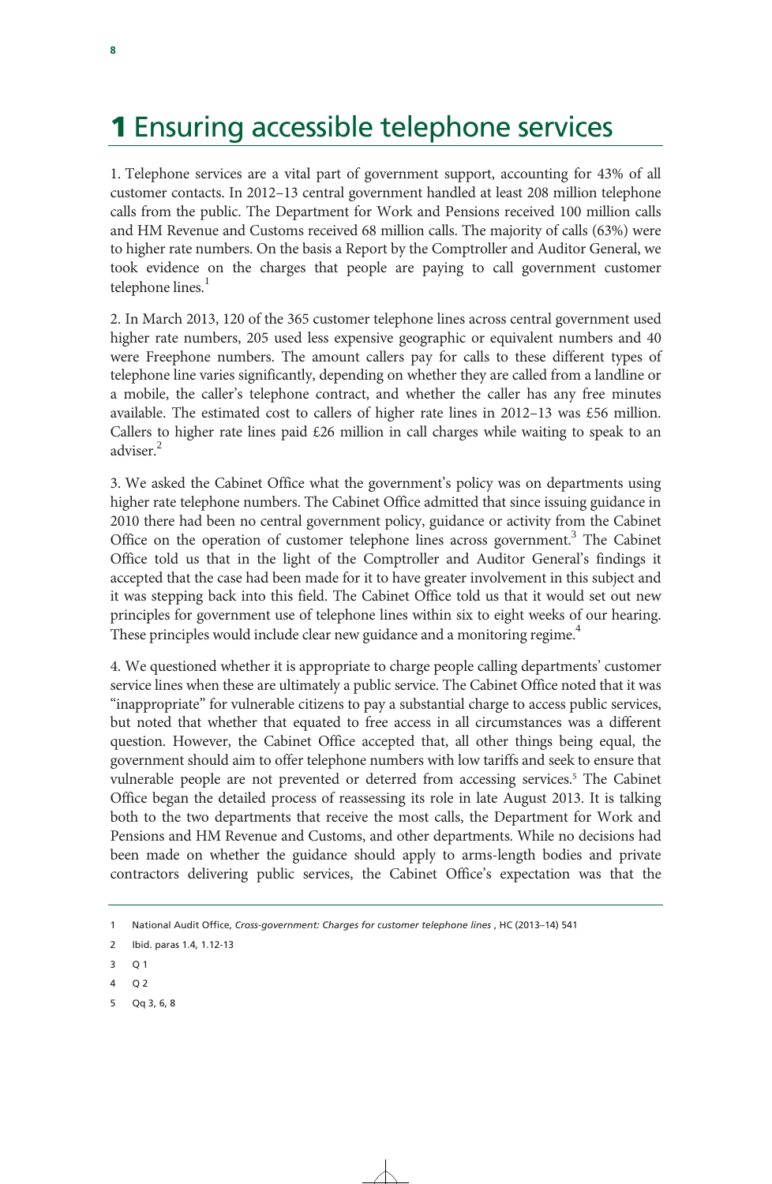# 1 Ensuring accessible telephone services

1. Telephone services are a vital part of government support, accounting for 43% of all customer contacts. In 2012–13 central government handled at least 208 million telephone calls from the public. The Department for Work and Pensions received 100 million calls and HM Revenue and Customs received 68 million calls. The majority of calls (63%) were to higher rate numbers. On the basis a Report by the Comptroller and Auditor General, we took evidence on the charges that people are paying to call government customer telephone lines.[1]

2. In March 2013, 120 of the 365 customer telephone lines across central government used higher rate numbers, 205 used less expensive geographic or equivalent numbers and 40 were Freephone numbers. The amount callers pay for calls to these different types of telephone line varies significantly, depending on whether they are called from a landline or a mobile, the caller's telephone contract, and whether the caller has any free minutes available. The estimated cost to callers of higher rate lines in 2012–13 was £56 million. Callers to higher rate lines paid £26 million in call charges while waiting to speak to an adviser.[2]

3. We asked the Cabinet Office what the government's policy was on departments using higher rate telephone numbers. The Cabinet Office admitted that since issuing guidance in 2010 there had been no central government policy, guidance or activity from the Cabinet Office on the operation of customer telephone lines across government.[3] The Cabinet Office told us that in the light of the Comptroller and Auditor General's findings it accepted that the case had been made for it to have greater involvement in this subject and it was stepping back into this field. The Cabinet Office told us that it would set out new principles for government use of telephone lines within six to eight weeks of our hearing. These principles would include clear new guidance and a monitoring regime.[4]

4. We questioned whether it is appropriate to charge people calling departments' customer service lines when these are ultimately a public service. The Cabinet Office noted that it was "inappropriate" for vulnerable citizens to pay a substantial charge to access public services, but noted that whether that equated to free access in all circumstances was a different question. However, the Cabinet Office accepted that, all other things being equal, the government should aim to offer telephone numbers with low tariffs and seek to ensure that vulnerable people are not prevented or deterred from accessing services.[5] The Cabinet Office began the detailed process of reassessing its role in late August 2013. It is talking both to the two departments that receive the most calls, the Department for Work and Pensions and HM Revenue and Customs, and other departments. While no decisions had been made on whether the guidance should apply to arms-length bodies and private contractors delivering public services, the Cabinet Office's expectation was that the

---

1 National Audit Office, *Cross-government: Charges for customer telephone lines* , HC (2013–14) 541

2 Ibid. paras 1.4, 1.12-13

3 Q 1

4 Q 2

5 Qq 3, 6, 8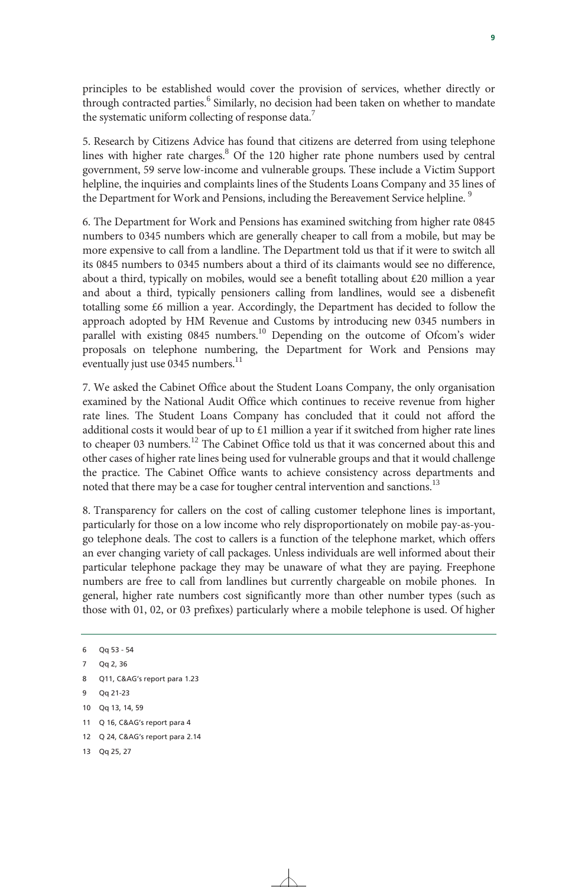principles to be established would cover the provision of services, whether directly or through contracted parties.[6] Similarly, no decision had been taken on whether to mandate the systematic uniform collecting of response data.[7]

5. Research by Citizens Advice has found that citizens are deterred from using telephone lines with higher rate charges.[8] Of the 120 higher rate phone numbers used by central government, 59 serve low-income and vulnerable groups. These include a Victim Support helpline, the inquiries and complaints lines of the Students Loans Company and 35 lines of the Department for Work and Pensions, including the Bereavement Service helpline.[9]

6. The Department for Work and Pensions has examined switching from higher rate 0845 numbers to 0345 numbers which are generally cheaper to call from a mobile, but may be more expensive to call from a landline. The Department told us that if it were to switch all its 0845 numbers to 0345 numbers about a third of its claimants would see no difference, about a third, typically on mobiles, would see a benefit totalling about £20 million a year and about a third, typically pensioners calling from landlines, would see a disbenefit totalling some £6 million a year. Accordingly, the Department has decided to follow the approach adopted by HM Revenue and Customs by introducing new 0345 numbers in parallel with existing 0845 numbers.[10] Depending on the outcome of Ofcom's wider proposals on telephone numbering, the Department for Work and Pensions may eventually just use 0345 numbers.[11]

7. We asked the Cabinet Office about the Student Loans Company, the only organisation examined by the National Audit Office which continues to receive revenue from higher rate lines. The Student Loans Company has concluded that it could not afford the additional costs it would bear of up to £1 million a year if it switched from higher rate lines to cheaper 03 numbers.[12] The Cabinet Office told us that it was concerned about this and other cases of higher rate lines being used for vulnerable groups and that it would challenge the practice. The Cabinet Office wants to achieve consistency across departments and noted that there may be a case for tougher central intervention and sanctions.[13]

8. Transparency for callers on the cost of calling customer telephone lines is important, particularly for those on a low income who rely disproportionately on mobile pay-as-you-go telephone deals. The cost to callers is a function of the telephone market, which offers an ever changing variety of call packages. Unless individuals are well informed about their particular telephone package they may be unaware of what they are paying. Freephone numbers are free to call from landlines but currently chargeable on mobile phones. In general, higher rate numbers cost significantly more than other number types (such as those with 01, 02, or 03 prefixes) particularly where a mobile telephone is used. Of higher

---

6 Qq 53 - 54

7 Qq 2, 36

8 Q11, C&AG's report para 1.23

9 Qq 21-23

10 Qq 13, 14, 59

11 Q 16, C&AG's report para 4

12 Q 24, C&AG's report para 2.14

13 Qq 25, 27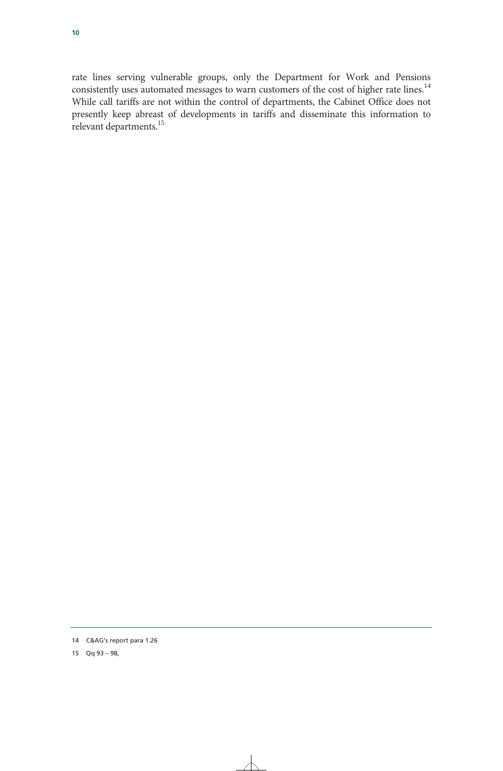rate lines serving vulnerable groups, only the Department for Work and Pensions consistently uses automated messages to warn customers of the cost of higher rate lines.[14] While call tariffs are not within the control of departments, the Cabinet Office does not presently keep abreast of developments in tariffs and disseminate this information to relevant departments.[15]

---

14 C&AG's report para 1.26

15 Qq 93 – 98,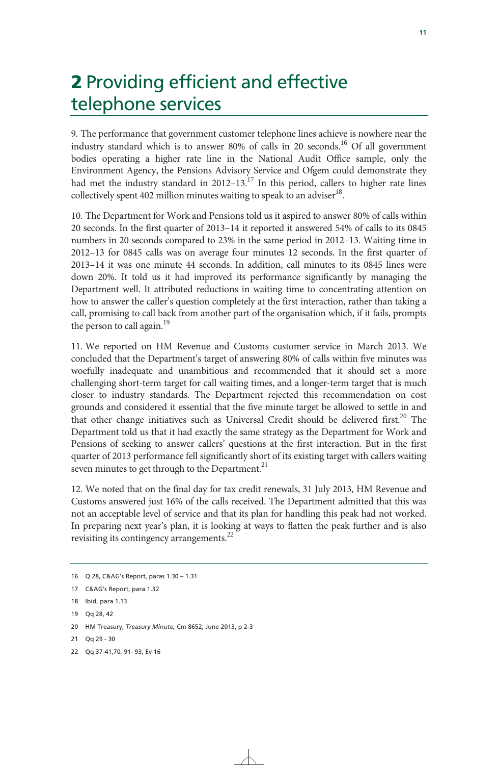# 2 Providing efficient and effective telephone services

9. The performance that government customer telephone lines achieve is nowhere near the industry standard which is to answer 80% of calls in 20 seconds.[16] Of all government bodies operating a higher rate line in the National Audit Office sample, only the Environment Agency, the Pensions Advisory Service and Ofgem could demonstrate they had met the industry standard in 2012–13.[17] In this period, callers to higher rate lines collectively spent 402 million minutes waiting to speak to an adviser[18].

10. The Department for Work and Pensions told us it aspired to answer 80% of calls within 20 seconds. In the first quarter of 2013–14 it reported it answered 54% of calls to its 0845 numbers in 20 seconds compared to 23% in the same period in 2012–13. Waiting time in 2012–13 for 0845 calls was on average four minutes 12 seconds. In the first quarter of 2013–14 it was one minute 44 seconds. In addition, call minutes to its 0845 lines were down 20%. It told us it had improved its performance significantly by managing the Department well. It attributed reductions in waiting time to concentrating attention on how to answer the caller's question completely at the first interaction, rather than taking a call, promising to call back from another part of the organisation which, if it fails, prompts the person to call again.[19]

11. We reported on HM Revenue and Customs customer service in March 2013. We concluded that the Department's target of answering 80% of calls within five minutes was woefully inadequate and unambitious and recommended that it should set a more challenging short-term target for call waiting times, and a longer-term target that is much closer to industry standards. The Department rejected this recommendation on cost grounds and considered it essential that the five minute target be allowed to settle in and that other change initiatives such as Universal Credit should be delivered first.[20] The Department told us that it had exactly the same strategy as the Department for Work and Pensions of seeking to answer callers' questions at the first interaction. But in the first quarter of 2013 performance fell significantly short of its existing target with callers waiting seven minutes to get through to the Department.[21]

12. We noted that on the final day for tax credit renewals, 31 July 2013, HM Revenue and Customs answered just 16% of the calls received. The Department admitted that this was not an acceptable level of service and that its plan for handling this peak had not worked. In preparing next year's plan, it is looking at ways to flatten the peak further and is also revisiting its contingency arrangements.[22]

---

16 Q 28, C&AG's Report, paras 1.30 – 1.31

17 C&AG's Report, para 1.32

18 Ibid, para 1.13

19 Qq 28, 42

20 HM Treasury, *Treasury Minute,* Cm 8652, June 2013, p 2-3

21 Qq 29 - 30

22 Qq 37-41,70, 91- 93, Ev 16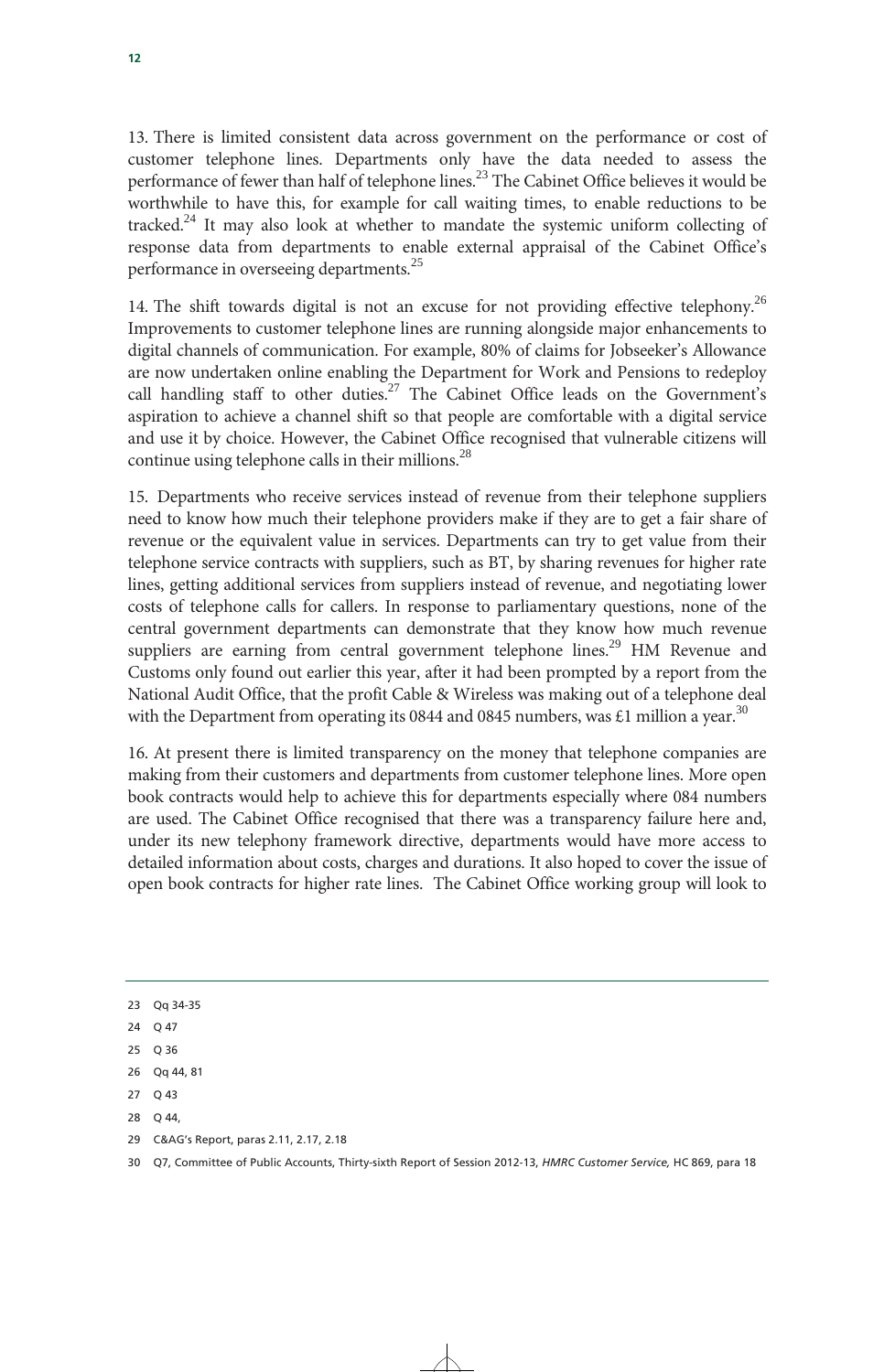13. There is limited consistent data across government on the performance or cost of customer telephone lines. Departments only have the data needed to assess the performance of fewer than half of telephone lines.[23] The Cabinet Office believes it would be worthwhile to have this, for example for call waiting times, to enable reductions to be tracked.[24] It may also look at whether to mandate the systemic uniform collecting of response data from departments to enable external appraisal of the Cabinet Office's performance in overseeing departments.[25]

14. The shift towards digital is not an excuse for not providing effective telephony.[26] Improvements to customer telephone lines are running alongside major enhancements to digital channels of communication. For example, 80% of claims for Jobseeker's Allowance are now undertaken online enabling the Department for Work and Pensions to redeploy call handling staff to other duties.[27] The Cabinet Office leads on the Government's aspiration to achieve a channel shift so that people are comfortable with a digital service and use it by choice. However, the Cabinet Office recognised that vulnerable citizens will continue using telephone calls in their millions.[28]

15. Departments who receive services instead of revenue from their telephone suppliers need to know how much their telephone providers make if they are to get a fair share of revenue or the equivalent value in services. Departments can try to get value from their telephone service contracts with suppliers, such as BT, by sharing revenues for higher rate lines, getting additional services from suppliers instead of revenue, and negotiating lower costs of telephone calls for callers. In response to parliamentary questions, none of the central government departments can demonstrate that they know how much revenue suppliers are earning from central government telephone lines.[29] HM Revenue and Customs only found out earlier this year, after it had been prompted by a report from the National Audit Office, that the profit Cable & Wireless was making out of a telephone deal with the Department from operating its 0844 and 0845 numbers, was £1 million a year.[30]

16. At present there is limited transparency on the money that telephone companies are making from their customers and departments from customer telephone lines. More open book contracts would help to achieve this for departments especially where 084 numbers are used. The Cabinet Office recognised that there was a transparency failure here and, under its new telephony framework directive, departments would have more access to detailed information about costs, charges and durations. It also hoped to cover the issue of open book contracts for higher rate lines. The Cabinet Office working group will look to

---

23 Qq 34-35

24 Q 47

25 Q 36

26 Qq 44, 81

27 Q 43

28 Q 44,

29 C&AG's Report, paras 2.11, 2.17, 2.18

30 Q7, Committee of Public Accounts, Thirty-sixth Report of Session 2012-13, *HMRC Customer Service,* HC 869, para 18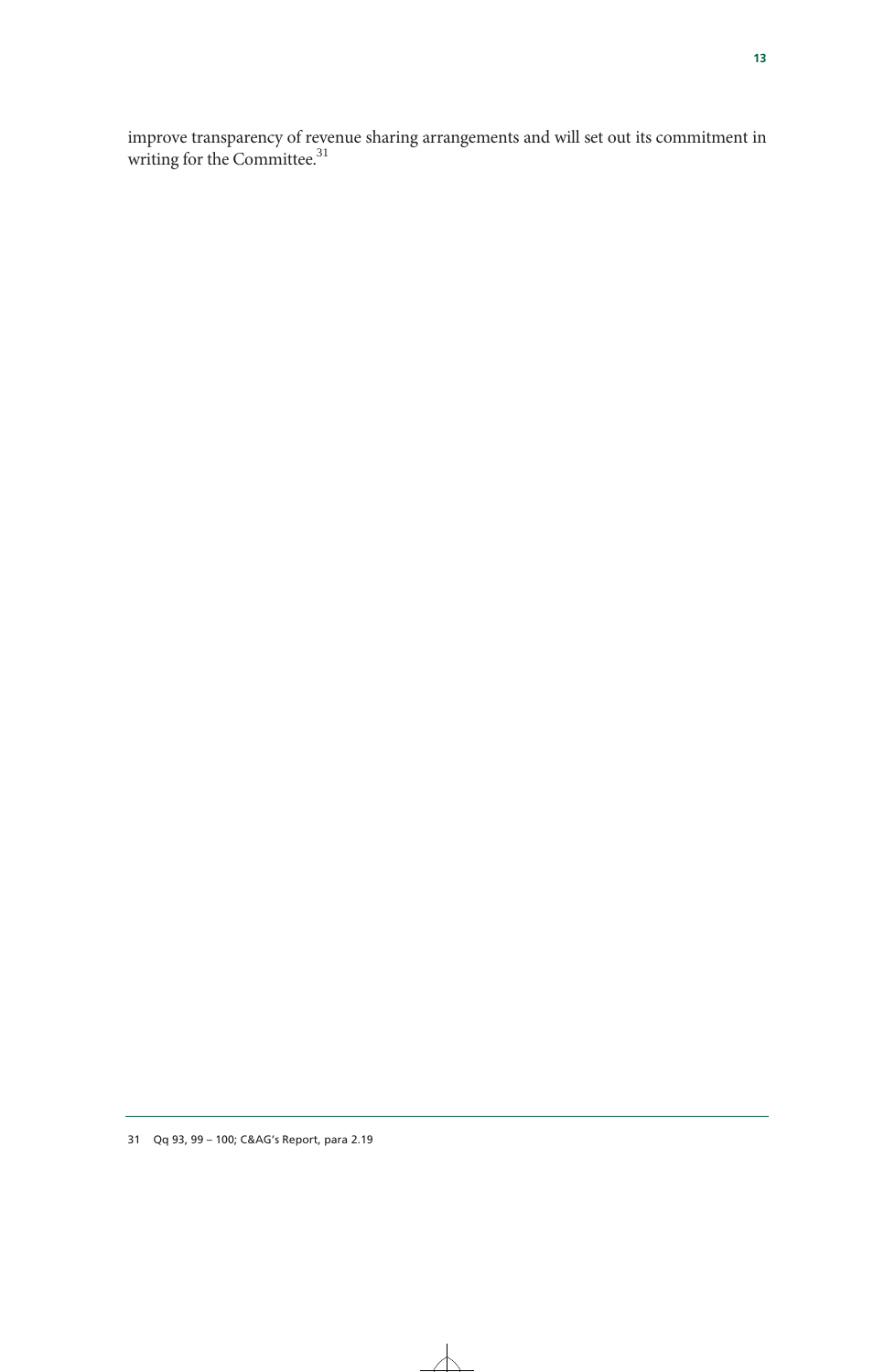improve transparency of revenue sharing arrangements and will set out its commitment in writing for the Committee.[31]

---

31 Qq 93, 99 – 100; C&AG's Report, para 2.19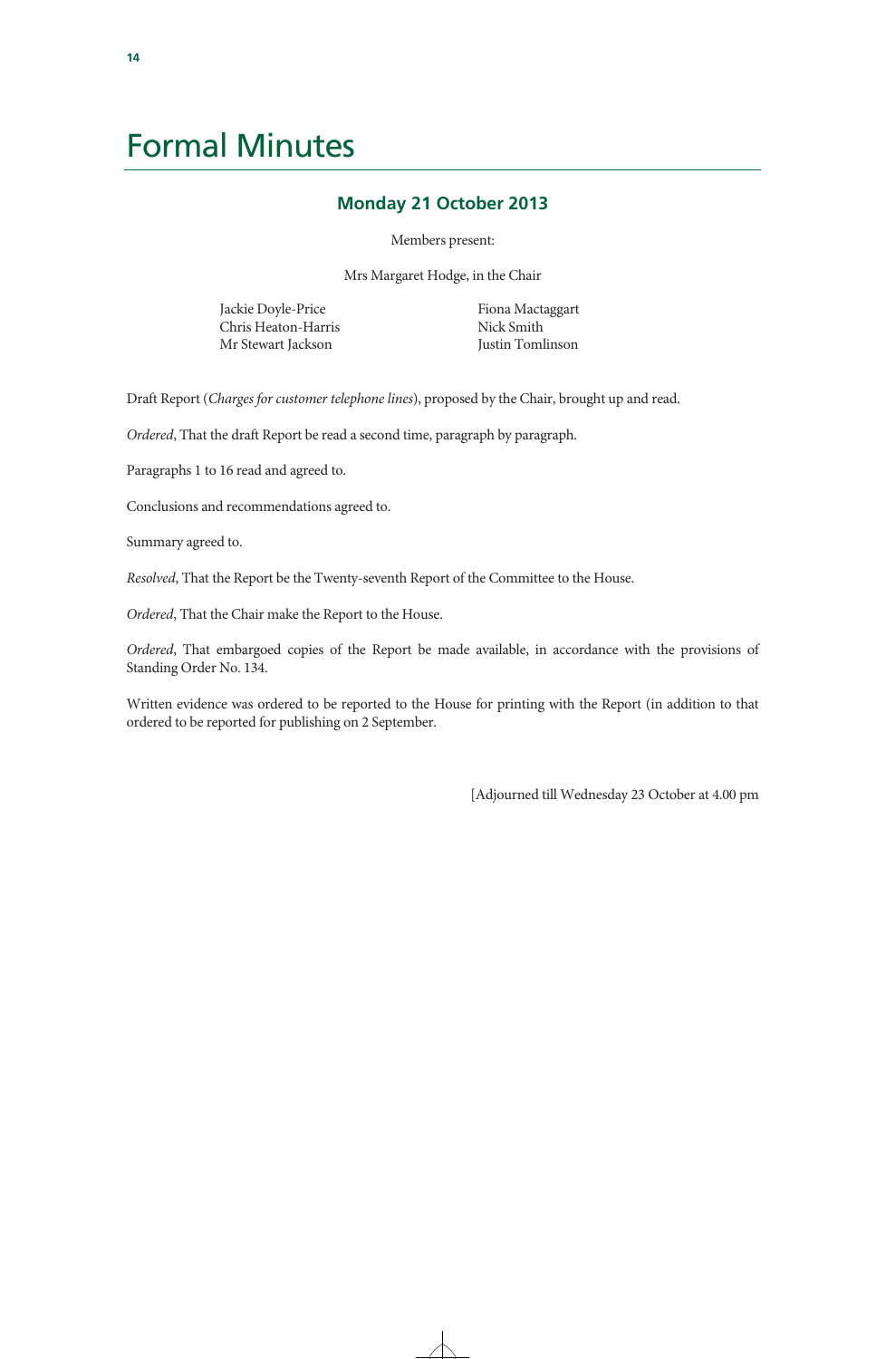# Formal Minutes

## Monday 21 October 2013

Members present:

Mrs Margaret Hodge, in the Chair

Jackie Doyle-Price
Chris Heaton-Harris
Mr Stewart Jackson
Fiona Mactaggart
Nick Smith
Justin Tomlinson

Draft Report (*Charges for customer telephone lines*), proposed by the Chair, brought up and read.

*Ordered*, That the draft Report be read a second time, paragraph by paragraph.

Paragraphs 1 to 16 read and agreed to.

Conclusions and recommendations agreed to.

Summary agreed to.

*Resolved*, That the Report be the Twenty-seventh Report of the Committee to the House.

*Ordered*, That the Chair make the Report to the House.

*Ordered*, That embargoed copies of the Report be made available, in accordance with the provisions of Standing Order No. 134.

Written evidence was ordered to be reported to the House for printing with the Report (in addition to that ordered to be reported for publishing on 2 September.

[Adjourned till Wednesday 23 October at 4.00 pm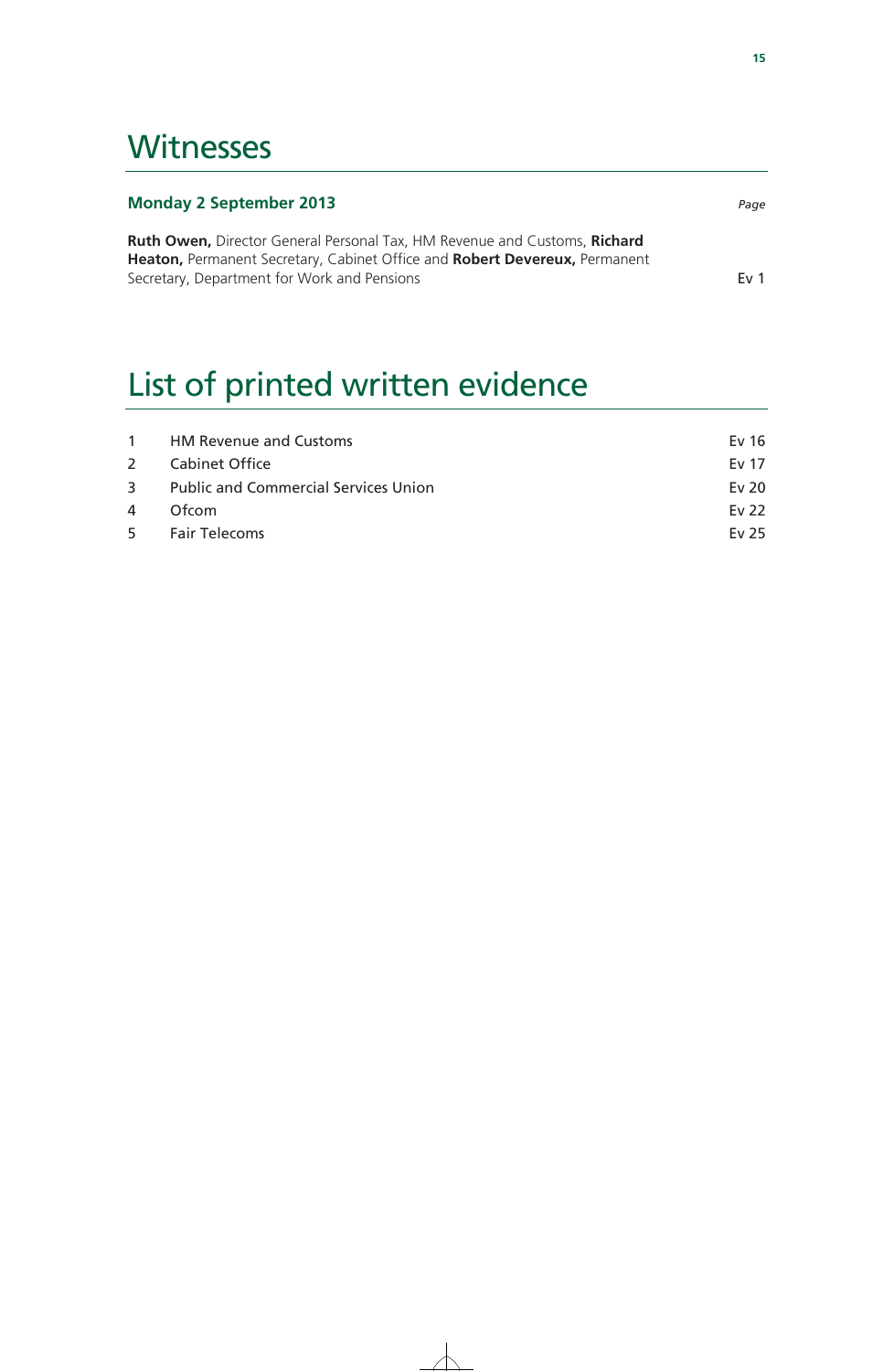# Witnesses

**Monday 2 September 2013** *Page*

**Ruth Owen,** Director General Personal Tax, HM Revenue and Customs, **Richard Heaton,** Permanent Secretary, Cabinet Office and **Robert Devereux,** Permanent Secretary, Department for Work and Pensions Ev 1

# List of printed written evidence

| | | |
|---|---|---|
| 1 | HM Revenue and Customs | Ev 16 |
| 2 | Cabinet Office | Ev 17 |
| 3 | Public and Commercial Services Union | Ev 20 |
| 4 | Ofcom | Ev 22 |
| 5 | Fair Telecoms | Ev 25 |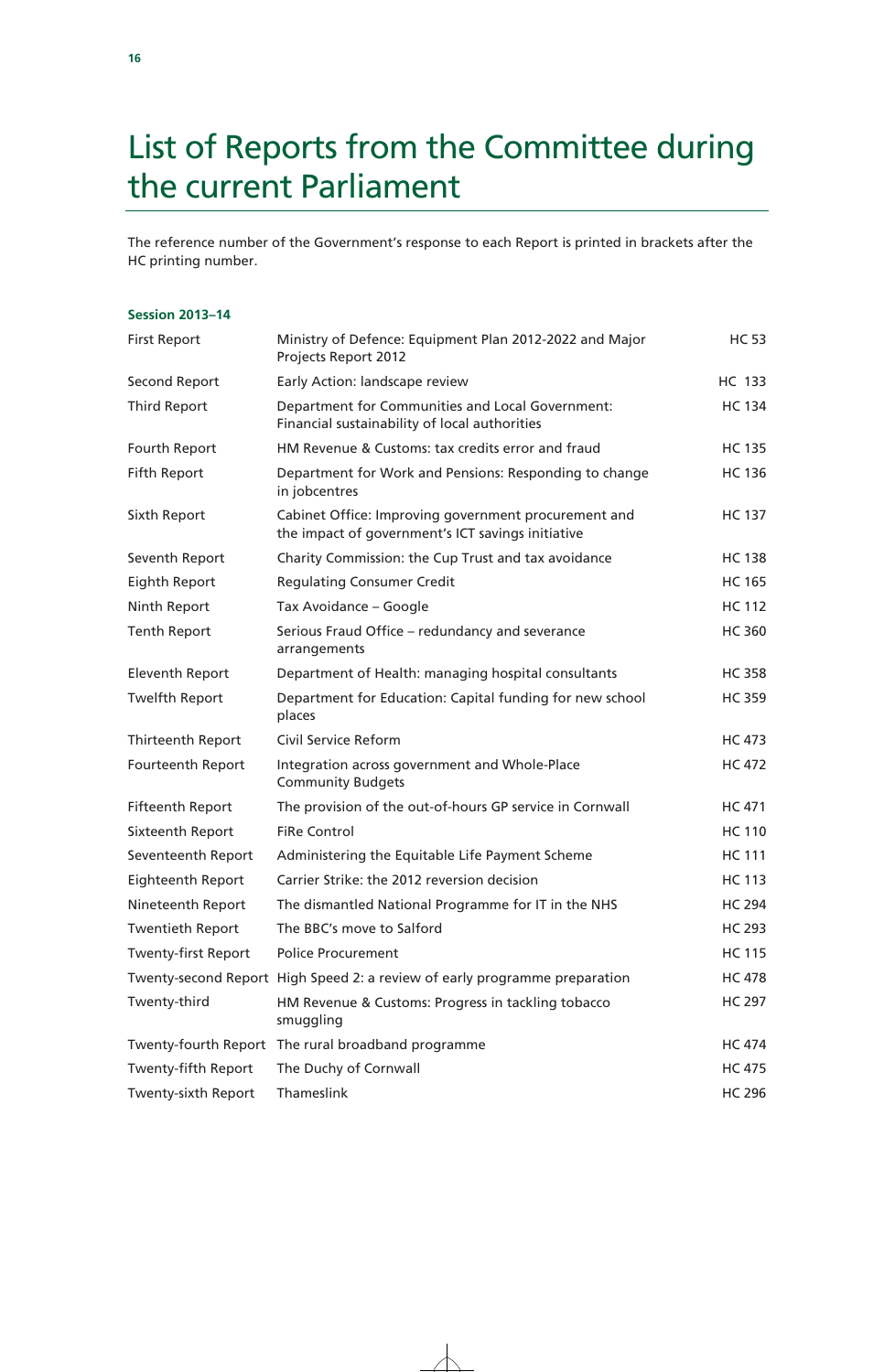# List of Reports from the Committee during the current Parliament

The reference number of the Government's response to each Report is printed in brackets after the HC printing number.

**Session 2013–14**

| | | |
|---|---|---|
| First Report | Ministry of Defence: Equipment Plan 2012-2022 and Major Projects Report 2012 | HC 53 |
| Second Report | Early Action: landscape review | HC 133 |
| Third Report | Department for Communities and Local Government: Financial sustainability of local authorities | HC 134 |
| Fourth Report | HM Revenue & Customs: tax credits error and fraud | HC 135 |
| Fifth Report | Department for Work and Pensions: Responding to change in jobcentres | HC 136 |
| Sixth Report | Cabinet Office: Improving government procurement and the impact of government's ICT savings initiative | HC 137 |
| Seventh Report | Charity Commission: the Cup Trust and tax avoidance | HC 138 |
| Eighth Report | Regulating Consumer Credit | HC 165 |
| Ninth Report | Tax Avoidance – Google | HC 112 |
| Tenth Report | Serious Fraud Office – redundancy and severance arrangements | HC 360 |
| Eleventh Report | Department of Health: managing hospital consultants | HC 358 |
| Twelfth Report | Department for Education: Capital funding for new school places | HC 359 |
| Thirteenth Report | Civil Service Reform | HC 473 |
| Fourteenth Report | Integration across government and Whole-Place Community Budgets | HC 472 |
| Fifteenth Report | The provision of the out-of-hours GP service in Cornwall | HC 471 |
| Sixteenth Report | FiRe Control | HC 110 |
| Seventeenth Report | Administering the Equitable Life Payment Scheme | HC 111 |
| Eighteenth Report | Carrier Strike: the 2012 reversion decision | HC 113 |
| Nineteenth Report | The dismantled National Programme for IT in the NHS | HC 294 |
| Twentieth Report | The BBC's move to Salford | HC 293 |
| Twenty-first Report | Police Procurement | HC 115 |
| Twenty-second Report | High Speed 2: a review of early programme preparation | HC 478 |
| Twenty-third | HM Revenue & Customs: Progress in tackling tobacco smuggling | HC 297 |
| Twenty-fourth Report | The rural broadband programme | HC 474 |
| Twenty-fifth Report | The Duchy of Cornwall | HC 475 |
| Twenty-sixth Report | Thameslink | HC 296 |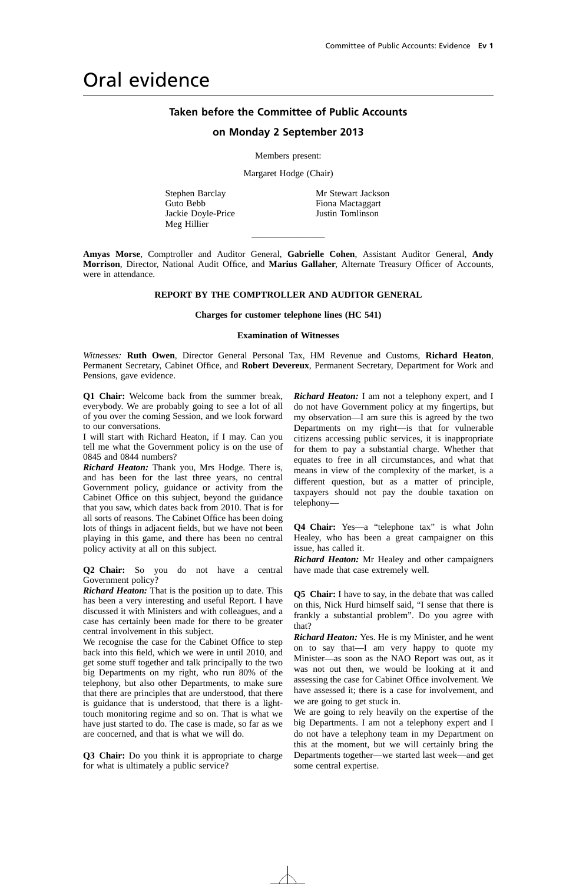# Oral evidence

## Taken before the Committee of Public Accounts

## on Monday 2 September 2013

Members present:

Margaret Hodge (Chair)

Stephen Barclay
Guto Bebb
Jackie Doyle-Price
Meg Hillier
Mr Stewart Jackson
Fiona Mactaggart
Justin Tomlinson

---

**Amyas Morse**, Comptroller and Auditor General, **Gabrielle Cohen**, Assistant Auditor General, **Andy Morrison**, Director, National Audit Office, and **Marius Gallaher**, Alternate Treasury Officer of Accounts, were in attendance.

**REPORT BY THE COMPTROLLER AND AUDITOR GENERAL**

**Charges for customer telephone lines (HC 541)**

**Examination of Witnesses**

*Witnesses:* **Ruth Owen**, Director General Personal Tax, HM Revenue and Customs, **Richard Heaton**, Permanent Secretary, Cabinet Office, and **Robert Devereux**, Permanent Secretary, Department for Work and Pensions, gave evidence.

**Q1 Chair:** Welcome back from the summer break, everybody. We are probably going to see a lot of all of you over the coming Session, and we look forward to our conversations.

I will start with Richard Heaton, if I may. Can you tell me what the Government policy is on the use of 0845 and 0844 numbers?

***Richard Heaton:*** Thank you, Mrs Hodge. There is, and has been for the last three years, no central Government policy, guidance or activity from the Cabinet Office on this subject, beyond the guidance that you saw, which dates back from 2010. That is for all sorts of reasons. The Cabinet Office has been doing lots of things in adjacent fields, but we have not been playing in this game, and there has been no central policy activity at all on this subject.

**Q2 Chair:** So you do not have a central Government policy?

***Richard Heaton:*** That is the position up to date. This has been a very interesting and useful Report. I have discussed it with Ministers and with colleagues, and a case has certainly been made for there to be greater central involvement in this subject.

We recognise the case for the Cabinet Office to step back into this field, which we were in until 2010, and get some stuff together and talk principally to the two big Departments on my right, who run 80% of the telephony, but also other Departments, to make sure that there are principles that are understood, that there is guidance that is understood, that there is a light-touch monitoring regime and so on. That is what we have just started to do. The case is made, so far as we are concerned, and that is what we will do.

**Q3 Chair:** Do you think it is appropriate to charge for what is ultimately a public service?

***Richard Heaton:*** I am not a telephony expert, and I do not have Government policy at my fingertips, but my observation—I am sure this is agreed by the two Departments on my right—is that for vulnerable citizens accessing public services, it is inappropriate for them to pay a substantial charge. Whether that equates to free in all circumstances, and what that means in view of the complexity of the market, is a different question, but as a matter of principle, taxpayers should not pay the double taxation on telephony—

**Q4 Chair:** Yes—a "telephone tax" is what John Healey, who has been a great campaigner on this issue, has called it.

***Richard Heaton:*** Mr Healey and other campaigners have made that case extremely well.

**Q5 Chair:** I have to say, in the debate that was called on this, Nick Hurd himself said, "I sense that there is frankly a substantial problem". Do you agree with that?

***Richard Heaton:*** Yes. He is my Minister, and he went on to say that—I am very happy to quote my Minister—as soon as the NAO Report was out, as it was not out then, we would be looking at it and assessing the case for Cabinet Office involvement. We have assessed it; there is a case for involvement, and we are going to get stuck in.

We are going to rely heavily on the expertise of the big Departments. I am not a telephony expert and I do not have a telephony team in my Department on this at the moment, but we will certainly bring the Departments together—we started last week—and get some central expertise.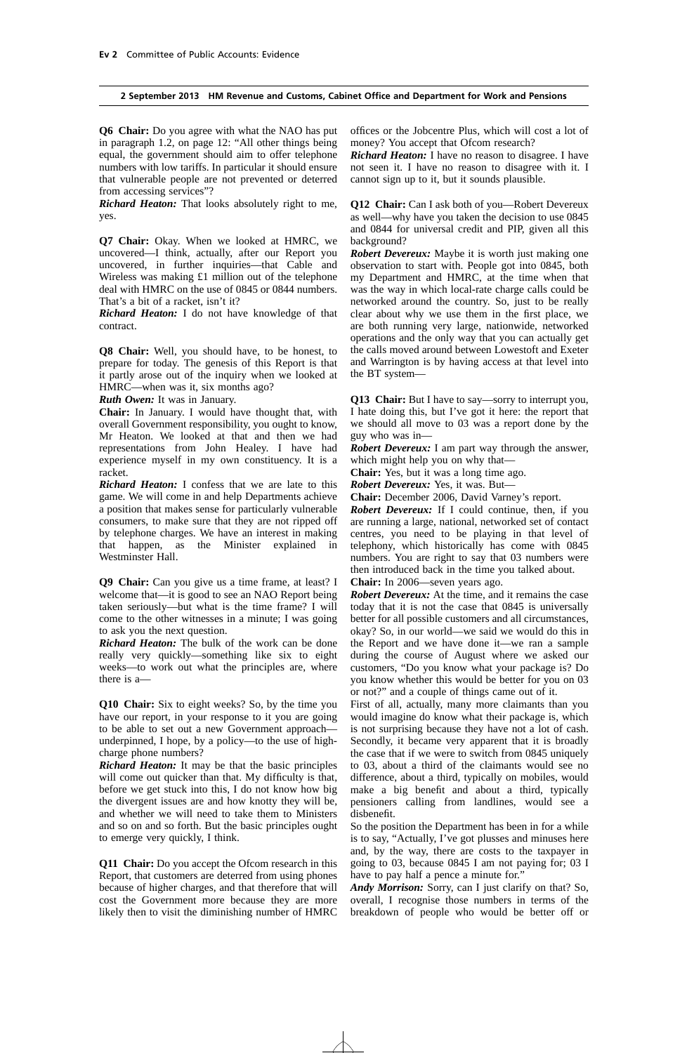**Q6 Chair:** Do you agree with what the NAO has put in paragraph 1.2, on page 12: "All other things being equal, the government should aim to offer telephone numbers with low tariffs. In particular it should ensure that vulnerable people are not prevented or deterred from accessing services"?

***Richard Heaton:*** That looks absolutely right to me, yes.

**Q7 Chair:** Okay. When we looked at HMRC, we uncovered—I think, actually, after our Report you uncovered, in further inquiries—that Cable and Wireless was making £1 million out of the telephone deal with HMRC on the use of 0845 or 0844 numbers. That's a bit of a racket, isn't it?

***Richard Heaton:*** I do not have knowledge of that contract.

**Q8 Chair:** Well, you should have, to be honest, to prepare for today. The genesis of this Report is that it partly arose out of the inquiry when we looked at HMRC—when was it, six months ago?

***Ruth Owen:*** It was in January.

**Chair:** In January. I would have thought that, with overall Government responsibility, you ought to know, Mr Heaton. We looked at that and then we had representations from John Healey. I have had experience myself in my own constituency. It is a racket.

***Richard Heaton:*** I confess that we are late to this game. We will come in and help Departments achieve a position that makes sense for particularly vulnerable consumers, to make sure that they are not ripped off by telephone charges. We have an interest in making that happen, as the Minister explained in Westminster Hall.

**Q9 Chair:** Can you give us a time frame, at least? I welcome that—it is good to see an NAO Report being taken seriously—but what is the time frame? I will come to the other witnesses in a minute; I was going to ask you the next question.

***Richard Heaton:*** The bulk of the work can be done really very quickly—something like six to eight weeks—to work out what the principles are, where there is a—

**Q10 Chair:** Six to eight weeks? So, by the time you have our report, in your response to it you are going to be able to set out a new Government approach—underpinned, I hope, by a policy—to the use of high-charge phone numbers?

***Richard Heaton:*** It may be that the basic principles will come out quicker than that. My difficulty is that, before we get stuck into this, I do not know how big the divergent issues are and how knotty they will be, and whether we will need to take them to Ministers and so on and so forth. But the basic principles ought to emerge very quickly, I think.

**Q11 Chair:** Do you accept the Ofcom research in this Report, that customers are deterred from using phones because of higher charges, and that therefore that will cost the Government more because they are more likely then to visit the diminishing number of HMRC offices or the Jobcentre Plus, which will cost a lot of money? You accept that Ofcom research?

***Richard Heaton:*** I have no reason to disagree. I have not seen it. I have no reason to disagree with it. I cannot sign up to it, but it sounds plausible.

**Q12 Chair:** Can I ask both of you—Robert Devereux as well—why have you taken the decision to use 0845 and 0844 for universal credit and PIP, given all this background?

***Robert Devereux:*** Maybe it is worth just making one observation to start with. People got into 0845, both my Department and HMRC, at the time when that was the way in which local-rate charge calls could be networked around the country. So, just to be really clear about why we use them in the first place, we are both running very large, nationwide, networked operations and the only way that you can actually get the calls moved around between Lowestoft and Exeter and Warrington is by having access at that level into the BT system—

**Q13 Chair:** But I have to say—sorry to interrupt you, I hate doing this, but I've got it here: the report that we should all move to 03 was a report done by the guy who was in—

***Robert Devereux:*** I am part way through the answer, which might help you on why that—

**Chair:** Yes, but it was a long time ago.

***Robert Devereux:*** Yes, it was. But—

**Chair:** December 2006, David Varney's report.

***Robert Devereux:*** If I could continue, then, if you are running a large, national, networked set of contact centres, you need to be playing in that level of telephony, which historically has come with 0845 numbers. You are right to say that 03 numbers were then introduced back in the time you talked about.

**Chair:** In 2006—seven years ago.

***Robert Devereux:*** At the time, and it remains the case today that it is not the case that 0845 is universally better for all possible customers and all circumstances, okay? So, in our world—we said we would do this in the Report and we have done it—we ran a sample during the course of August where we asked our customers, "Do you know what your package is? Do you know whether this would be better for you on 03 or not?" and a couple of things came out of it.

First of all, actually, many more claimants than you would imagine do know what their package is, which is not surprising because they have not a lot of cash. Secondly, it became very apparent that it is broadly the case that if we were to switch from 0845 uniquely to 03, about a third of the claimants would see no difference, about a third, typically on mobiles, would make a big benefit and about a third, typically pensioners calling from landlines, would see a disbenefit.

So the position the Department has been in for a while is to say, "Actually, I've got plusses and minuses here and, by the way, there are costs to the taxpayer in going to 03, because 0845 I am not paying for; 03 I have to pay half a pence a minute for."

***Andy Morrison:*** Sorry, can I just clarify on that? So, overall, I recognise those numbers in terms of the breakdown of people who would be better off or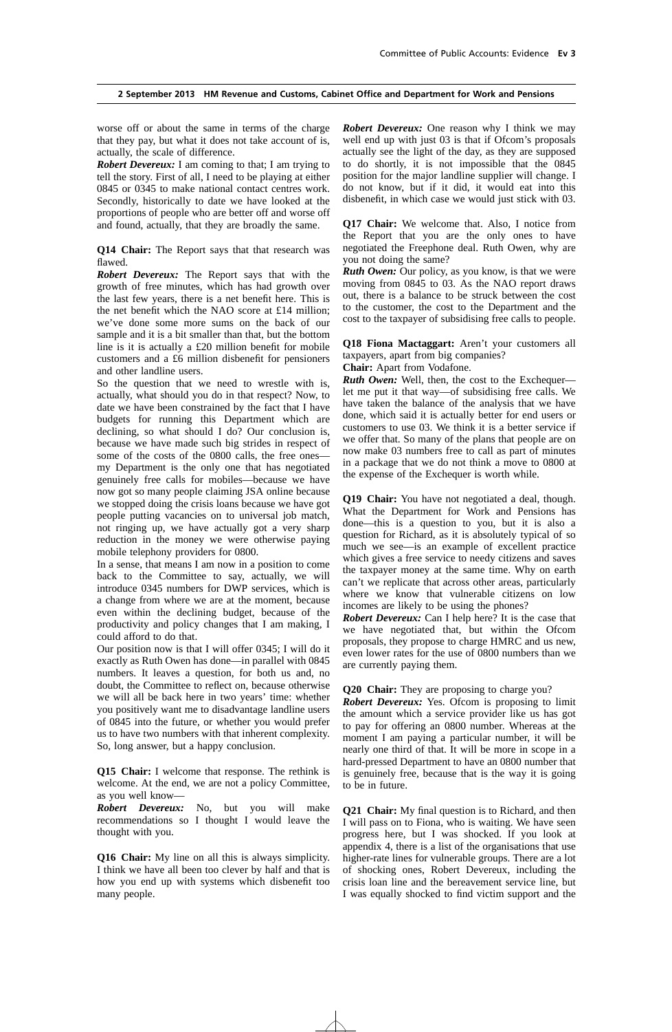worse off or about the same in terms of the charge that they pay, but what it does not take account of is, actually, the scale of difference.

***Robert Devereux:*** I am coming to that; I am trying to tell the story. First of all, I need to be playing at either 0845 or 0345 to make national contact centres work. Secondly, historically to date we have looked at the proportions of people who are better off and worse off and found, actually, that they are broadly the same.

**Q14 Chair:** The Report says that that research was flawed.

***Robert Devereux:*** The Report says that with the growth of free minutes, which has had growth over the last few years, there is a net benefit here. This is the net benefit which the NAO score at £14 million; we've done some more sums on the back of our sample and it is a bit smaller than that, but the bottom line is it is actually a £20 million benefit for mobile customers and a £6 million disbenefit for pensioners and other landline users.

So the question that we need to wrestle with is, actually, what should you do in that respect? Now, to date we have been constrained by the fact that I have budgets for running this Department which are declining, so what should I do? Our conclusion is, because we have made such big strides in respect of some of the costs of the 0800 calls, the free ones—my Department is the only one that has negotiated genuinely free calls for mobiles—because we have now got so many people claiming JSA online because we stopped doing the crisis loans because we have got people putting vacancies on to universal job match, not ringing up, we have actually got a very sharp reduction in the money we were otherwise paying mobile telephony providers for 0800.

In a sense, that means I am now in a position to come back to the Committee to say, actually, we will introduce 0345 numbers for DWP services, which is a change from where we are at the moment, because even within the declining budget, because of the productivity and policy changes that I am making, I could afford to do that.

Our position now is that I will offer 0345; I will do it exactly as Ruth Owen has done—in parallel with 0845 numbers. It leaves a question, for both us and, no doubt, the Committee to reflect on, because otherwise we will all be back here in two years' time: whether you positively want me to disadvantage landline users of 0845 into the future, or whether you would prefer us to have two numbers with that inherent complexity. So, long answer, but a happy conclusion.

**Q15 Chair:** I welcome that response. The rethink is welcome. At the end, we are not a policy Committee, as you well know—

***Robert Devereux:*** No, but you will make recommendations so I thought I would leave the thought with you.

**Q16 Chair:** My line on all this is always simplicity. I think we have all been too clever by half and that is how you end up with systems which disbenefit too many people.

***Robert Devereux:*** One reason why I think we may well end up with just 03 is that if Ofcom's proposals actually see the light of the day, as they are supposed to do shortly, it is not impossible that the 0845 position for the major landline supplier will change. I do not know, but if it did, it would eat into this disbenefit, in which case we would just stick with 03.

**Q17 Chair:** We welcome that. Also, I notice from the Report that you are the only ones to have negotiated the Freephone deal. Ruth Owen, why are you not doing the same?

***Ruth Owen:*** Our policy, as you know, is that we were moving from 0845 to 03. As the NAO report draws out, there is a balance to be struck between the cost to the customer, the cost to the Department and the cost to the taxpayer of subsidising free calls to people.

**Q18 Fiona Mactaggart:** Aren't your customers all taxpayers, apart from big companies?

**Chair:** Apart from Vodafone.

***Ruth Owen:*** Well, then, the cost to the Exchequer—let me put it that way—of subsidising free calls. We have taken the balance of the analysis that we have done, which said it is actually better for end users or customers to use 03. We think it is a better service if we offer that. So many of the plans that people are on now make 03 numbers free to call as part of minutes in a package that we do not think a move to 0800 at the expense of the Exchequer is worth while.

**Q19 Chair:** You have not negotiated a deal, though. What the Department for Work and Pensions has done—this is a question to you, but it is also a question for Richard, as it is absolutely typical of so much we see—is an example of excellent practice which gives a free service to needy citizens and saves the taxpayer money at the same time. Why on earth can't we replicate that across other areas, particularly where we know that vulnerable citizens on low incomes are likely to be using the phones?

***Robert Devereux:*** Can I help here? It is the case that we have negotiated that, but within the Ofcom proposals, they propose to charge HMRC and us new, even lower rates for the use of 0800 numbers than we are currently paying them.

**Q20 Chair:** They are proposing to charge you?

***Robert Devereux:*** Yes. Ofcom is proposing to limit the amount which a service provider like us has got to pay for offering an 0800 number. Whereas at the moment I am paying a particular number, it will be nearly one third of that. It will be more in scope in a hard-pressed Department to have an 0800 number that is genuinely free, because that is the way it is going to be in future.

**Q21 Chair:** My final question is to Richard, and then I will pass on to Fiona, who is waiting. We have seen progress here, but I was shocked. If you look at appendix 4, there is a list of the organisations that use higher-rate lines for vulnerable groups. There are a lot of shocking ones, Robert Devereux, including the crisis loan line and the bereavement service line, but I was equally shocked to find victim support and the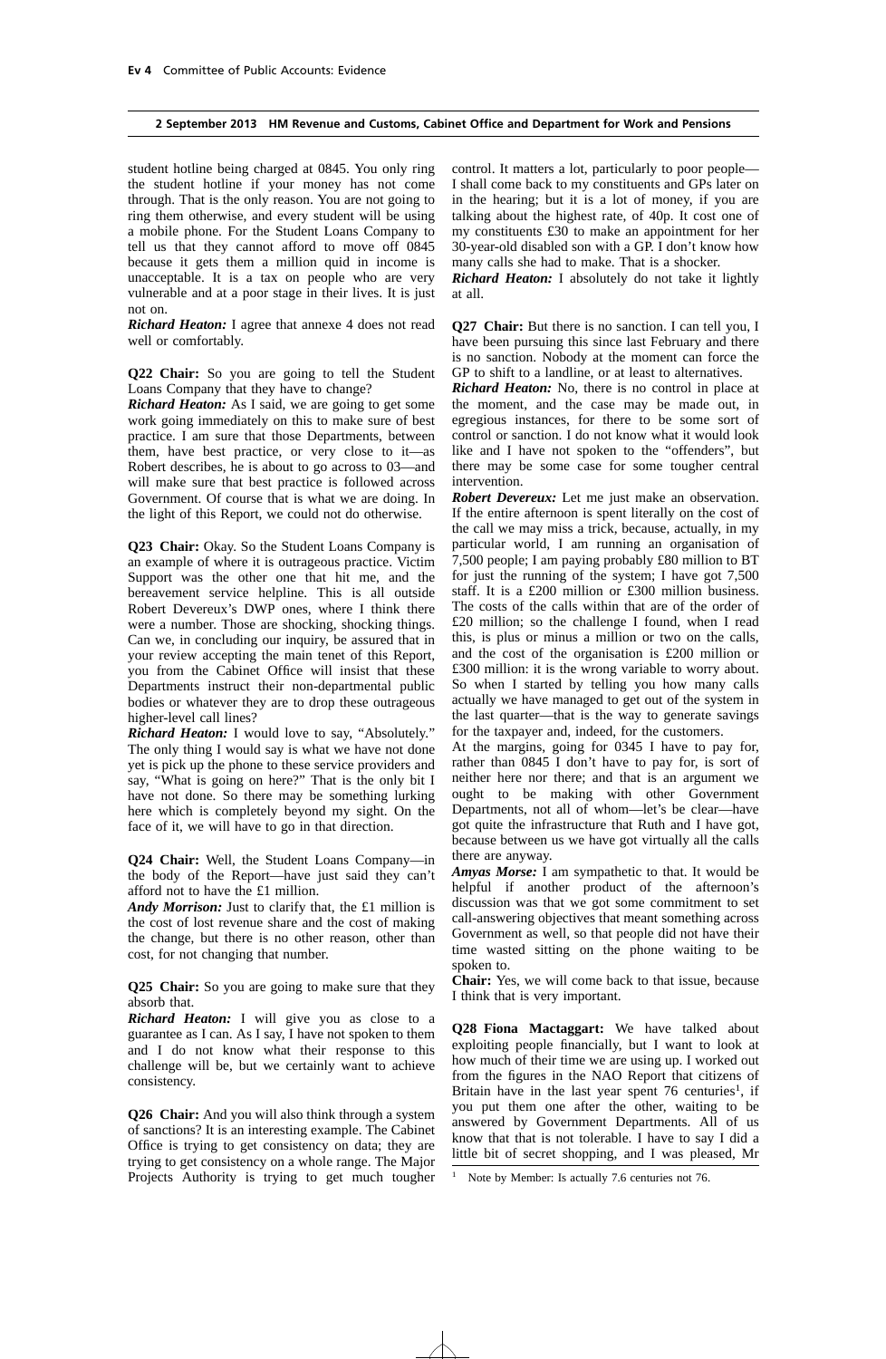student hotline being charged at 0845. You only ring the student hotline if your money has not come through. That is the only reason. You are not going to ring them otherwise, and every student will be using a mobile phone. For the Student Loans Company to tell us that they cannot afford to move off 0845 because it gets them a million quid in income is unacceptable. It is a tax on people who are very vulnerable and at a poor stage in their lives. It is just not on.

***Richard Heaton:*** I agree that annexe 4 does not read well or comfortably.

**Q22 Chair:** So you are going to tell the Student Loans Company that they have to change?

***Richard Heaton:*** As I said, we are going to get some work going immediately on this to make sure of best practice. I am sure that those Departments, between them, have best practice, or very close to it—as Robert describes, he is about to go across to 03—and will make sure that best practice is followed across Government. Of course that is what we are doing. In the light of this Report, we could not do otherwise.

**Q23 Chair:** Okay. So the Student Loans Company is an example of where it is outrageous practice. Victim Support was the other one that hit me, and the bereavement service helpline. This is all outside Robert Devereux's DWP ones, where I think there were a number. Those are shocking, shocking things. Can we, in concluding our inquiry, be assured that in your review accepting the main tenet of this Report, you from the Cabinet Office will insist that these Departments instruct their non-departmental public bodies or whatever they are to drop these outrageous higher-level call lines?

***Richard Heaton:*** I would love to say, "Absolutely." The only thing I would say is what we have not done yet is pick up the phone to these service providers and say, "What is going on here?" That is the only bit I have not done. So there may be something lurking here which is completely beyond my sight. On the face of it, we will have to go in that direction.

**Q24 Chair:** Well, the Student Loans Company—in the body of the Report—have just said they can't afford not to have the £1 million.

***Andy Morrison:*** Just to clarify that, the £1 million is the cost of lost revenue share and the cost of making the change, but there is no other reason, other than cost, for not changing that number.

**Q25 Chair:** So you are going to make sure that they absorb that.

***Richard Heaton:*** I will give you as close to a guarantee as I can. As I say, I have not spoken to them and I do not know what their response to this challenge will be, but we certainly want to achieve consistency.

**Q26 Chair:** And you will also think through a system of sanctions? It is an interesting example. The Cabinet Office is trying to get consistency on data; they are trying to get consistency on a whole range. The Major Projects Authority is trying to get much tougher control. It matters a lot, particularly to poor people—I shall come back to my constituents and GPs later on in the hearing; but it is a lot of money, if you are talking about the highest rate, of 40p. It cost one of my constituents £30 to make an appointment for her 30-year-old disabled son with a GP. I don't know how many calls she had to make. That is a shocker.

***Richard Heaton:*** I absolutely do not take it lightly at all.

**Q27 Chair:** But there is no sanction. I can tell you, I have been pursuing this since last February and there is no sanction. Nobody at the moment can force the GP to shift to a landline, or at least to alternatives.

***Richard Heaton:*** No, there is no control in place at the moment, and the case may be made out, in egregious instances, for there to be some sort of control or sanction. I do not know what it would look like and I have not spoken to the "offenders", but there may be some case for some tougher central intervention.

***Robert Devereux:*** Let me just make an observation. If the entire afternoon is spent literally on the cost of the call we may miss a trick, because, actually, in my particular world, I am running an organisation of 7,500 people; I am paying probably £80 million to BT for just the running of the system; I have got 7,500 staff. It is a £200 million or £300 million business. The costs of the calls within that are of the order of £20 million; so the challenge I found, when I read this, is plus or minus a million or two on the calls, and the cost of the organisation is £200 million or £300 million: it is the wrong variable to worry about. So when I started by telling you how many calls actually we have managed to get out of the system in the last quarter—that is the way to generate savings for the taxpayer and, indeed, for the customers.

At the margins, going for 0345 I have to pay for, rather than 0845 I don't have to pay for, is sort of neither here nor there; and that is an argument we ought to be making with other Government Departments, not all of whom—let's be clear—have got quite the infrastructure that Ruth and I have got, because between us we have got virtually all the calls there are anyway.

***Amyas Morse:*** I am sympathetic to that. It would be helpful if another product of the afternoon's discussion was that we got some commitment to set call-answering objectives that meant something across Government as well, so that people did not have their time wasted sitting on the phone waiting to be spoken to.

**Chair:** Yes, we will come back to that issue, because I think that is very important.

**Q28 Fiona Mactaggart:** We have talked about exploiting people financially, but I want to look at how much of their time we are using up. I worked out from the figures in the NAO Report that citizens of Britain have in the last year spent 76 centuries[1], if you put them one after the other, waiting to be answered by Government Departments. All of us know that that is not tolerable. I have to say I did a little bit of secret shopping, and I was pleased, Mr

---

[1] Note by Member: Is actually 7.6 centuries not 76.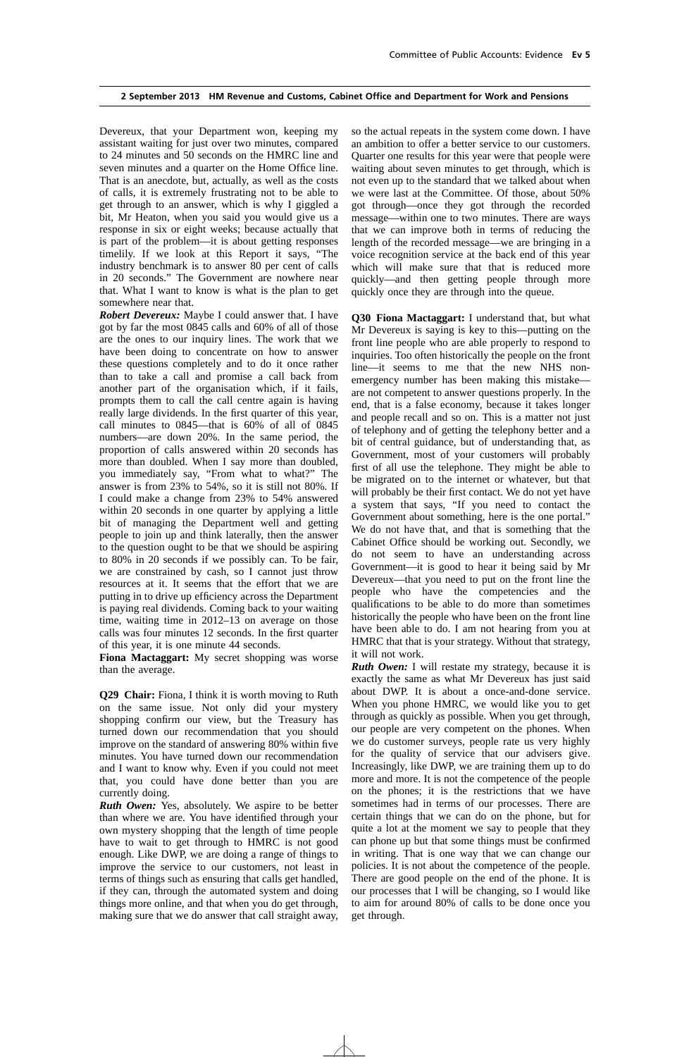Devereux, that your Department won, keeping my assistant waiting for just over two minutes, compared to 24 minutes and 50 seconds on the HMRC line and seven minutes and a quarter on the Home Office line. That is an anecdote, but, actually, as well as the costs of calls, it is extremely frustrating not to be able to get through to an answer, which is why I giggled a bit, Mr Heaton, when you said you would give us a response in six or eight weeks; because actually that is part of the problem—it is about getting responses timelily. If we look at this Report it says, "The industry benchmark is to answer 80 per cent of calls in 20 seconds." The Government are nowhere near that. What I want to know is what is the plan to get somewhere near that.

***Robert Devereux:*** Maybe I could answer that. I have got by far the most 0845 calls and 60% of all of those are the ones to our inquiry lines. The work that we have been doing to concentrate on how to answer these questions completely and to do it once rather than to take a call and promise a call back from another part of the organisation which, if it fails, prompts them to call the call centre again is having really large dividends. In the first quarter of this year, call minutes to 0845—that is 60% of all of 0845 numbers—are down 20%. In the same period, the proportion of calls answered within 20 seconds has more than doubled. When I say more than doubled, you immediately say, "From what to what?" The answer is from 23% to 54%, so it is still not 80%. If I could make a change from 23% to 54% answered within 20 seconds in one quarter by applying a little bit of managing the Department well and getting people to join up and think laterally, then the answer to the question ought to be that we should be aspiring to 80% in 20 seconds if we possibly can. To be fair, we are constrained by cash, so I cannot just throw resources at it. It seems that the effort that we are putting in to drive up efficiency across the Department is paying real dividends. Coming back to your waiting time, waiting time in 2012–13 on average on those calls was four minutes 12 seconds. In the first quarter of this year, it is one minute 44 seconds.

**Fiona Mactaggart:** My secret shopping was worse than the average.

**Q29 Chair:** Fiona, I think it is worth moving to Ruth on the same issue. Not only did your mystery shopping confirm our view, but the Treasury has turned down our recommendation that you should improve on the standard of answering 80% within five minutes. You have turned down our recommendation and I want to know why. Even if you could not meet that, you could have done better than you are currently doing.

***Ruth Owen:*** Yes, absolutely. We aspire to be better than where we are. You have identified through your own mystery shopping that the length of time people have to wait to get through to HMRC is not good enough. Like DWP, we are doing a range of things to improve the service to our customers, not least in terms of things such as ensuring that calls get handled, if they can, through the automated system and doing things more online, and that when you do get through, making sure that we do answer that call straight away, so the actual repeats in the system come down. I have an ambition to offer a better service to our customers. Quarter one results for this year were that people were waiting about seven minutes to get through, which is not even up to the standard that we talked about when we were last at the Committee. Of those, about 50% got through—once they got through the recorded message—within one to two minutes. There are ways that we can improve both in terms of reducing the length of the recorded message—we are bringing in a voice recognition service at the back end of this year which will make sure that that is reduced more quickly—and then getting people through more quickly once they are through into the queue.

**Q30 Fiona Mactaggart:** I understand that, but what Mr Devereux is saying is key to this—putting on the front line people who are able properly to respond to inquiries. Too often historically the people on the front line—it seems to me that the new NHS non-emergency number has been making this mistake—are not competent to answer questions properly. In the end, that is a false economy, because it takes longer and people recall and so on. This is a matter not just of telephony and of getting the telephony better and a bit of central guidance, but of understanding that, as Government, most of your customers will probably first of all use the telephone. They might be able to be migrated on to the internet or whatever, but that will probably be their first contact. We do not yet have a system that says, "If you need to contact the Government about something, here is the one portal." We do not have that, and that is something that the Cabinet Office should be working out. Secondly, we do not seem to have an understanding across Government—it is good to hear it being said by Mr Devereux—that you need to put on the front line the people who have the competencies and the qualifications to be able to do more than sometimes historically the people who have been on the front line have been able to do. I am not hearing from you at HMRC that that is your strategy. Without that strategy, it will not work.

***Ruth Owen:*** I will restate my strategy, because it is exactly the same as what Mr Devereux has just said about DWP. It is about a once-and-done service. When you phone HMRC, we would like you to get through as quickly as possible. When you get through, our people are very competent on the phones. When we do customer surveys, people rate us very highly for the quality of service that our advisers give. Increasingly, like DWP, we are training them up to do more and more. It is not the competence of the people on the phones; it is the restrictions that we have sometimes had in terms of our processes. There are certain things that we can do on the phone, but for quite a lot at the moment we say to people that they can phone up but that some things must be confirmed in writing. That is one way that we can change our policies. It is not about the competence of the people. There are good people on the end of the phone. It is our processes that I will be changing, so I would like to aim for around 80% of calls to be done once you get through.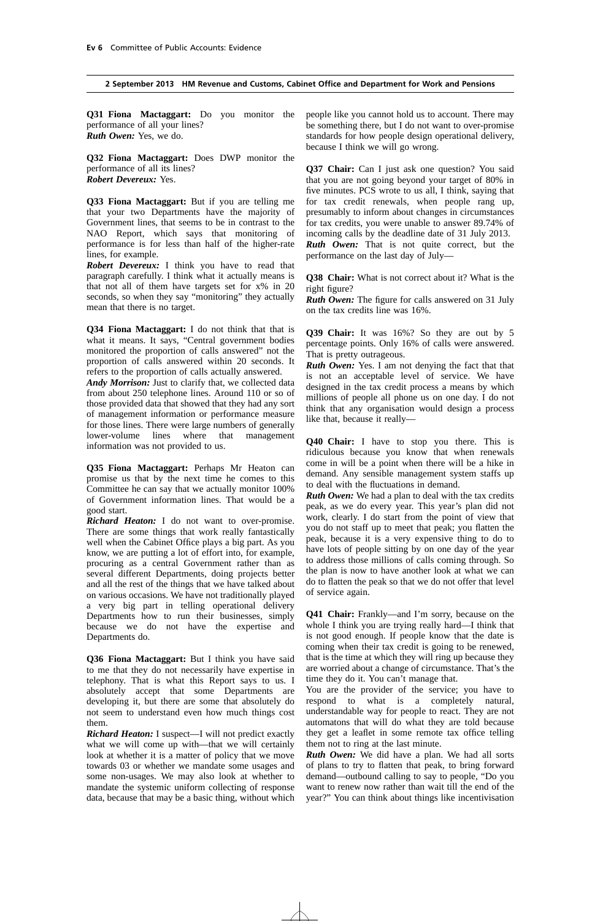**Q31 Fiona Mactaggart:** Do you monitor the performance of all your lines?
***Ruth Owen:*** Yes, we do.

**Q32 Fiona Mactaggart:** Does DWP monitor the performance of all its lines?
***Robert Devereux:*** Yes.

**Q33 Fiona Mactaggart:** But if you are telling me that your two Departments have the majority of Government lines, that seems to be in contrast to the NAO Report, which says that monitoring of performance is for less than half of the higher-rate lines, for example.
***Robert Devereux:*** I think you have to read that paragraph carefully. I think what it actually means is that not all of them have targets set for x% in 20 seconds, so when they say "monitoring" they actually mean that there is no target.

**Q34 Fiona Mactaggart:** I do not think that that is what it means. It says, "Central government bodies monitored the proportion of calls answered" not the proportion of calls answered within 20 seconds. It refers to the proportion of calls actually answered.
***Andy Morrison:*** Just to clarify that, we collected data from about 250 telephone lines. Around 110 or so of those provided data that showed that they had any sort of management information or performance measure for those lines. There were large numbers of generally lower-volume lines where that management information was not provided to us.

**Q35 Fiona Mactaggart:** Perhaps Mr Heaton can promise us that by the next time he comes to this Committee he can say that we actually monitor 100% of Government information lines. That would be a good start.
***Richard Heaton:*** I do not want to over-promise. There are some things that work really fantastically well when the Cabinet Office plays a big part. As you know, we are putting a lot of effort into, for example, procuring as a central Government rather than as several different Departments, doing projects better and all the rest of the things that we have talked about on various occasions. We have not traditionally played a very big part in telling operational delivery Departments how to run their businesses, simply because we do not have the expertise and Departments do.

**Q36 Fiona Mactaggart:** But I think you have said to me that they do not necessarily have expertise in telephony. That is what this Report says to us. I absolutely accept that some Departments are developing it, but there are some that absolutely do not seem to understand even how much things cost them.
***Richard Heaton:*** I suspect—I will not predict exactly what we will come up with—that we will certainly look at whether it is a matter of policy that we move towards 03 or whether we mandate some usages and some non-usages. We may also look at whether to mandate the systemic uniform collecting of response data, because that may be a basic thing, without which people like you cannot hold us to account. There may be something there, but I do not want to over-promise standards for how people design operational delivery, because I think we will go wrong.

**Q37 Chair:** Can I just ask one question? You said that you are not going beyond your target of 80% in five minutes. PCS wrote to us all, I think, saying that for tax credit renewals, when people rang up, presumably to inform about changes in circumstances for tax credits, you were unable to answer 89.74% of incoming calls by the deadline date of 31 July 2013.
***Ruth Owen:*** That is not quite correct, but the performance on the last day of July—

**Q38 Chair:** What is not correct about it? What is the right figure?
***Ruth Owen:*** The figure for calls answered on 31 July on the tax credits line was 16%.

**Q39 Chair:** It was 16%? So they are out by 5 percentage points. Only 16% of calls were answered. That is pretty outrageous.
***Ruth Owen:*** Yes. I am not denying the fact that that is not an acceptable level of service. We have designed in the tax credit process a means by which millions of people all phone us on one day. I do not think that any organisation would design a process like that, because it really—

**Q40 Chair:** I have to stop you there. This is ridiculous because you know that when renewals come in will be a point when there will be a hike in demand. Any sensible management system staffs up to deal with the fluctuations in demand.
***Ruth Owen:*** We had a plan to deal with the tax credits peak, as we do every year. This year's plan did not work, clearly. I do start from the point of view that you do not staff up to meet that peak; you flatten the peak, because it is a very expensive thing to do to have lots of people sitting by on one day of the year to address those millions of calls coming through. So the plan is now to have another look at what we can do to flatten the peak so that we do not offer that level of service again.

**Q41 Chair:** Frankly—and I'm sorry, because on the whole I think you are trying really hard—I think that is not good enough. If people know that the date is coming when their tax credit is going to be renewed, that is the time at which they will ring up because they are worried about a change of circumstance. That's the time they do it. You can't manage that.

You are the provider of the service; you have to respond to what is a completely natural, understandable way for people to react. They are not automatons that will do what they are told because they get a leaflet in some remote tax office telling them not to ring at the last minute.
***Ruth Owen:*** We did have a plan. We had all sorts of plans to try to flatten that peak, to bring forward demand—outbound calling to say to people, "Do you want to renew now rather than wait till the end of the year?" You can think about things like incentivisation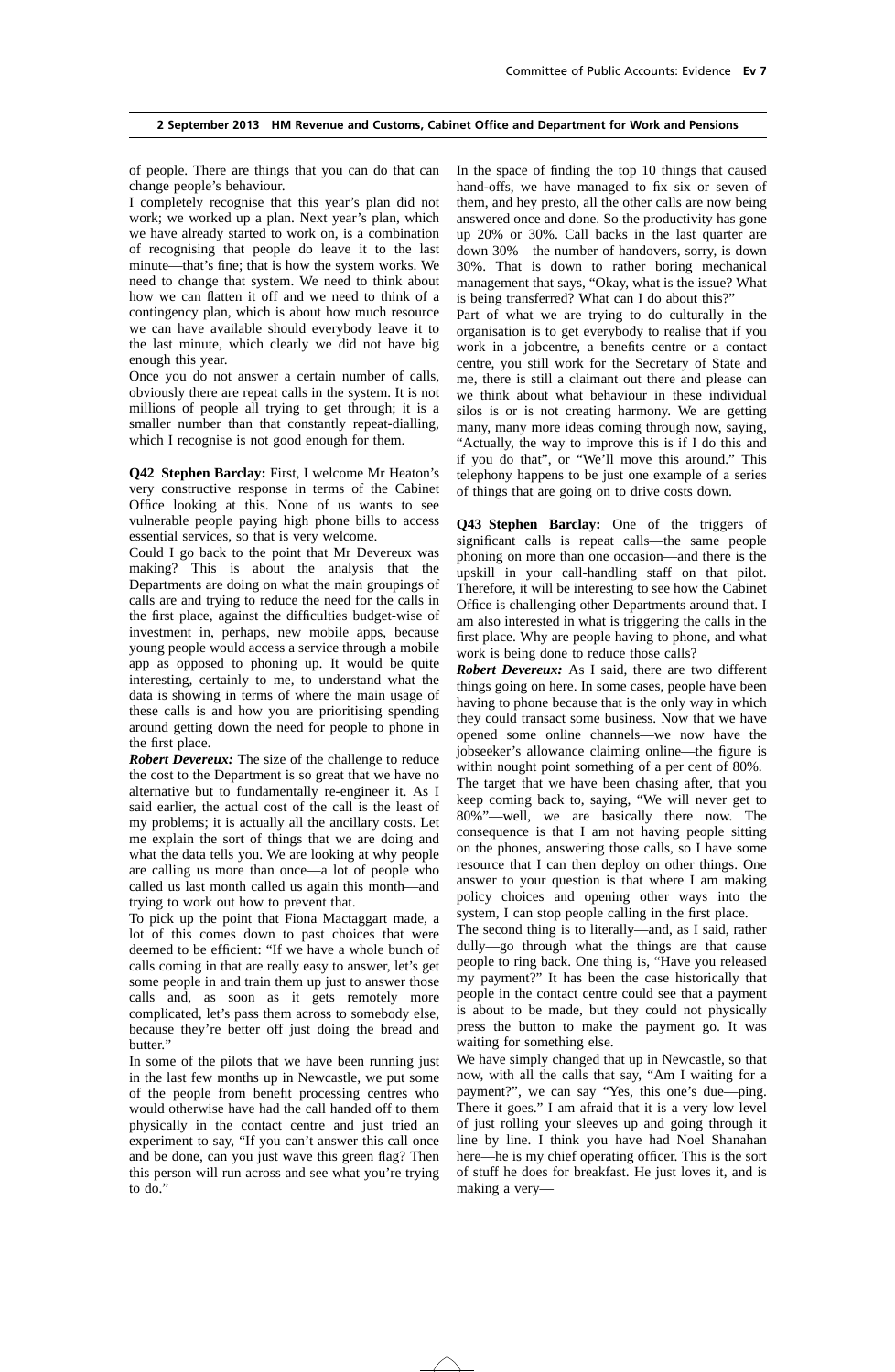of people. There are things that you can do that can change people's behaviour.

I completely recognise that this year's plan did not work; we worked up a plan. Next year's plan, which we have already started to work on, is a combination of recognising that people do leave it to the last minute—that's fine; that is how the system works. We need to change that system. We need to think about how we can flatten it off and we need to think of a contingency plan, which is about how much resource we can have available should everybody leave it to the last minute, which clearly we did not have big enough this year.

Once you do not answer a certain number of calls, obviously there are repeat calls in the system. It is not millions of people all trying to get through; it is a smaller number than that constantly repeat-dialling, which I recognise is not good enough for them.

**Q42 Stephen Barclay:** First, I welcome Mr Heaton's very constructive response in terms of the Cabinet Office looking at this. None of us wants to see vulnerable people paying high phone bills to access essential services, so that is very welcome.

Could I go back to the point that Mr Devereux was making? This is about the analysis that the Departments are doing on what the main groupings of calls are and trying to reduce the need for the calls in the first place, against the difficulties budget-wise of investment in, perhaps, new mobile apps, because young people would access a service through a mobile app as opposed to phoning up. It would be quite interesting, certainly to me, to understand what the data is showing in terms of where the main usage of these calls is and how you are prioritising spending around getting down the need for people to phone in the first place.

***Robert Devereux:*** The size of the challenge to reduce the cost to the Department is so great that we have no alternative but to fundamentally re-engineer it. As I said earlier, the actual cost of the call is the least of my problems; it is actually all the ancillary costs. Let me explain the sort of things that we are doing and what the data tells you. We are looking at why people are calling us more than once—a lot of people who called us last month called us again this month—and trying to work out how to prevent that.

To pick up the point that Fiona Mactaggart made, a lot of this comes down to past choices that were deemed to be efficient: "If we have a whole bunch of calls coming in that are really easy to answer, let's get some people in and train them up just to answer those calls and, as soon as it gets remotely more complicated, let's pass them across to somebody else, because they're better off just doing the bread and butter."

In some of the pilots that we have been running just in the last few months up in Newcastle, we put some of the people from benefit processing centres who would otherwise have had the call handed off to them physically in the contact centre and just tried an experiment to say, "If you can't answer this call once and be done, can you just wave this green flag? Then this person will run across and see what you're trying to do."

In the space of finding the top 10 things that caused hand-offs, we have managed to fix six or seven of them, and hey presto, all the other calls are now being answered once and done. So the productivity has gone up 20% or 30%. Call backs in the last quarter are down 30%—the number of handovers, sorry, is down 30%. That is down to rather boring mechanical management that says, "Okay, what is the issue? What is being transferred? What can I do about this?"

Part of what we are trying to do culturally in the organisation is to get everybody to realise that if you work in a jobcentre, a benefits centre or a contact centre, you still work for the Secretary of State and me, there is still a claimant out there and please can we think about what behaviour in these individual silos is or is not creating harmony. We are getting many, many more ideas coming through now, saying, "Actually, the way to improve this is if I do this and if you do that", or "We'll move this around." This telephony happens to be just one example of a series of things that are going on to drive costs down.

**Q43 Stephen Barclay:** One of the triggers of significant calls is repeat calls—the same people phoning on more than one occasion—and there is the upskill in your call-handling staff on that pilot. Therefore, it will be interesting to see how the Cabinet Office is challenging other Departments around that. I am also interested in what is triggering the calls in the first place. Why are people having to phone, and what work is being done to reduce those calls?

***Robert Devereux:*** As I said, there are two different things going on here. In some cases, people have been having to phone because that is the only way in which they could transact some business. Now that we have opened some online channels—we now have the jobseeker's allowance claiming online—the figure is within nought point something of a per cent of 80%. The target that we have been chasing after, that you keep coming back to, saying, "We will never get to 80%"—well, we are basically there now. The consequence is that I am not having people sitting on the phones, answering those calls, so I have some resource that I can then deploy on other things. One answer to your question is that where I am making policy choices and opening other ways into the system, I can stop people calling in the first place.

The second thing is to literally—and, as I said, rather dully—go through what the things are that cause people to ring back. One thing is, "Have you released my payment?" It has been the case historically that people in the contact centre could see that a payment is about to be made, but they could not physically press the button to make the payment go. It was waiting for something else.

We have simply changed that up in Newcastle, so that now, with all the calls that say, "Am I waiting for a payment?", we can say "Yes, this one's due—ping. There it goes." I am afraid that it is a very low level of just rolling your sleeves up and going through it line by line. I think you have had Noel Shanahan here—he is my chief operating officer. This is the sort of stuff he does for breakfast. He just loves it, and is making a very—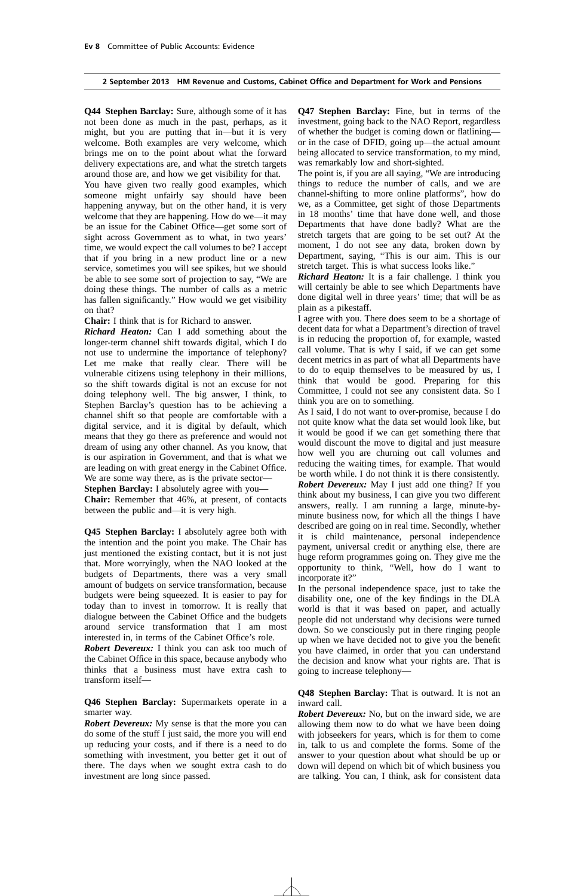**Q44 Stephen Barclay:** Sure, although some of it has not been done as much in the past, perhaps, as it might, but you are putting that in—but it is very welcome. Both examples are very welcome, which brings me on to the point about what the forward delivery expectations are, and what the stretch targets around those are, and how we get visibility for that.

You have given two really good examples, which someone might unfairly say should have been happening anyway, but on the other hand, it is very welcome that they are happening. How do we—it may be an issue for the Cabinet Office—get some sort of sight across Government as to what, in two years' time, we would expect the call volumes to be? I accept that if you bring in a new product line or a new service, sometimes you will see spikes, but we should be able to see some sort of projection to say, "We are doing these things. The number of calls as a metric has fallen significantly." How would we get visibility on that?

**Chair:** I think that is for Richard to answer.

***Richard Heaton:*** Can I add something about the longer-term channel shift towards digital, which I do not use to undermine the importance of telephony? Let me make that really clear. There will be vulnerable citizens using telephony in their millions, so the shift towards digital is not an excuse for not doing telephony well. The big answer, I think, to Stephen Barclay's question has to be achieving a channel shift so that people are comfortable with a digital service, and it is digital by default, which means that they go there as preference and would not dream of using any other channel. As you know, that is our aspiration in Government, and that is what we are leading on with great energy in the Cabinet Office. We are some way there, as is the private sector—

**Stephen Barclay:** I absolutely agree with you—

**Chair:** Remember that 46%, at present, of contacts between the public and—it is very high.

**Q45 Stephen Barclay:** I absolutely agree both with the intention and the point you make. The Chair has just mentioned the existing contact, but it is not just that. More worryingly, when the NAO looked at the budgets of Departments, there was a very small amount of budgets on service transformation, because budgets were being squeezed. It is easier to pay for today than to invest in tomorrow. It is really that dialogue between the Cabinet Office and the budgets around service transformation that I am most interested in, in terms of the Cabinet Office's role.

***Robert Devereux:*** I think you can ask too much of the Cabinet Office in this space, because anybody who thinks that a business must have extra cash to transform itself—

**Q46 Stephen Barclay:** Supermarkets operate in a smarter way.

***Robert Devereux:*** My sense is that the more you can do some of the stuff I just said, the more you will end up reducing your costs, and if there is a need to do something with investment, you better get it out of there. The days when we sought extra cash to do investment are long since passed.

**Q47 Stephen Barclay:** Fine, but in terms of the investment, going back to the NAO Report, regardless of whether the budget is coming down or flatlining—or in the case of DFID, going up—the actual amount being allocated to service transformation, to my mind, was remarkably low and short-sighted.

The point is, if you are all saying, "We are introducing things to reduce the number of calls, and we are channel-shifting to more online platforms", how do we, as a Committee, get sight of those Departments in 18 months' time that have done well, and those Departments that have done badly? What are the stretch targets that are going to be set out? At the moment, I do not see any data, broken down by Department, saying, "This is our aim. This is our stretch target. This is what success looks like."

***Richard Heaton:*** It is a fair challenge. I think you will certainly be able to see which Departments have done digital well in three years' time; that will be as plain as a pikestaff.

I agree with you. There does seem to be a shortage of decent data for what a Department's direction of travel is in reducing the proportion of, for example, wasted call volume. That is why I said, if we can get some decent metrics in as part of what all Departments have to do to equip themselves to be measured by us, I think that would be good. Preparing for this Committee, I could not see any consistent data. So I think you are on to something.

As I said, I do not want to over-promise, because I do not quite know what the data set would look like, but it would be good if we can get something there that would discount the move to digital and just measure how well you are churning out call volumes and reducing the waiting times, for example. That would be worth while. I do not think it is there consistently.

***Robert Devereux:*** May I just add one thing? If you think about my business, I can give you two different answers, really. I am running a large, minute-by-minute business now, for which all the things I have described are going on in real time. Secondly, whether it is child maintenance, personal independence payment, universal credit or anything else, there are huge reform programmes going on. They give me the opportunity to think, "Well, how do I want to incorporate it?"

In the personal independence space, just to take the disability one, one of the key findings in the DLA world is that it was based on paper, and actually people did not understand why decisions were turned down. So we consciously put in there ringing people up when we have decided not to give you the benefit you have claimed, in order that you can understand the decision and know what your rights are. That is going to increase telephony—

**Q48 Stephen Barclay:** That is outward. It is not an inward call.

***Robert Devereux:*** No, but on the inward side, we are allowing them now to do what we have been doing with jobseekers for years, which is for them to come in, talk to us and complete the forms. Some of the answer to your question about what should be up or down will depend on which bit of which business you are talking. You can, I think, ask for consistent data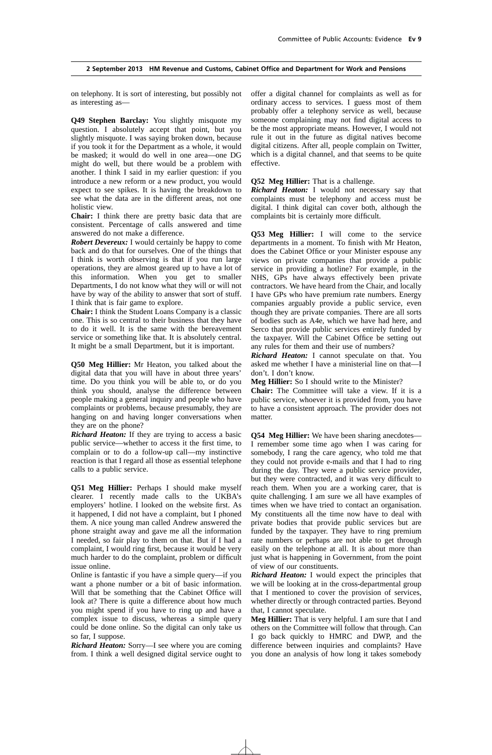on telephony. It is sort of interesting, but possibly not as interesting as—

**Q49 Stephen Barclay:** You slightly misquote my question. I absolutely accept that point, but you slightly misquote. I was saying broken down, because if you took it for the Department as a whole, it would be masked; it would do well in one area—one DG might do well, but there would be a problem with another. I think I said in my earlier question: if you introduce a new reform or a new product, you would expect to see spikes. It is having the breakdown to see what the data are in the different areas, not one holistic view.

**Chair:** I think there are pretty basic data that are consistent. Percentage of calls answered and time answered do not make a difference.

***Robert Devereux:*** I would certainly be happy to come back and do that for ourselves. One of the things that I think is worth observing is that if you run large operations, they are almost geared up to have a lot of this information. When you get to smaller Departments, I do not know what they will or will not have by way of the ability to answer that sort of stuff. I think that is fair game to explore.

**Chair:** I think the Student Loans Company is a classic one. This is so central to their business that they have to do it well. It is the same with the bereavement service or something like that. It is absolutely central. It might be a small Department, but it is important.

**Q50 Meg Hillier:** Mr Heaton, you talked about the digital data that you will have in about three years' time. Do you think you will be able to, or do you think you should, analyse the difference between people making a general inquiry and people who have complaints or problems, because presumably, they are hanging on and having longer conversations when they are on the phone?

***Richard Heaton:*** If they are trying to access a basic public service—whether to access it the first time, to complain or to do a follow-up call—my instinctive reaction is that I regard all those as essential telephone calls to a public service.

**Q51 Meg Hillier:** Perhaps I should make myself clearer. I recently made calls to the UKBA's employers' hotline. I looked on the website first. As it happened, I did not have a complaint, but I phoned them. A nice young man called Andrew answered the phone straight away and gave me all the information I needed, so fair play to them on that. But if I had a complaint, I would ring first, because it would be very much harder to do the complaint, problem or difficult issue online.

Online is fantastic if you have a simple query—if you want a phone number or a bit of basic information. Will that be something that the Cabinet Office will look at? There is quite a difference about how much you might spend if you have to ring up and have a complex issue to discuss, whereas a simple query could be done online. So the digital can only take us so far, I suppose.

***Richard Heaton:*** Sorry—I see where you are coming from. I think a well designed digital service ought to offer a digital channel for complaints as well as for ordinary access to services. I guess most of them probably offer a telephony service as well, because someone complaining may not find digital access to be the most appropriate means. However, I would not rule it out in the future as digital natives become digital citizens. After all, people complain on Twitter, which is a digital channel, and that seems to be quite effective.

**Q52 Meg Hillier:** That is a challenge.

***Richard Heaton:*** I would not necessary say that complaints must be telephony and access must be digital. I think digital can cover both, although the complaints bit is certainly more difficult.

**Q53 Meg Hillier:** I will come to the service departments in a moment. To finish with Mr Heaton, does the Cabinet Office or your Minister espouse any views on private companies that provide a public service in providing a hotline? For example, in the NHS, GPs have always effectively been private contractors. We have heard from the Chair, and locally I have GPs who have premium rate numbers. Energy companies arguably provide a public service, even though they are private companies. There are all sorts of bodies such as A4e, which we have had here, and Serco that provide public services entirely funded by the taxpayer. Will the Cabinet Office be setting out any rules for them and their use of numbers?

***Richard Heaton:*** I cannot speculate on that. You asked me whether I have a ministerial line on that—I don't. I don't know.

**Meg Hillier:** So I should write to the Minister?

**Chair:** The Committee will take a view. If it is a public service, whoever it is provided from, you have to have a consistent approach. The provider does not matter.

**Q54 Meg Hillier:** We have been sharing anecdotes—I remember some time ago when I was caring for somebody, I rang the care agency, who told me that they could not provide e-mails and that I had to ring during the day. They were a public service provider, but they were contracted, and it was very difficult to reach them. When you are a working carer, that is quite challenging. I am sure we all have examples of times when we have tried to contact an organisation. My constituents all the time now have to deal with private bodies that provide public services but are funded by the taxpayer. They have to ring premium rate numbers or perhaps are not able to get through easily on the telephone at all. It is about more than just what is happening in Government, from the point of view of our constituents.

***Richard Heaton:*** I would expect the principles that we will be looking at in the cross-departmental group that I mentioned to cover the provision of services, whether directly or through contracted parties. Beyond that, I cannot speculate.

**Meg Hillier:** That is very helpful. I am sure that I and others on the Committee will follow that through. Can I go back quickly to HMRC and DWP, and the difference between inquiries and complaints? Have you done an analysis of how long it takes somebody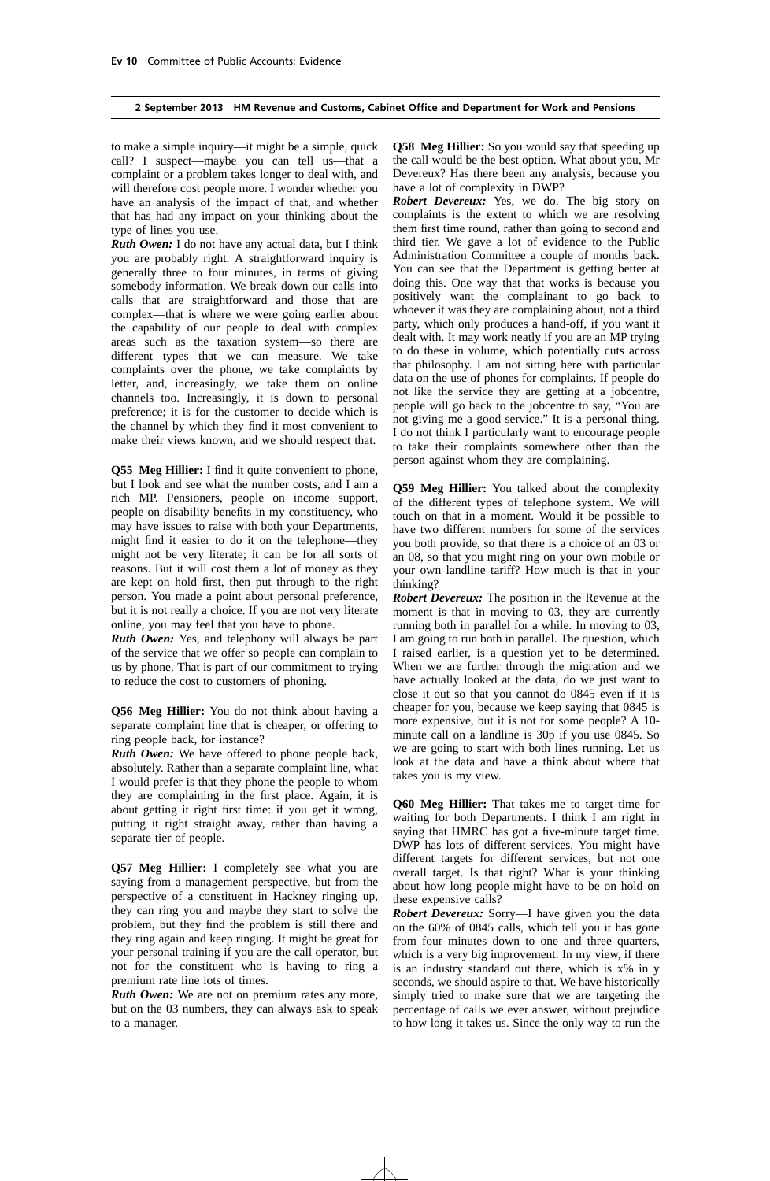to make a simple inquiry—it might be a simple, quick call? I suspect—maybe you can tell us—that a complaint or a problem takes longer to deal with, and will therefore cost people more. I wonder whether you have an analysis of the impact of that, and whether that has had any impact on your thinking about the type of lines you use.

***Ruth Owen:*** I do not have any actual data, but I think you are probably right. A straightforward inquiry is generally three to four minutes, in terms of giving somebody information. We break down our calls into calls that are straightforward and those that are complex—that is where we were going earlier about the capability of our people to deal with complex areas such as the taxation system—so there are different types that we can measure. We take complaints over the phone, we take complaints by letter, and, increasingly, we take them on online channels too. Increasingly, it is down to personal preference; it is for the customer to decide which is the channel by which they find it most convenient to make their views known, and we should respect that.

**Q55 Meg Hillier:** I find it quite convenient to phone, but I look and see what the number costs, and I am a rich MP. Pensioners, people on income support, people on disability benefits in my constituency, who may have issues to raise with both your Departments, might find it easier to do it on the telephone—they might not be very literate; it can be for all sorts of reasons. But it will cost them a lot of money as they are kept on hold first, then put through to the right person. You made a point about personal preference, but it is not really a choice. If you are not very literate online, you may feel that you have to phone.

***Ruth Owen:*** Yes, and telephony will always be part of the service that we offer so people can complain to us by phone. That is part of our commitment to trying to reduce the cost to customers of phoning.

**Q56 Meg Hillier:** You do not think about having a separate complaint line that is cheaper, or offering to ring people back, for instance?

***Ruth Owen:*** We have offered to phone people back, absolutely. Rather than a separate complaint line, what I would prefer is that they phone the people to whom they are complaining in the first place. Again, it is about getting it right first time: if you get it wrong, putting it right straight away, rather than having a separate tier of people.

**Q57 Meg Hillier:** I completely see what you are saying from a management perspective, but from the perspective of a constituent in Hackney ringing up, they can ring you and maybe they start to solve the problem, but they find the problem is still there and they ring again and keep ringing. It might be great for your personal training if you are the call operator, but not for the constituent who is having to ring a premium rate line lots of times.

***Ruth Owen:*** We are not on premium rates any more, but on the 03 numbers, they can always ask to speak to a manager.

**Q58 Meg Hillier:** So you would say that speeding up the call would be the best option. What about you, Mr Devereux? Has there been any analysis, because you have a lot of complexity in DWP?

***Robert Devereux:*** Yes, we do. The big story on complaints is the extent to which we are resolving them first time round, rather than going to second and third tier. We gave a lot of evidence to the Public Administration Committee a couple of months back. You can see that the Department is getting better at doing this. One way that that works is because you positively want the complainant to go back to whoever it was they are complaining about, not a third party, which only produces a hand-off, if you want it dealt with. It may work neatly if you are an MP trying to do these in volume, which potentially cuts across that philosophy. I am not sitting here with particular data on the use of phones for complaints. If people do not like the service they are getting at a jobcentre, people will go back to the jobcentre to say, "You are not giving me a good service." It is a personal thing. I do not think I particularly want to encourage people to take their complaints somewhere other than the person against whom they are complaining.

**Q59 Meg Hillier:** You talked about the complexity of the different types of telephone system. We will touch on that in a moment. Would it be possible to have two different numbers for some of the services you both provide, so that there is a choice of an 03 or an 08, so that you might ring on your own mobile or your own landline tariff? How much is that in your thinking?

***Robert Devereux:*** The position in the Revenue at the moment is that in moving to 03, they are currently running both in parallel for a while. In moving to 03, I am going to run both in parallel. The question, which I raised earlier, is a question yet to be determined. When we are further through the migration and we have actually looked at the data, do we just want to close it out so that you cannot do 0845 even if it is cheaper for you, because we keep saying that 0845 is more expensive, but it is not for some people? A 10-minute call on a landline is 30p if you use 0845. So we are going to start with both lines running. Let us look at the data and have a think about where that takes you is my view.

**Q60 Meg Hillier:** That takes me to target time for waiting for both Departments. I think I am right in saying that HMRC has got a five-minute target time. DWP has lots of different services. You might have different targets for different services, but not one overall target. Is that right? What is your thinking about how long people might have to be on hold on these expensive calls?

***Robert Devereux:*** Sorry—I have given you the data on the 60% of 0845 calls, which tell you it has gone from four minutes down to one and three quarters, which is a very big improvement. In my view, if there is an industry standard out there, which is x% in y seconds, we should aspire to that. We have historically simply tried to make sure that we are targeting the percentage of calls we ever answer, without prejudice to how long it takes us. Since the only way to run the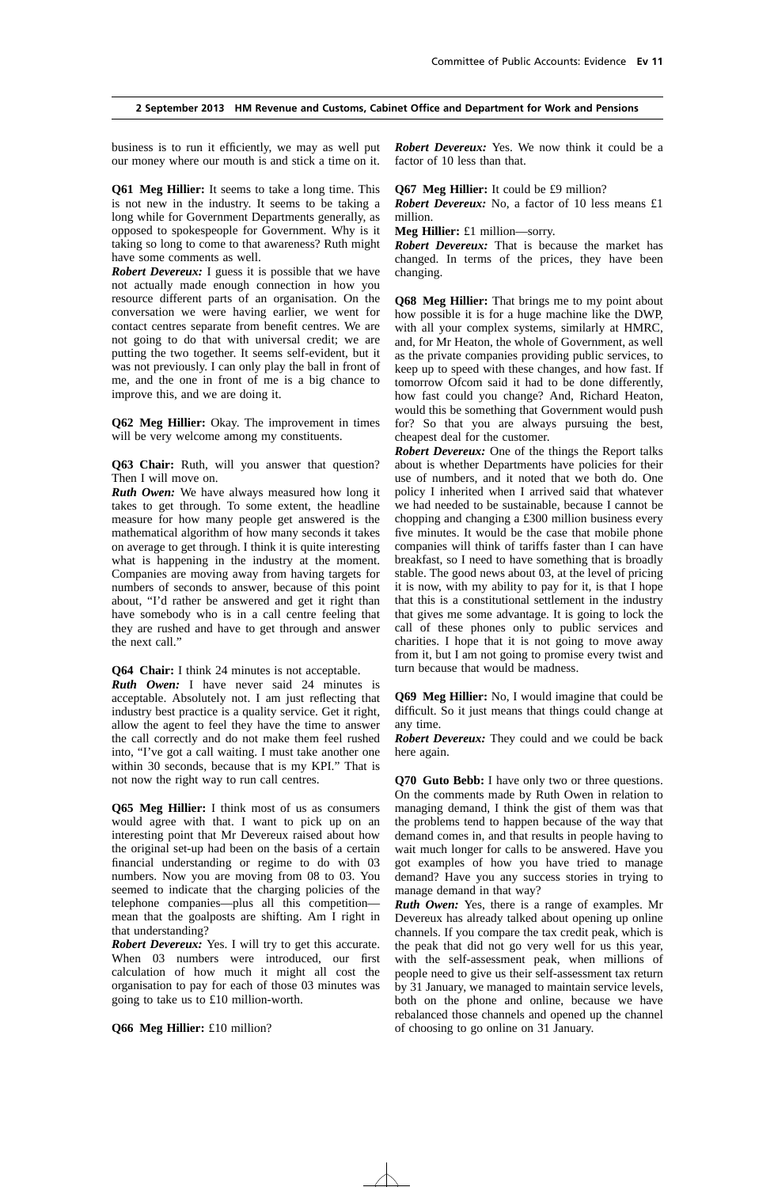business is to run it efficiently, we may as well put our money where our mouth is and stick a time on it.

**Q61 Meg Hillier:** It seems to take a long time. This is not new in the industry. It seems to be taking a long while for Government Departments generally, as opposed to spokespeople for Government. Why is it taking so long to come to that awareness? Ruth might have some comments as well.

***Robert Devereux:*** I guess it is possible that we have not actually made enough connection in how you resource different parts of an organisation. On the conversation we were having earlier, we went for contact centres separate from benefit centres. We are not going to do that with universal credit; we are putting the two together. It seems self-evident, but it was not previously. I can only play the ball in front of me, and the one in front of me is a big chance to improve this, and we are doing it.

**Q62 Meg Hillier:** Okay. The improvement in times will be very welcome among my constituents.

**Q63 Chair:** Ruth, will you answer that question? Then I will move on.

***Ruth Owen:*** We have always measured how long it takes to get through. To some extent, the headline measure for how many people get answered is the mathematical algorithm of how many seconds it takes on average to get through. I think it is quite interesting what is happening in the industry at the moment. Companies are moving away from having targets for numbers of seconds to answer, because of this point about, "I'd rather be answered and get it right than have somebody who is in a call centre feeling that they are rushed and have to get through and answer the next call."

**Q64 Chair:** I think 24 minutes is not acceptable.

***Ruth Owen:*** I have never said 24 minutes is acceptable. Absolutely not. I am just reflecting that industry best practice is a quality service. Get it right, allow the agent to feel they have the time to answer the call correctly and do not make them feel rushed into, "I've got a call waiting. I must take another one within 30 seconds, because that is my KPI." That is not now the right way to run call centres.

**Q65 Meg Hillier:** I think most of us as consumers would agree with that. I want to pick up on an interesting point that Mr Devereux raised about how the original set-up had been on the basis of a certain financial understanding or regime to do with 03 numbers. Now you are moving from 08 to 03. You seemed to indicate that the charging policies of the telephone companies—plus all this competition—mean that the goalposts are shifting. Am I right in that understanding?

***Robert Devereux:*** Yes. I will try to get this accurate. When 03 numbers were introduced, our first calculation of how much it might all cost the organisation to pay for each of those 03 minutes was going to take us to £10 million-worth.

**Q66 Meg Hillier:** £10 million?

***Robert Devereux:*** Yes. We now think it could be a factor of 10 less than that.

**Q67 Meg Hillier:** It could be £9 million?

***Robert Devereux:*** No, a factor of 10 less means £1 million.

**Meg Hillier:** £1 million—sorry.

***Robert Devereux:*** That is because the market has changed. In terms of the prices, they have been changing.

**Q68 Meg Hillier:** That brings me to my point about how possible it is for a huge machine like the DWP, with all your complex systems, similarly at HMRC, and, for Mr Heaton, the whole of Government, as well as the private companies providing public services, to keep up to speed with these changes, and how fast. If tomorrow Ofcom said it had to be done differently, how fast could you change? And, Richard Heaton, would this be something that Government would push for? So that you are always pursuing the best, cheapest deal for the customer.

***Robert Devereux:*** One of the things the Report talks about is whether Departments have policies for their use of numbers, and it noted that we both do. One policy I inherited when I arrived said that whatever we had needed to be sustainable, because I cannot be chopping and changing a £300 million business every five minutes. It would be the case that mobile phone companies will think of tariffs faster than I can have breakfast, so I need to have something that is broadly stable. The good news about 03, at the level of pricing it is now, with my ability to pay for it, is that I hope that this is a constitutional settlement in the industry that gives me some advantage. It is going to lock the call of these phones only to public services and charities. I hope that it is not going to move away from it, but I am not going to promise every twist and turn because that would be madness.

**Q69 Meg Hillier:** No, I would imagine that could be difficult. So it just means that things could change at any time.

***Robert Devereux:*** They could and we could be back here again.

**Q70 Guto Bebb:** I have only two or three questions. On the comments made by Ruth Owen in relation to managing demand, I think the gist of them was that the problems tend to happen because of the way that demand comes in, and that results in people having to wait much longer for calls to be answered. Have you got examples of how you have tried to manage demand? Have you any success stories in trying to manage demand in that way?

***Ruth Owen:*** Yes, there is a range of examples. Mr Devereux has already talked about opening up online channels. If you compare the tax credit peak, which is the peak that did not go very well for us this year, with the self-assessment peak, when millions of people need to give us their self-assessment tax return by 31 January, we managed to maintain service levels, both on the phone and online, because we have rebalanced those channels and opened up the channel of choosing to go online on 31 January.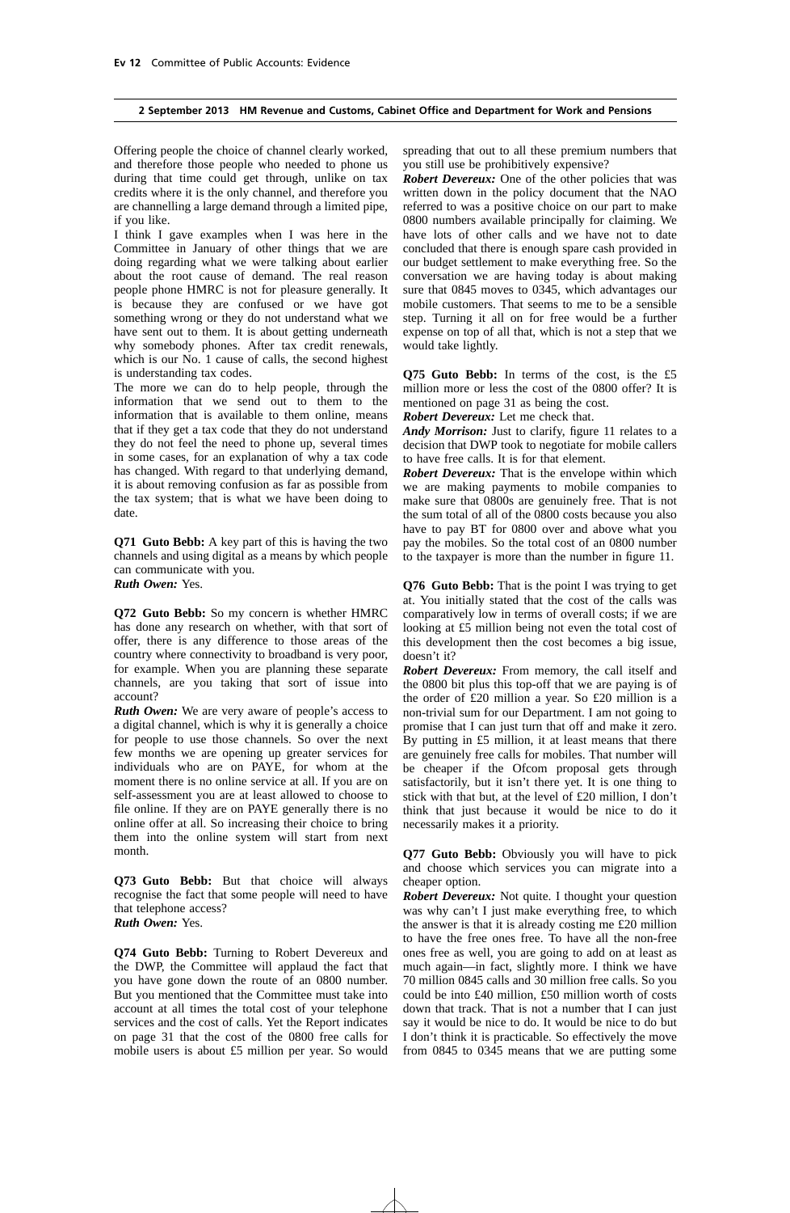Offering people the choice of channel clearly worked, and therefore those people who needed to phone us during that time could get through, unlike on tax credits where it is the only channel, and therefore you are channelling a large demand through a limited pipe, if you like.

I think I gave examples when I was here in the Committee in January of other things that we are doing regarding what we were talking about earlier about the root cause of demand. The real reason people phone HMRC is not for pleasure generally. It is because they are confused or we have got something wrong or they do not understand what we have sent out to them. It is about getting underneath why somebody phones. After tax credit renewals, which is our No. 1 cause of calls, the second highest is understanding tax codes.

The more we can do to help people, through the information that we send out to them to the information that is available to them online, means that if they get a tax code that they do not understand they do not feel the need to phone up, several times in some cases, for an explanation of why a tax code has changed. With regard to that underlying demand, it is about removing confusion as far as possible from the tax system; that is what we have been doing to date.

**Q71 Guto Bebb:** A key part of this is having the two channels and using digital as a means by which people can communicate with you.

***Ruth Owen:*** Yes.

**Q72 Guto Bebb:** So my concern is whether HMRC has done any research on whether, with that sort of offer, there is any difference to those areas of the country where connectivity to broadband is very poor, for example. When you are planning these separate channels, are you taking that sort of issue into account?

***Ruth Owen:*** We are very aware of people's access to a digital channel, which is why it is generally a choice for people to use those channels. So over the next few months we are opening up greater services for individuals who are on PAYE, for whom at the moment there is no online service at all. If you are on self-assessment you are at least allowed to choose to file online. If they are on PAYE generally there is no online offer at all. So increasing their choice to bring them into the online system will start from next month.

**Q73 Guto Bebb:** But that choice will always recognise the fact that some people will need to have that telephone access?

***Ruth Owen:*** Yes.

**Q74 Guto Bebb:** Turning to Robert Devereux and the DWP, the Committee will applaud the fact that you have gone down the route of an 0800 number. But you mentioned that the Committee must take into account at all times the total cost of your telephone services and the cost of calls. Yet the Report indicates on page 31 that the cost of the 0800 free calls for mobile users is about £5 million per year. So would spreading that out to all these premium numbers that you still use be prohibitively expensive?

***Robert Devereux:*** One of the other policies that was written down in the policy document that the NAO referred to was a positive choice on our part to make 0800 numbers available principally for claiming. We have lots of other calls and we have not to date concluded that there is enough spare cash provided in our budget settlement to make everything free. So the conversation we are having today is about making sure that 0845 moves to 0345, which advantages our mobile customers. That seems to me to be a sensible step. Turning it all on for free would be a further expense on top of all that, which is not a step that we would take lightly.

**Q75 Guto Bebb:** In terms of the cost, is the £5 million more or less the cost of the 0800 offer? It is mentioned on page 31 as being the cost.

***Robert Devereux:*** Let me check that.

***Andy Morrison:*** Just to clarify, figure 11 relates to a decision that DWP took to negotiate for mobile callers to have free calls. It is for that element.

***Robert Devereux:*** That is the envelope within which we are making payments to mobile companies to make sure that 0800s are genuinely free. That is not the sum total of all of the 0800 costs because you also have to pay BT for 0800 over and above what you pay the mobiles. So the total cost of an 0800 number to the taxpayer is more than the number in figure 11.

**Q76 Guto Bebb:** That is the point I was trying to get at. You initially stated that the cost of the calls was comparatively low in terms of overall costs; if we are looking at £5 million being not even the total cost of this development then the cost becomes a big issue, doesn't it?

***Robert Devereux:*** From memory, the call itself and the 0800 bit plus this top-off that we are paying is of the order of £20 million a year. So £20 million is a non-trivial sum for our Department. I am not going to promise that I can just turn that off and make it zero. By putting in £5 million, it at least means that there are genuinely free calls for mobiles. That number will be cheaper if the Ofcom proposal gets through satisfactorily, but it isn't there yet. It is one thing to stick with that but, at the level of £20 million, I don't think that just because it would be nice to do it necessarily makes it a priority.

**Q77 Guto Bebb:** Obviously you will have to pick and choose which services you can migrate into a cheaper option.

***Robert Devereux:*** Not quite. I thought your question was why can't I just make everything free, to which the answer is that it is already costing me £20 million to have the free ones free. To have all the non-free ones free as well, you are going to add on at least as much again—in fact, slightly more. I think we have 70 million 0845 calls and 30 million free calls. So you could be into £40 million, £50 million worth of costs down that track. That is not a number that I can just say it would be nice to do. It would be nice to do but I don't think it is practicable. So effectively the move from 0845 to 0345 means that we are putting some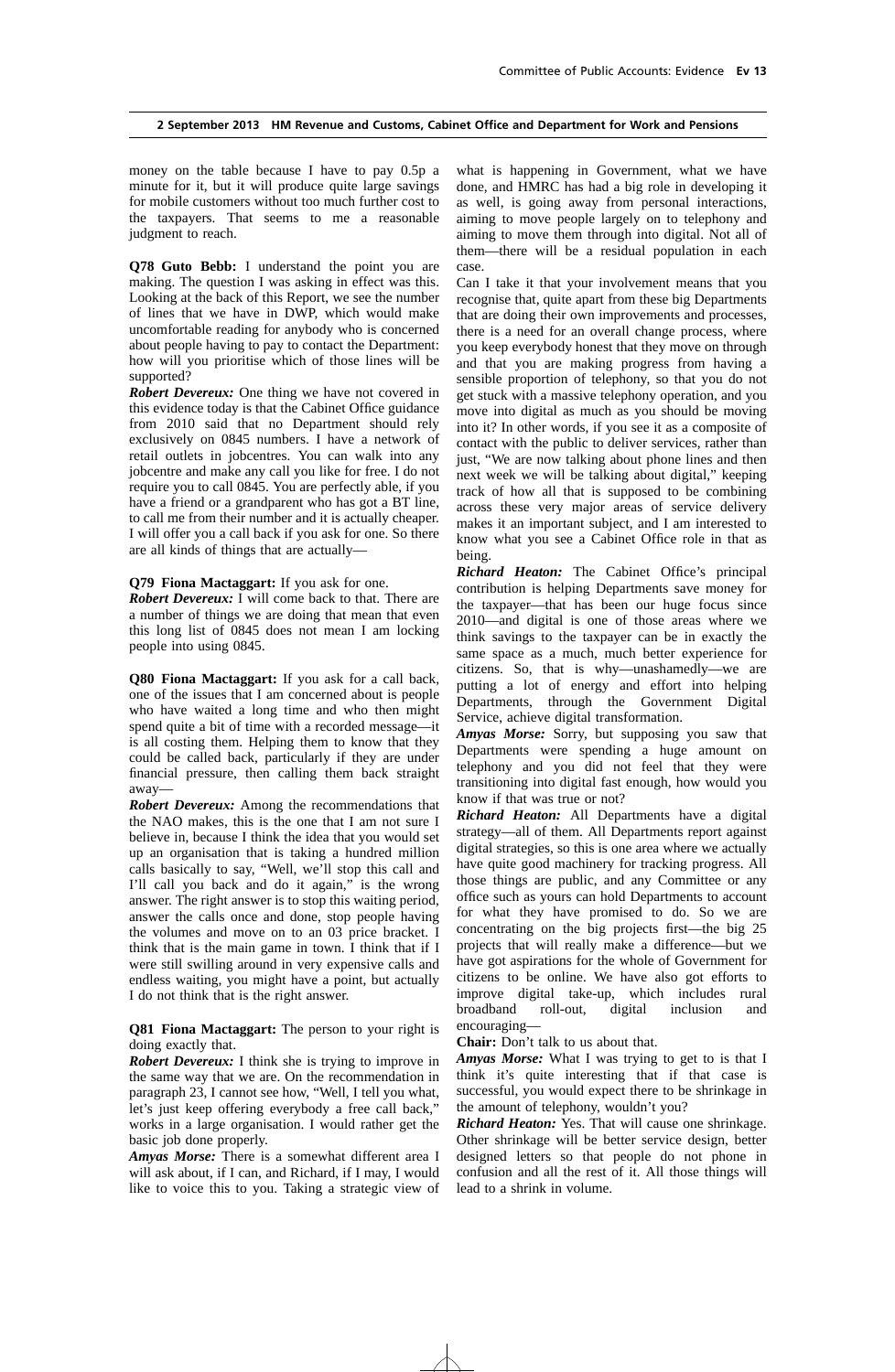money on the table because I have to pay 0.5p a minute for it, but it will produce quite large savings for mobile customers without too much further cost to the taxpayers. That seems to me a reasonable judgment to reach.

**Q78 Guto Bebb:** I understand the point you are making. The question I was asking in effect was this. Looking at the back of this Report, we see the number of lines that we have in DWP, which would make uncomfortable reading for anybody who is concerned about people having to pay to contact the Department: how will you prioritise which of those lines will be supported?

***Robert Devereux:*** One thing we have not covered in this evidence today is that the Cabinet Office guidance from 2010 said that no Department should rely exclusively on 0845 numbers. I have a network of retail outlets in jobcentres. You can walk into any jobcentre and make any call you like for free. I do not require you to call 0845. You are perfectly able, if you have a friend or a grandparent who has got a BT line, to call me from their number and it is actually cheaper. I will offer you a call back if you ask for one. So there are all kinds of things that are actually—

**Q79 Fiona Mactaggart:** If you ask for one.

***Robert Devereux:*** I will come back to that. There are a number of things we are doing that mean that even this long list of 0845 does not mean I am locking people into using 0845.

**Q80 Fiona Mactaggart:** If you ask for a call back, one of the issues that I am concerned about is people who have waited a long time and who then might spend quite a bit of time with a recorded message—it is all costing them. Helping them to know that they could be called back, particularly if they are under financial pressure, then calling them back straight away—

***Robert Devereux:*** Among the recommendations that the NAO makes, this is the one that I am not sure I believe in, because I think the idea that you would set up an organisation that is taking a hundred million calls basically to say, "Well, we'll stop this call and I'll call you back and do it again," is the wrong answer. The right answer is to stop this waiting period, answer the calls once and done, stop people having the volumes and move on to an 03 price bracket. I think that is the main game in town. I think that if I were still swilling around in very expensive calls and endless waiting, you might have a point, but actually I do not think that is the right answer.

**Q81 Fiona Mactaggart:** The person to your right is doing exactly that.

***Robert Devereux:*** I think she is trying to improve in the same way that we are. On the recommendation in paragraph 23, I cannot see how, "Well, I tell you what, let's just keep offering everybody a free call back," works in a large organisation. I would rather get the basic job done properly.

***Amyas Morse:*** There is a somewhat different area I will ask about, if I can, and Richard, if I may, I would like to voice this to you. Taking a strategic view of what is happening in Government, what we have done, and HMRC has had a big role in developing it as well, is going away from personal interactions, aiming to move people largely on to telephony and aiming to move them through into digital. Not all of them—there will be a residual population in each case.

Can I take it that your involvement means that you recognise that, quite apart from these big Departments that are doing their own improvements and processes, there is a need for an overall change process, where you keep everybody honest that they move on through and that you are making progress from having a sensible proportion of telephony, so that you do not get stuck with a massive telephony operation, and you move into digital as much as you should be moving into it? In other words, if you see it as a composite of contact with the public to deliver services, rather than just, "We are now talking about phone lines and then next week we will be talking about digital," keeping track of how all that is supposed to be combining across these very major areas of service delivery makes it an important subject, and I am interested to know what you see a Cabinet Office role in that as being.

***Richard Heaton:*** The Cabinet Office's principal contribution is helping Departments save money for the taxpayer—that has been our huge focus since 2010—and digital is one of those areas where we think savings to the taxpayer can be in exactly the same space as a much, much better experience for citizens. So, that is why—unashamedly—we are putting a lot of energy and effort into helping Departments, through the Government Digital Service, achieve digital transformation.

***Amyas Morse:*** Sorry, but supposing you saw that Departments were spending a huge amount on telephony and you did not feel that they were transitioning into digital fast enough, how would you know if that was true or not?

***Richard Heaton:*** All Departments have a digital strategy—all of them. All Departments report against digital strategies, so this is one area where we actually have quite good machinery for tracking progress. All those things are public, and any Committee or any office such as yours can hold Departments to account for what they have promised to do. So we are concentrating on the big projects first—the big 25 projects that will really make a difference—but we have got aspirations for the whole of Government for citizens to be online. We have also got efforts to improve digital take-up, which includes rural broadband roll-out, digital inclusion and encouraging—

**Chair:** Don't talk to us about that.

***Amyas Morse:*** What I was trying to get to is that I think it's quite interesting that if that case is successful, you would expect there to be shrinkage in the amount of telephony, wouldn't you?

***Richard Heaton:*** Yes. That will cause one shrinkage. Other shrinkage will be better service design, better designed letters so that people do not phone in confusion and all the rest of it. All those things will lead to a shrink in volume.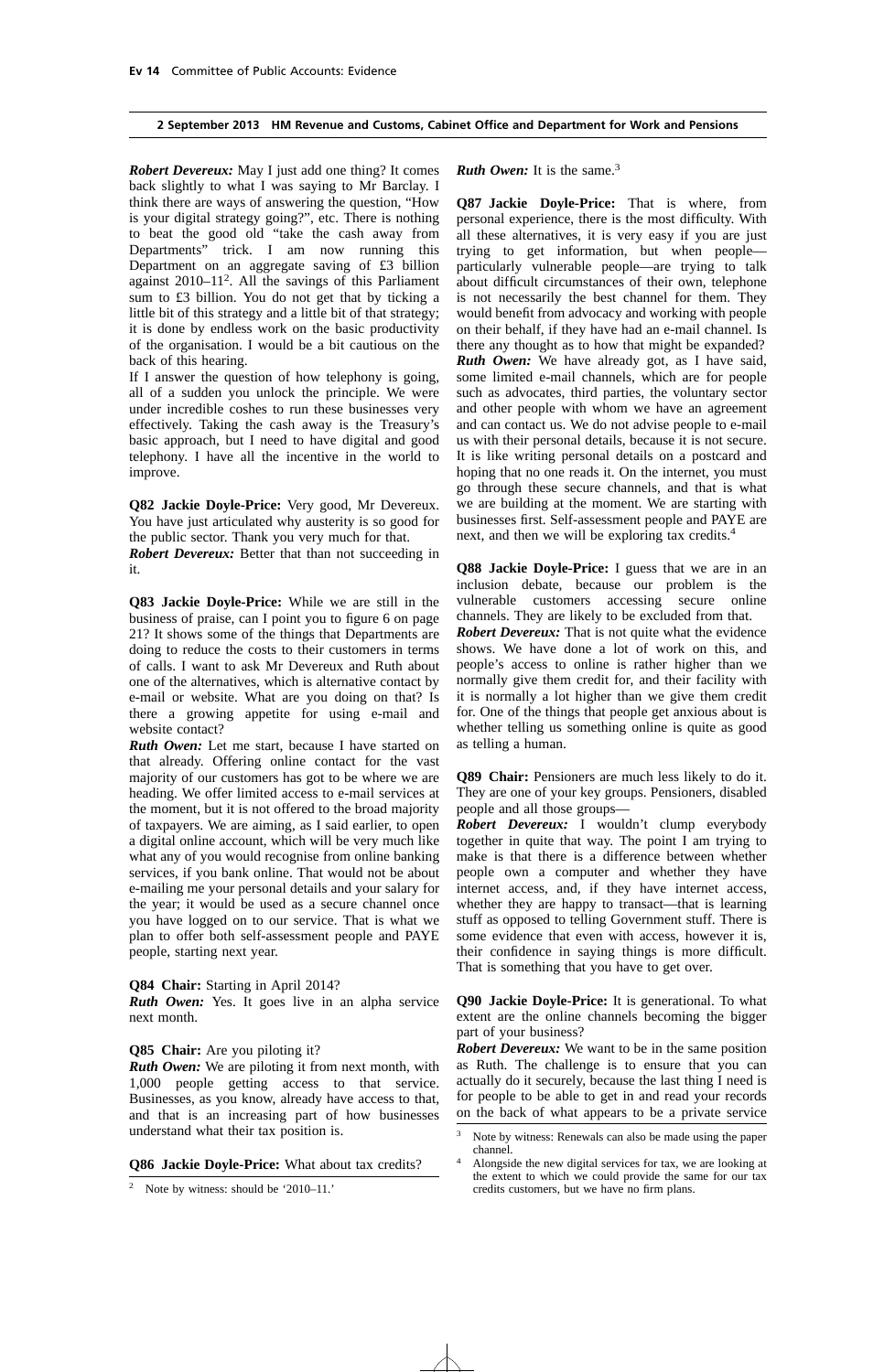**2 September 2013 HM Revenue and Customs, Cabinet Office and Department for Work and Pensions**

***Robert Devereux:*** May I just add one thing? It comes back slightly to what I was saying to Mr Barclay. I think there are ways of answering the question, "How is your digital strategy going?", etc. There is nothing to beat the good old "take the cash away from Departments" trick. I am now running this Department on an aggregate saving of £3 billion against 2010–11[2]. All the savings of this Parliament sum to £3 billion. You do not get that by ticking a little bit of this strategy and a little bit of that strategy; it is done by endless work on the basic productivity of the organisation. I would be a bit cautious on the back of this hearing.

If I answer the question of how telephony is going, all of a sudden you unlock the principle. We were under incredible coshes to run these businesses very effectively. Taking the cash away is the Treasury's basic approach, but I need to have digital and good telephony. I have all the incentive in the world to improve.

**Q82 Jackie Doyle-Price:** Very good, Mr Devereux. You have just articulated why austerity is so good for the public sector. Thank you very much for that.

***Robert Devereux:*** Better that than not succeeding in it.

**Q83 Jackie Doyle-Price:** While we are still in the business of praise, can I point you to figure 6 on page 21? It shows some of the things that Departments are doing to reduce the costs to their customers in terms of calls. I want to ask Mr Devereux and Ruth about one of the alternatives, which is alternative contact by e-mail or website. What are you doing on that? Is there a growing appetite for using e-mail and website contact?

***Ruth Owen:*** Let me start, because I have started on that already. Offering online contact for the vast majority of our customers has got to be where we are heading. We offer limited access to e-mail services at the moment, but it is not offered to the broad majority of taxpayers. We are aiming, as I said earlier, to open a digital online account, which will be very much like what any of you would recognise from online banking services, if you bank online. That would not be about e-mailing me your personal details and your salary for the year; it would be used as a secure channel once you have logged on to our service. That is what we plan to offer both self-assessment people and PAYE people, starting next year.

**Q84 Chair:** Starting in April 2014?

***Ruth Owen:*** Yes. It goes live in an alpha service next month.

**Q85 Chair:** Are you piloting it?

***Ruth Owen:*** We are piloting it from next month, with 1,000 people getting access to that service. Businesses, as you know, already have access to that, and that is an increasing part of how businesses understand what their tax position is.

**Q86 Jackie Doyle-Price:** What about tax credits?

***Ruth Owen:*** It is the same.[3]

**Q87 Jackie Doyle-Price:** That is where, from personal experience, there is the most difficulty. With all these alternatives, it is very easy if you are just trying to get information, but when people—particularly vulnerable people—are trying to talk about difficult circumstances of their own, telephone is not necessarily the best channel for them. They would benefit from advocacy and working with people on their behalf, if they have had an e-mail channel. Is there any thought as to how that might be expanded?

***Ruth Owen:*** We have already got, as I have said, some limited e-mail channels, which are for people such as advocates, third parties, the voluntary sector and other people with whom we have an agreement and can contact us. We do not advise people to e-mail us with their personal details, because it is not secure. It is like writing personal details on a postcard and hoping that no one reads it. On the internet, you must go through these secure channels, and that is what we are building at the moment. We are starting with businesses first. Self-assessment people and PAYE are next, and then we will be exploring tax credits.[4]

**Q88 Jackie Doyle-Price:** I guess that we are in an inclusion debate, because our problem is the vulnerable customers accessing secure online channels. They are likely to be excluded from that.

***Robert Devereux:*** That is not quite what the evidence shows. We have done a lot of work on this, and people's access to online is rather higher than we normally give them credit for, and their facility with it is normally a lot higher than we give them credit for. One of the things that people get anxious about is whether telling us something online is quite as good as telling a human.

**Q89 Chair:** Pensioners are much less likely to do it. They are one of your key groups. Pensioners, disabled people and all those groups—

***Robert Devereux:*** I wouldn't clump everybody together in quite that way. The point I am trying to make is that there is a difference between whether people own a computer and whether they have internet access, and, if they have internet access, whether they are happy to transact—that is learning stuff as opposed to telling Government stuff. There is some evidence that even with access, however it is, their confidence in saying things is more difficult. That is something that you have to get over.

**Q90 Jackie Doyle-Price:** It is generational. To what extent are the online channels becoming the bigger part of your business?

***Robert Devereux:*** We want to be in the same position as Ruth. The challenge is to ensure that you can actually do it securely, because the last thing I need is for people to be able to get in and read your records on the back of what appears to be a private service

---

[2] Note by witness: should be '2010–11.'

[3] Note by witness: Renewals can also be made using the paper channel.

[4] Alongside the new digital services for tax, we are looking at the extent to which we could provide the same for our tax credits customers, but we have no firm plans.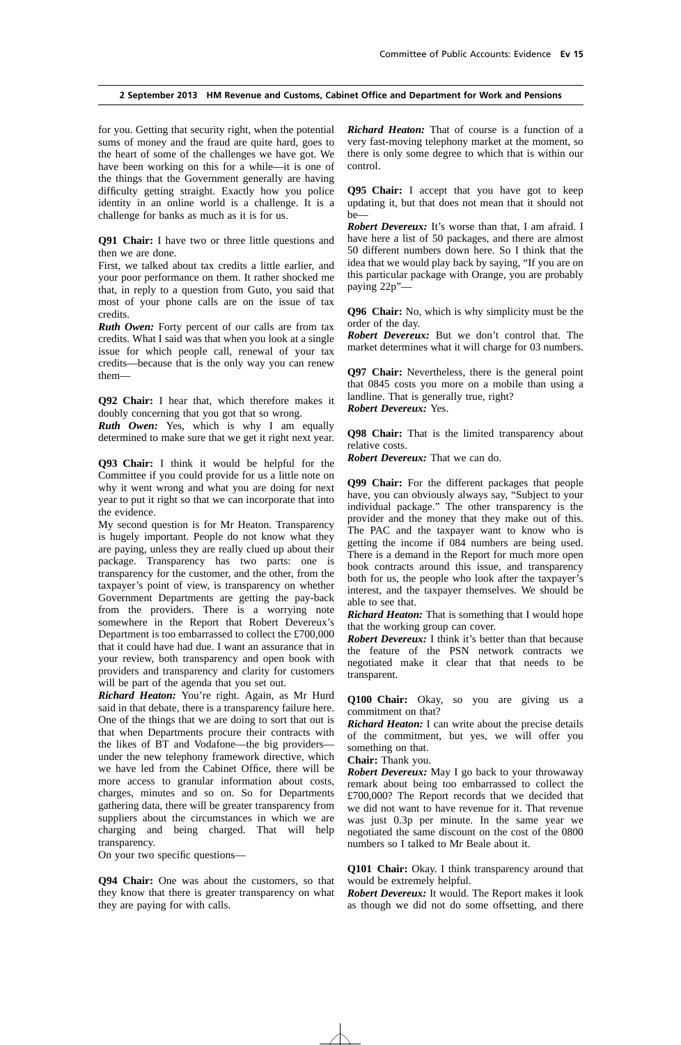for you. Getting that security right, when the potential sums of money and the fraud are quite hard, goes to the heart of some of the challenges we have got. We have been working on this for a while—it is one of the things that the Government generally are having difficulty getting straight. Exactly how you police identity in an online world is a challenge. It is a challenge for banks as much as it is for us.

**Q91 Chair:** I have two or three little questions and then we are done.

First, we talked about tax credits a little earlier, and your poor performance on them. It rather shocked me that, in reply to a question from Guto, you said that most of your phone calls are on the issue of tax credits.

***Ruth Owen:*** Forty percent of our calls are from tax credits. What I said was that when you look at a single issue for which people call, renewal of your tax credits—because that is the only way you can renew them—

**Q92 Chair:** I hear that, which therefore makes it doubly concerning that you got that so wrong.

***Ruth Owen:*** Yes, which is why I am equally determined to make sure that we get it right next year.

**Q93 Chair:** I think it would be helpful for the Committee if you could provide for us a little note on why it went wrong and what you are doing for next year to put it right so that we can incorporate that into the evidence.

My second question is for Mr Heaton. Transparency is hugely important. People do not know what they are paying, unless they are really clued up about their package. Transparency has two parts: one is transparency for the customer, and the other, from the taxpayer's point of view, is transparency on whether Government Departments are getting the pay-back from the providers. There is a worrying note somewhere in the Report that Robert Devereux's Department is too embarrassed to collect the £700,000 that it could have had due. I want an assurance that in your review, both transparency and open book with providers and transparency and clarity for customers will be part of the agenda that you set out.

***Richard Heaton:*** You're right. Again, as Mr Hurd said in that debate, there is a transparency failure here. One of the things that we are doing to sort that out is that when Departments procure their contracts with the likes of BT and Vodafone—the big providers—under the new telephony framework directive, which we have led from the Cabinet Office, there will be more access to granular information about costs, charges, minutes and so on. So for Departments gathering data, there will be greater transparency from suppliers about the circumstances in which we are charging and being charged. That will help transparency.

On your two specific questions—

**Q94 Chair:** One was about the customers, so that they know that there is greater transparency on what they are paying for with calls.

***Richard Heaton:*** That of course is a function of a very fast-moving telephony market at the moment, so there is only some degree to which that is within our control.

**Q95 Chair:** I accept that you have got to keep updating it, but that does not mean that it should not be—

***Robert Devereux:*** It's worse than that, I am afraid. I have here a list of 50 packages, and there are almost 50 different numbers down here. So I think that the idea that we would play back by saying, "If you are on this particular package with Orange, you are probably paying 22p"—

**Q96 Chair:** No, which is why simplicity must be the order of the day.

***Robert Devereux:*** But we don't control that. The market determines what it will charge for 03 numbers.

**Q97 Chair:** Nevertheless, there is the general point that 0845 costs you more on a mobile than using a landline. That is generally true, right?

***Robert Devereux:*** Yes.

**Q98 Chair:** That is the limited transparency about relative costs.

***Robert Devereux:*** That we can do.

**Q99 Chair:** For the different packages that people have, you can obviously always say, "Subject to your individual package." The other transparency is the provider and the money that they make out of this. The PAC and the taxpayer want to know who is getting the income if 084 numbers are being used. There is a demand in the Report for much more open book contracts around this issue, and transparency both for us, the people who look after the taxpayer's interest, and the taxpayer themselves. We should be able to see that.

***Richard Heaton:*** That is something that I would hope that the working group can cover.

***Robert Devereux:*** I think it's better than that because the feature of the PSN network contracts we negotiated make it clear that that needs to be transparent.

**Q100 Chair:** Okay, so you are giving us a commitment on that?

***Richard Heaton:*** I can write about the precise details of the commitment, but yes, we will offer you something on that.

**Chair:** Thank you.

***Robert Devereux:*** May I go back to your throwaway remark about being too embarrassed to collect the £700,000? The Report records that we decided that we did not want to have revenue for it. That revenue was just 0.3p per minute. In the same year we negotiated the same discount on the cost of the 0800 numbers so I talked to Mr Beale about it.

**Q101 Chair:** Okay. I think transparency around that would be extremely helpful.

***Robert Devereux:*** It would. The Report makes it look as though we did not do some offsetting, and there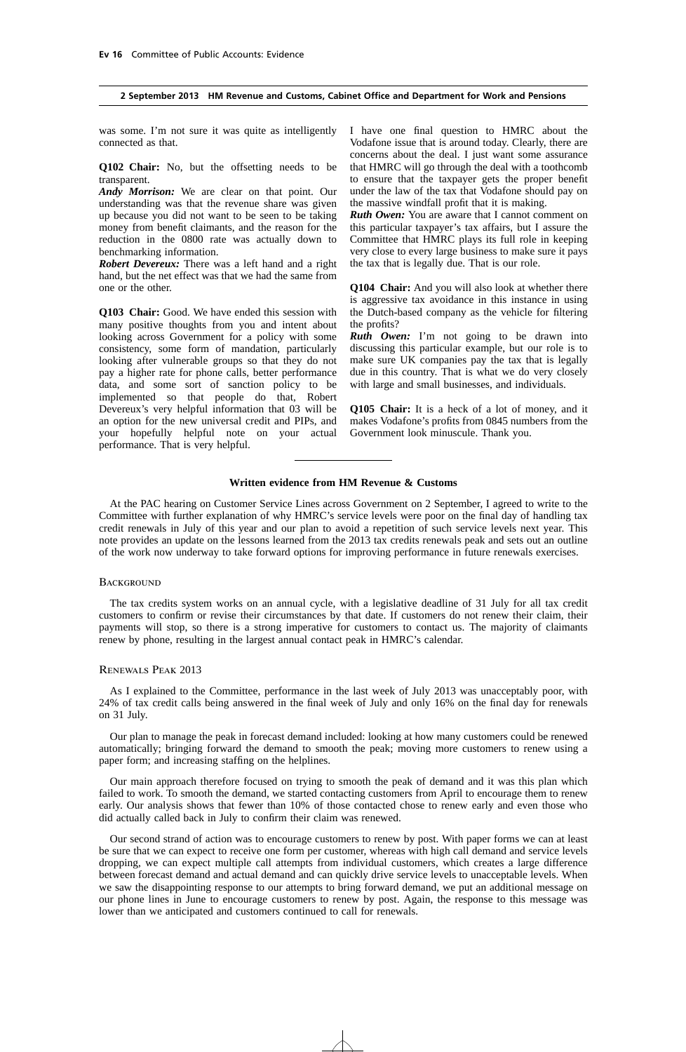was some. I'm not sure it was quite as intelligently connected as that.

**Q102 Chair:** No, but the offsetting needs to be transparent.

***Andy Morrison:*** We are clear on that point. Our understanding was that the revenue share was given up because you did not want to be seen to be taking money from benefit claimants, and the reason for the reduction in the 0800 rate was actually down to benchmarking information.

***Robert Devereux:*** There was a left hand and a right hand, but the net effect was that we had the same from one or the other.

**Q103 Chair:** Good. We have ended this session with many positive thoughts from you and intent about looking across Government for a policy with some consistency, some form of mandation, particularly looking after vulnerable groups so that they do not pay a higher rate for phone calls, better performance data, and some sort of sanction policy to be implemented so that people do that, Robert Devereux's very helpful information that 03 will be an option for the new universal credit and PIPs, and your hopefully helpful note on your actual performance. That is very helpful.

I have one final question to HMRC about the Vodafone issue that is around today. Clearly, there are concerns about the deal. I just want some assurance that HMRC will go through the deal with a toothcomb to ensure that the taxpayer gets the proper benefit under the law of the tax that Vodafone should pay on the massive windfall profit that it is making.

***Ruth Owen:*** You are aware that I cannot comment on this particular taxpayer's tax affairs, but I assure the Committee that HMRC plays its full role in keeping very close to every large business to make sure it pays the tax that is legally due. That is our role.

**Q104 Chair:** And you will also look at whether there is aggressive tax avoidance in this instance in using the Dutch-based company as the vehicle for filtering the profits?

***Ruth Owen:*** I'm not going to be drawn into discussing this particular example, but our role is to make sure UK companies pay the tax that is legally due in this country. That is what we do very closely with large and small businesses, and individuals.

**Q105 Chair:** It is a heck of a lot of money, and it makes Vodafone's profits from 0845 numbers from the Government look minuscule. Thank you.

---

## Written evidence from HM Revenue & Customs

At the PAC hearing on Customer Service Lines across Government on 2 September, I agreed to write to the Committee with further explanation of why HMRC's service levels were poor on the final day of handling tax credit renewals in July of this year and our plan to avoid a repetition of such service levels next year. This note provides an update on the lessons learned from the 2013 tax credits renewals peak and sets out an outline of the work now underway to take forward options for improving performance in future renewals exercises.

### Background

The tax credits system works on an annual cycle, with a legislative deadline of 31 July for all tax credit customers to confirm or revise their circumstances by that date. If customers do not renew their claim, their payments will stop, so there is a strong imperative for customers to contact us. The majority of claimants renew by phone, resulting in the largest annual contact peak in HMRC's calendar.

### Renewals Peak 2013

As I explained to the Committee, performance in the last week of July 2013 was unacceptably poor, with 24% of tax credit calls being answered in the final week of July and only 16% on the final day for renewals on 31 July.

Our plan to manage the peak in forecast demand included: looking at how many customers could be renewed automatically; bringing forward the demand to smooth the peak; moving more customers to renew using a paper form; and increasing staffing on the helplines.

Our main approach therefore focused on trying to smooth the peak of demand and it was this plan which failed to work. To smooth the demand, we started contacting customers from April to encourage them to renew early. Our analysis shows that fewer than 10% of those contacted chose to renew early and even those who did actually called back in July to confirm their claim was renewed.

Our second strand of action was to encourage customers to renew by post. With paper forms we can at least be sure that we can expect to receive one form per customer, whereas with high call demand and service levels dropping, we can expect multiple call attempts from individual customers, which creates a large difference between forecast demand and actual demand and can quickly drive service levels to unacceptable levels. When we saw the disappointing response to our attempts to bring forward demand, we put an additional message on our phone lines in June to encourage customers to renew by post. Again, the response to this message was lower than we anticipated and customers continued to call for renewals.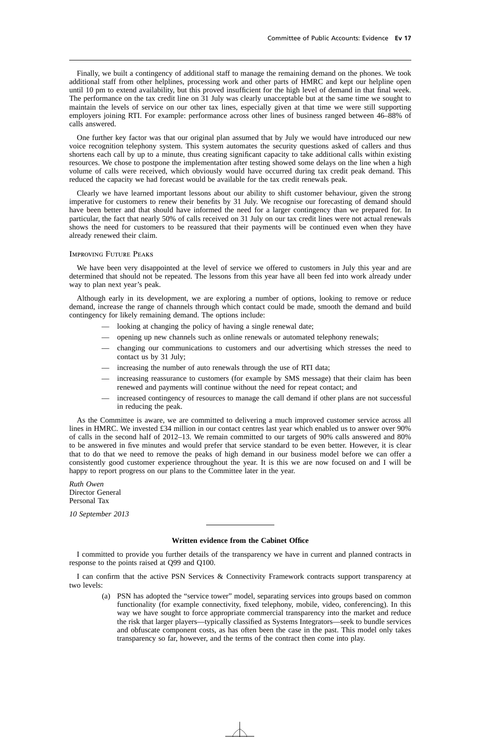Finally, we built a contingency of additional staff to manage the remaining demand on the phones. We took additional staff from other helplines, processing work and other parts of HMRC and kept our helpline open until 10 pm to extend availability, but this proved insufficient for the high level of demand in that final week. The performance on the tax credit line on 31 July was clearly unacceptable but at the same time we sought to maintain the levels of service on our other tax lines, especially given at that time we were still supporting employers joining RTI. For example: performance across other lines of business ranged between 46–88% of calls answered.

One further key factor was that our original plan assumed that by July we would have introduced our new voice recognition telephony system. This system automates the security questions asked of callers and thus shortens each call by up to a minute, thus creating significant capacity to take additional calls within existing resources. We chose to postpone the implementation after testing showed some delays on the line when a high volume of calls were received, which obviously would have occurred during tax credit peak demand. This reduced the capacity we had forecast would be available for the tax credit renewals peak.

Clearly we have learned important lessons about our ability to shift customer behaviour, given the strong imperative for customers to renew their benefits by 31 July. We recognise our forecasting of demand should have been better and that should have informed the need for a larger contingency than we prepared for. In particular, the fact that nearly 50% of calls received on 31 July on our tax credit lines were not actual renewals shows the need for customers to be reassured that their payments will be continued even when they have already renewed their claim.

### Improving Future Peaks

We have been very disappointed at the level of service we offered to customers in July this year and are determined that should not be repeated. The lessons from this year have all been fed into work already under way to plan next year's peak.

Although early in its development, we are exploring a number of options, looking to remove or reduce demand, increase the range of channels through which contact could be made, smooth the demand and build contingency for likely remaining demand. The options include:

- looking at changing the policy of having a single renewal date;
- opening up new channels such as online renewals or automated telephony renewals;
- changing our communications to customers and our advertising which stresses the need to contact us by 31 July;
- increasing the number of auto renewals through the use of RTI data;
- increasing reassurance to customers (for example by SMS message) that their claim has been renewed and payments will continue without the need for repeat contact; and
- increased contingency of resources to manage the call demand if other plans are not successful in reducing the peak.

As the Committee is aware, we are committed to delivering a much improved customer service across all lines in HMRC. We invested £34 million in our contact centres last year which enabled us to answer over 90% of calls in the second half of 2012–13. We remain committed to our targets of 90% calls answered and 80% to be answered in five minutes and would prefer that service standard to be even better. However, it is clear that to do that we need to remove the peaks of high demand in our business model before we can offer a consistently good customer experience throughout the year. It is this we are now focused on and I will be happy to report progress on our plans to the Committee later in the year.

*Ruth Owen*
Director General
Personal Tax

*10 September 2013*

---

**Written evidence from the Cabinet Office**

I committed to provide you further details of the transparency we have in current and planned contracts in response to the points raised at Q99 and Q100.

I can confirm that the active PSN Services & Connectivity Framework contracts support transparency at two levels:

(a) PSN has adopted the "service tower" model, separating services into groups based on common functionality (for example connectivity, fixed telephony, mobile, video, conferencing). In this way we have sought to force appropriate commercial transparency into the market and reduce the risk that larger players—typically classified as Systems Integrators—seek to bundle services and obfuscate component costs, as has often been the case in the past. This model only takes transparency so far, however, and the terms of the contract then come into play.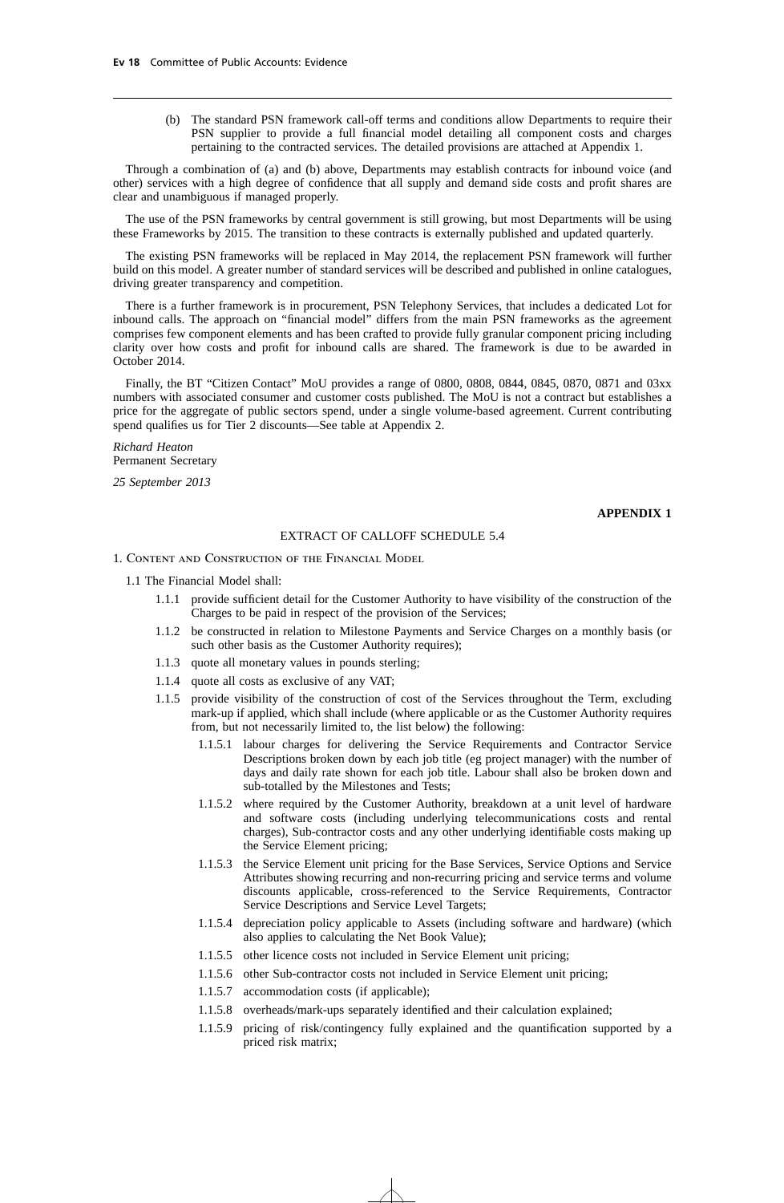(b) The standard PSN framework call-off terms and conditions allow Departments to require their PSN supplier to provide a full financial model detailing all component costs and charges pertaining to the contracted services. The detailed provisions are attached at Appendix 1.

Through a combination of (a) and (b) above, Departments may establish contracts for inbound voice (and other) services with a high degree of confidence that all supply and demand side costs and profit shares are clear and unambiguous if managed properly.

The use of the PSN frameworks by central government is still growing, but most Departments will be using these Frameworks by 2015. The transition to these contracts is externally published and updated quarterly.

The existing PSN frameworks will be replaced in May 2014, the replacement PSN framework will further build on this model. A greater number of standard services will be described and published in online catalogues, driving greater transparency and competition.

There is a further framework is in procurement, PSN Telephony Services, that includes a dedicated Lot for inbound calls. The approach on "financial model" differs from the main PSN frameworks as the agreement comprises few component elements and has been crafted to provide fully granular component pricing including clarity over how costs and profit for inbound calls are shared. The framework is due to be awarded in October 2014.

Finally, the BT "Citizen Contact" MoU provides a range of 0800, 0808, 0844, 0845, 0870, 0871 and 03xx numbers with associated consumer and customer costs published. The MoU is not a contract but establishes a price for the aggregate of public sectors spend, under a single volume-based agreement. Current contributing spend qualifies us for Tier 2 discounts—See table at Appendix 2.

*Richard Heaton*
Permanent Secretary

*25 September 2013*

**APPENDIX 1**

EXTRACT OF CALLOFF SCHEDULE 5.4

1. Content and Construction of the Financial Model

1.1 The Financial Model shall:

- 1.1.1 provide sufficient detail for the Customer Authority to have visibility of the construction of the Charges to be paid in respect of the provision of the Services;
- 1.1.2 be constructed in relation to Milestone Payments and Service Charges on a monthly basis (or such other basis as the Customer Authority requires);
- 1.1.3 quote all monetary values in pounds sterling;
- 1.1.4 quote all costs as exclusive of any VAT;
- 1.1.5 provide visibility of the construction of cost of the Services throughout the Term, excluding mark-up if applied, which shall include (where applicable or as the Customer Authority requires from, but not necessarily limited to, the list below) the following:
  - 1.1.5.1 labour charges for delivering the Service Requirements and Contractor Service Descriptions broken down by each job title (eg project manager) with the number of days and daily rate shown for each job title. Labour shall also be broken down and sub-totalled by the Milestones and Tests;
  - 1.1.5.2 where required by the Customer Authority, breakdown at a unit level of hardware and software costs (including underlying telecommunications costs and rental charges), Sub-contractor costs and any other underlying identifiable costs making up the Service Element pricing;
  - 1.1.5.3 the Service Element unit pricing for the Base Services, Service Options and Service Attributes showing recurring and non-recurring pricing and service terms and volume discounts applicable, cross-referenced to the Service Requirements, Contractor Service Descriptions and Service Level Targets;
  - 1.1.5.4 depreciation policy applicable to Assets (including software and hardware) (which also applies to calculating the Net Book Value);
  - 1.1.5.5 other licence costs not included in Service Element unit pricing;
  - 1.1.5.6 other Sub-contractor costs not included in Service Element unit pricing;
  - 1.1.5.7 accommodation costs (if applicable);
  - 1.1.5.8 overheads/mark-ups separately identified and their calculation explained;
  - 1.1.5.9 pricing of risk/contingency fully explained and the quantification supported by a priced risk matrix;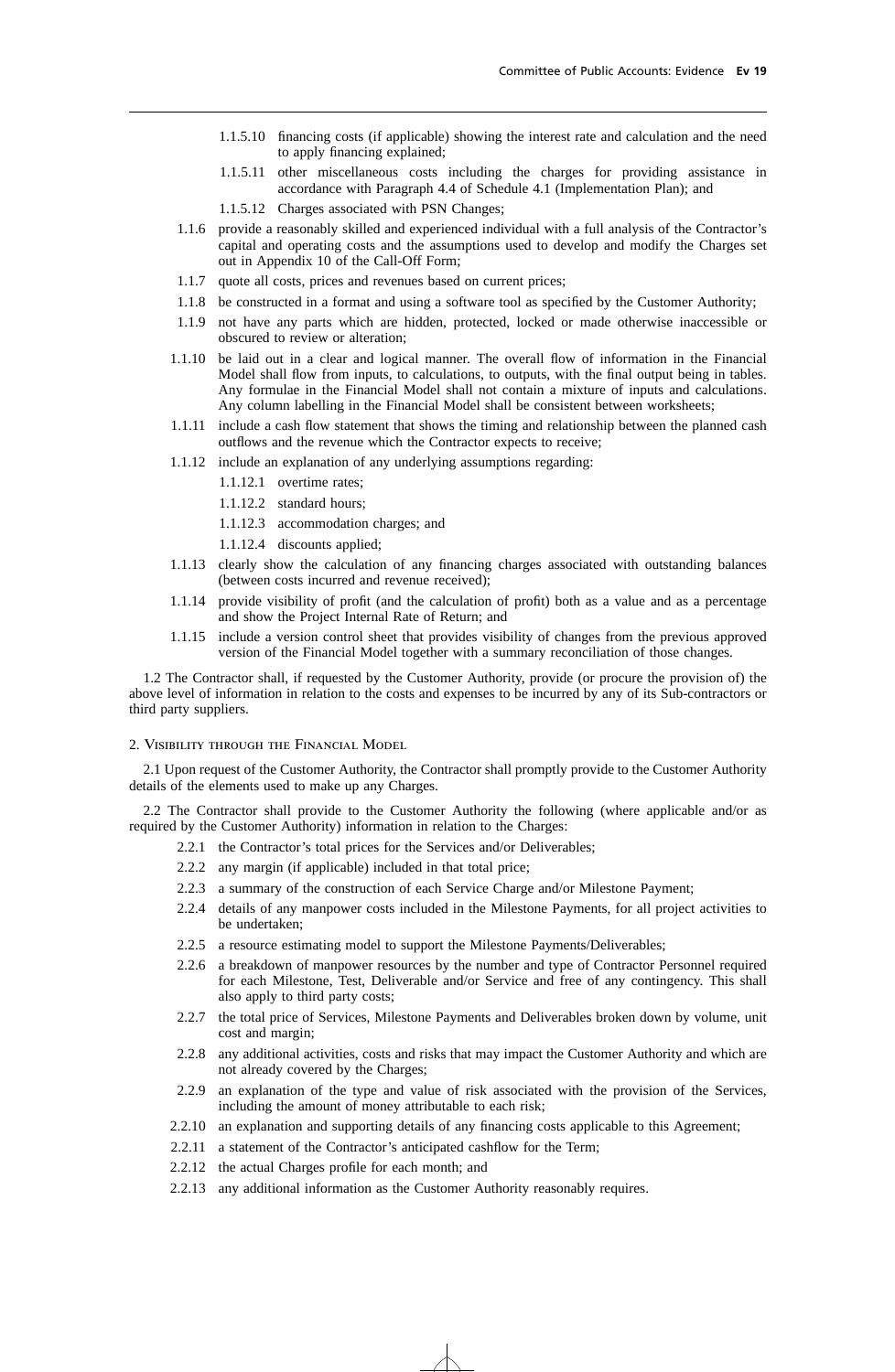1.1.5.10 financing costs (if applicable) showing the interest rate and calculation and the need to apply financing explained;

1.1.5.11 other miscellaneous costs including the charges for providing assistance in accordance with Paragraph 4.4 of Schedule 4.1 (Implementation Plan); and

1.1.5.12 Charges associated with PSN Changes;

1.1.6 provide a reasonably skilled and experienced individual with a full analysis of the Contractor's capital and operating costs and the assumptions used to develop and modify the Charges set out in Appendix 10 of the Call-Off Form;

1.1.7 quote all costs, prices and revenues based on current prices;

1.1.8 be constructed in a format and using a software tool as specified by the Customer Authority;

1.1.9 not have any parts which are hidden, protected, locked or made otherwise inaccessible or obscured to review or alteration;

1.1.10 be laid out in a clear and logical manner. The overall flow of information in the Financial Model shall flow from inputs, to calculations, to outputs, with the final output being in tables. Any formulae in the Financial Model shall not contain a mixture of inputs and calculations. Any column labelling in the Financial Model shall be consistent between worksheets;

1.1.11 include a cash flow statement that shows the timing and relationship between the planned cash outflows and the revenue which the Contractor expects to receive;

1.1.12 include an explanation of any underlying assumptions regarding:

1.1.12.1 overtime rates;

1.1.12.2 standard hours;

1.1.12.3 accommodation charges; and

1.1.12.4 discounts applied;

1.1.13 clearly show the calculation of any financing charges associated with outstanding balances (between costs incurred and revenue received);

1.1.14 provide visibility of profit (and the calculation of profit) both as a value and as a percentage and show the Project Internal Rate of Return; and

1.1.15 include a version control sheet that provides visibility of changes from the previous approved version of the Financial Model together with a summary reconciliation of those changes.

1.2 The Contractor shall, if requested by the Customer Authority, provide (or procure the provision of) the above level of information in relation to the costs and expenses to be incurred by any of its Sub-contractors or third party suppliers.

2. Visibility through the Financial Model

2.1 Upon request of the Customer Authority, the Contractor shall promptly provide to the Customer Authority details of the elements used to make up any Charges.

2.2 The Contractor shall provide to the Customer Authority the following (where applicable and/or as required by the Customer Authority) information in relation to the Charges:

2.2.1 the Contractor's total prices for the Services and/or Deliverables;

2.2.2 any margin (if applicable) included in that total price;

2.2.3 a summary of the construction of each Service Charge and/or Milestone Payment;

2.2.4 details of any manpower costs included in the Milestone Payments, for all project activities to be undertaken;

2.2.5 a resource estimating model to support the Milestone Payments/Deliverables;

2.2.6 a breakdown of manpower resources by the number and type of Contractor Personnel required for each Milestone, Test, Deliverable and/or Service and free of any contingency. This shall also apply to third party costs;

2.2.7 the total price of Services, Milestone Payments and Deliverables broken down by volume, unit cost and margin;

2.2.8 any additional activities, costs and risks that may impact the Customer Authority and which are not already covered by the Charges;

2.2.9 an explanation of the type and value of risk associated with the provision of the Services, including the amount of money attributable to each risk;

2.2.10 an explanation and supporting details of any financing costs applicable to this Agreement;

2.2.11 a statement of the Contractor's anticipated cashflow for the Term;

2.2.12 the actual Charges profile for each month; and

2.2.13 any additional information as the Customer Authority reasonably requires.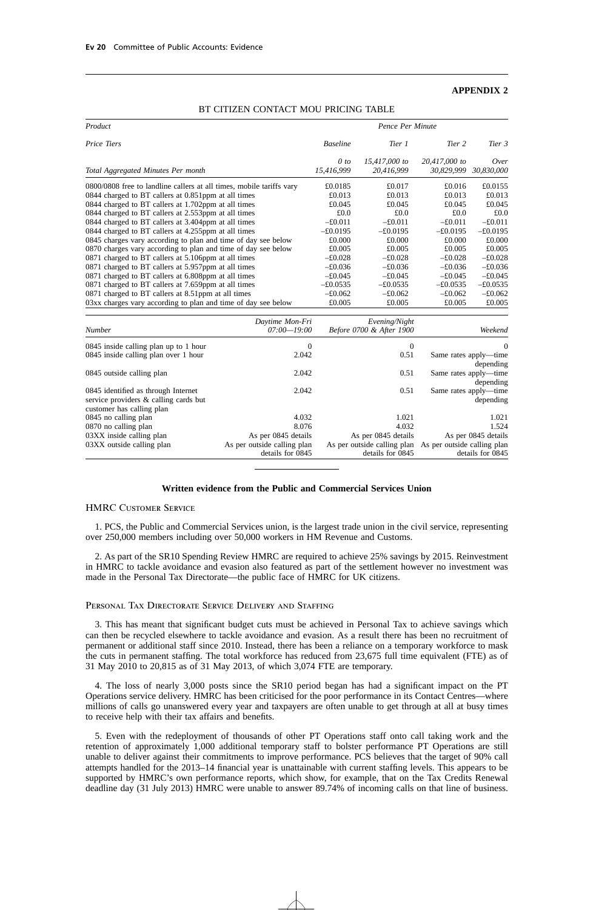## APPENDIX 2

### BT CITIZEN CONTACT MOU PRICING TABLE

| *Product* | *Pence Per Minute* | | | |
|---|---|---|---|---|
| *Price Tiers* | *Baseline* | *Tier 1* | *Tier 2* | *Tier 3* |
| *Total Aggregated Minutes Per month* | *0 to 15,416,999* | *15,417,000 to 20,416,999* | *20,417,000 to 30,829,999* | *Over 30,830,000* |
| 0800/0808 free to landline callers at all times, mobile tariffs vary | £0.0185 | £0.017 | £0.016 | £0.0155 |
| 0844 charged to BT callers at 0.851ppm at all times | £0.013 | £0.013 | £0.013 | £0.013 |
| 0844 charged to BT callers at 1.702ppm at all times | £0.045 | £0.045 | £0.045 | £0.045 |
| 0844 charged to BT callers at 2.553ppm at all times | £0.0 | £0.0 | £0.0 | £0.0 |
| 0844 charged to BT callers at 3.404ppm at all times | –£0.011 | –£0.011 | –£0.011 | –£0.011 |
| 0844 charged to BT callers at 4.255ppm at all times | –£0.0195 | –£0.0195 | –£0.0195 | –£0.0195 |
| 0845 charges vary according to plan and time of day see below | £0.000 | £0.000 | £0.000 | £0.000 |
| 0870 charges vary according to plan and time of day see below | £0.005 | £0.005 | £0.005 | £0.005 |
| 0871 charged to BT callers at 5.106ppm at all times | –£0.028 | –£0.028 | –£0.028 | –£0.028 |
| 0871 charged to BT callers at 5.957ppm at all times | –£0.036 | –£0.036 | –£0.036 | –£0.036 |
| 0871 charged to BT callers at 6.808ppm at all times | –£0.045 | –£0.045 | –£0.045 | –£0.045 |
| 0871 charged to BT callers at 7.659ppm at all times | –£0.0535 | –£0.0535 | –£0.0535 | –£0.0535 |
| 0871 charged to BT callers at 8.51ppm at all times | –£0.062 | –£0.062 | –£0.062 | –£0.062 |
| 03xx charges vary according to plan and time of day see below | £0.005 | £0.005 | £0.005 | £0.005 |

| *Number* | *Daytime Mon-Fri 07:00—19:00* | *Evening/Night Before 0700 & After 1900* | *Weekend* |
|---|---|---|---|
| 0845 inside calling plan up to 1 hour | 0 | 0 | 0 |
| 0845 inside calling plan over 1 hour | 2.042 | 0.51 | Same rates apply—time depending |
| 0845 outside calling plan | 2.042 | 0.51 | Same rates apply—time depending |
| 0845 identified as through Internet service providers & calling cards but customer has calling plan | 2.042 | 0.51 | Same rates apply—time depending |
| 0845 no calling plan | 4.032 | 1.021 | 1.021 |
| 0870 no calling plan | 8.076 | 4.032 | 1.524 |
| 03XX inside calling plan | As per 0845 details | As per 0845 details | As per 0845 details |
| 03XX outside calling plan | As per outside calling plan details for 0845 | As per outside calling plan details for 0845 | As per outside calling plan details for 0845 |

---

## Written evidence from the Public and Commercial Services Union

### HMRC Customer Service

1. PCS, the Public and Commercial Services union, is the largest trade union in the civil service, representing over 250,000 members including over 50,000 workers in HM Revenue and Customs.

2. As part of the SR10 Spending Review HMRC are required to achieve 25% savings by 2015. Reinvestment in HMRC to tackle avoidance and evasion also featured as part of the settlement however no investment was made in the Personal Tax Directorate—the public face of HMRC for UK citizens.

### Personal Tax Directorate Service Delivery and Staffing

3. This has meant that significant budget cuts must be achieved in Personal Tax to achieve savings which can then be recycled elsewhere to tackle avoidance and evasion. As a result there has been no recruitment of permanent or additional staff since 2010. Instead, there has been a reliance on a temporary workforce to mask the cuts in permanent staffing. The total workforce has reduced from 23,675 full time equivalent (FTE) as of 31 May 2010 to 20,815 as of 31 May 2013, of which 3,074 FTE are temporary.

4. The loss of nearly 3,000 posts since the SR10 period began has had a significant impact on the PT Operations service delivery. HMRC has been criticised for the poor performance in its Contact Centres—where millions of calls go unanswered every year and taxpayers are often unable to get through at all at busy times to receive help with their tax affairs and benefits.

5. Even with the redeployment of thousands of other PT Operations staff onto call taking work and the retention of approximately 1,000 additional temporary staff to bolster performance PT Operations are still unable to deliver against their commitments to improve performance. PCS believes that the target of 90% call attempts handled for the 2013–14 financial year is unattainable with current staffing levels. This appears to be supported by HMRC's own performance reports, which show, for example, that on the Tax Credits Renewal deadline day (31 July 2013) HMRC were unable to answer 89.74% of incoming calls on that line of business.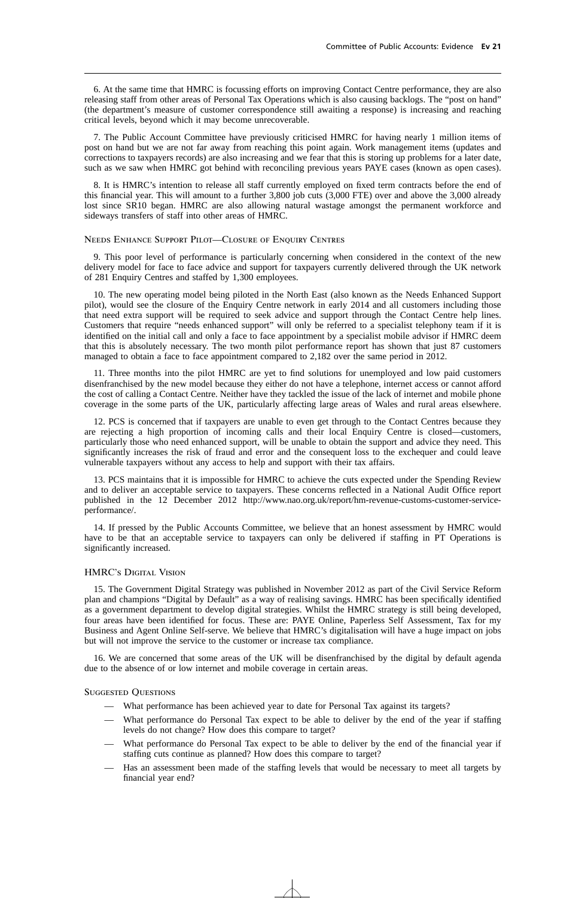6. At the same time that HMRC is focussing efforts on improving Contact Centre performance, they are also releasing staff from other areas of Personal Tax Operations which is also causing backlogs. The "post on hand" (the department's measure of customer correspondence still awaiting a response) is increasing and reaching critical levels, beyond which it may become unrecoverable.

7. The Public Account Committee have previously criticised HMRC for having nearly 1 million items of post on hand but we are not far away from reaching this point again. Work management items (updates and corrections to taxpayers records) are also increasing and we fear that this is storing up problems for a later date, such as we saw when HMRC got behind with reconciling previous years PAYE cases (known as open cases).

8. It is HMRC's intention to release all staff currently employed on fixed term contracts before the end of this financial year. This will amount to a further 3,800 job cuts (3,000 FTE) over and above the 3,000 already lost since SR10 began. HMRC are also allowing natural wastage amongst the permanent workforce and sideways transfers of staff into other areas of HMRC.

### Needs Enhance Support Pilot—Closure of Enquiry Centres

9. This poor level of performance is particularly concerning when considered in the context of the new delivery model for face to face advice and support for taxpayers currently delivered through the UK network of 281 Enquiry Centres and staffed by 1,300 employees.

10. The new operating model being piloted in the North East (also known as the Needs Enhanced Support pilot), would see the closure of the Enquiry Centre network in early 2014 and all customers including those that need extra support will be required to seek advice and support through the Contact Centre help lines. Customers that require "needs enhanced support" will only be referred to a specialist telephony team if it is identified on the initial call and only a face to face appointment by a specialist mobile advisor if HMRC deem that this is absolutely necessary. The two month pilot performance report has shown that just 87 customers managed to obtain a face to face appointment compared to 2,182 over the same period in 2012.

11. Three months into the pilot HMRC are yet to find solutions for unemployed and low paid customers disenfranchised by the new model because they either do not have a telephone, internet access or cannot afford the cost of calling a Contact Centre. Neither have they tackled the issue of the lack of internet and mobile phone coverage in the some parts of the UK, particularly affecting large areas of Wales and rural areas elsewhere.

12. PCS is concerned that if taxpayers are unable to even get through to the Contact Centres because they are rejecting a high proportion of incoming calls and their local Enquiry Centre is closed—customers, particularly those who need enhanced support, will be unable to obtain the support and advice they need. This significantly increases the risk of fraud and error and the consequent loss to the exchequer and could leave vulnerable taxpayers without any access to help and support with their tax affairs.

13. PCS maintains that it is impossible for HMRC to achieve the cuts expected under the Spending Review and to deliver an acceptable service to taxpayers. These concerns reflected in a National Audit Office report published in the 12 December 2012 http://www.nao.org.uk/report/hm-revenue-customs-customer-service-performance/.

14. If pressed by the Public Accounts Committee, we believe that an honest assessment by HMRC would have to be that an acceptable service to taxpayers can only be delivered if staffing in PT Operations is significantly increased.

### HMRC's Digital Vision

15. The Government Digital Strategy was published in November 2012 as part of the Civil Service Reform plan and champions "Digital by Default" as a way of realising savings. HMRC has been specifically identified as a government department to develop digital strategies. Whilst the HMRC strategy is still being developed, four areas have been identified for focus. These are: PAYE Online, Paperless Self Assessment, Tax for my Business and Agent Online Self-serve. We believe that HMRC's digitalisation will have a huge impact on jobs but will not improve the service to the customer or increase tax compliance.

16. We are concerned that some areas of the UK will be disenfranchised by the digital by default agenda due to the absence of or low internet and mobile coverage in certain areas.

### Suggested Questions

- What performance has been achieved year to date for Personal Tax against its targets?
- What performance do Personal Tax expect to be able to deliver by the end of the year if staffing levels do not change? How does this compare to target?
- What performance do Personal Tax expect to be able to deliver by the end of the financial year if staffing cuts continue as planned? How does this compare to target?
- Has an assessment been made of the staffing levels that would be necessary to meet all targets by financial year end?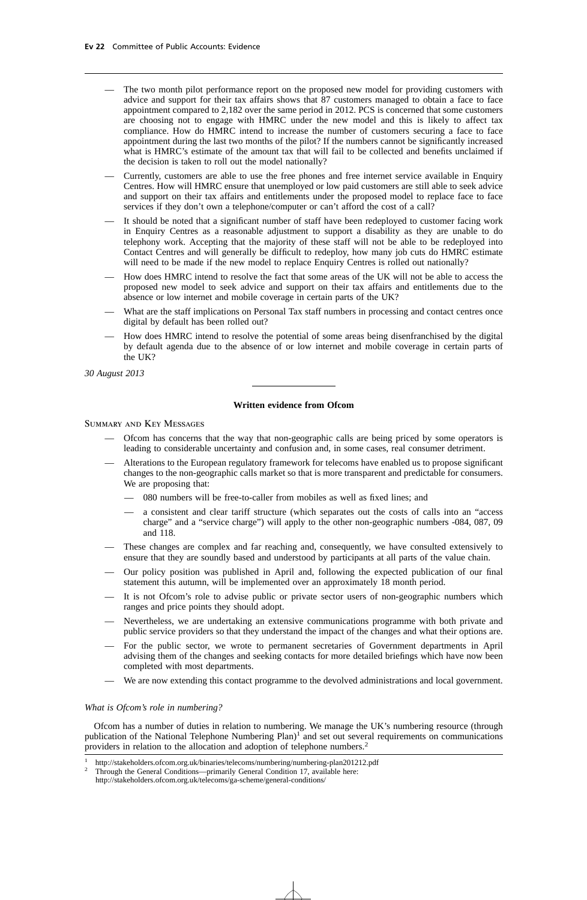- The two month pilot performance report on the proposed new model for providing customers with advice and support for their tax affairs shows that 87 customers managed to obtain a face to face appointment compared to 2,182 over the same period in 2012. PCS is concerned that some customers are choosing not to engage with HMRC under the new model and this is likely to affect tax compliance. How do HMRC intend to increase the number of customers securing a face to face appointment during the last two months of the pilot? If the numbers cannot be significantly increased what is HMRC's estimate of the amount tax that will fail to be collected and benefits unclaimed if the decision is taken to roll out the model nationally?
- Currently, customers are able to use the free phones and free internet service available in Enquiry Centres. How will HMRC ensure that unemployed or low paid customers are still able to seek advice and support on their tax affairs and entitlements under the proposed model to replace face to face services if they don't own a telephone/computer or can't afford the cost of a call?
- It should be noted that a significant number of staff have been redeployed to customer facing work in Enquiry Centres as a reasonable adjustment to support a disability as they are unable to do telephony work. Accepting that the majority of these staff will not be able to be redeployed into Contact Centres and will generally be difficult to redeploy, how many job cuts do HMRC estimate will need to be made if the new model to replace Enquiry Centres is rolled out nationally?
- How does HMRC intend to resolve the fact that some areas of the UK will not be able to access the proposed new model to seek advice and support on their tax affairs and entitlements due to the absence or low internet and mobile coverage in certain parts of the UK?
- What are the staff implications on Personal Tax staff numbers in processing and contact centres once digital by default has been rolled out?
- How does HMRC intend to resolve the potential of some areas being disenfranchised by the digital by default agenda due to the absence of or low internet and mobile coverage in certain parts of the UK?

*30 August 2013*

---

**Written evidence from Ofcom**

Summary and Key Messages

- Ofcom has concerns that the way that non-geographic calls are being priced by some operators is leading to considerable uncertainty and confusion and, in some cases, real consumer detriment.
- Alterations to the European regulatory framework for telecoms have enabled us to propose significant changes to the non-geographic calls market so that is more transparent and predictable for consumers. We are proposing that:
  - 080 numbers will be free-to-caller from mobiles as well as fixed lines; and
  - a consistent and clear tariff structure (which separates out the costs of calls into an "access charge" and a "service charge") will apply to the other non-geographic numbers -084, 087, 09 and 118.
- These changes are complex and far reaching and, consequently, we have consulted extensively to ensure that they are soundly based and understood by participants at all parts of the value chain.
- Our policy position was published in April and, following the expected publication of our final statement this autumn, will be implemented over an approximately 18 month period.
- It is not Ofcom's role to advise public or private sector users of non-geographic numbers which ranges and price points they should adopt.
- Nevertheless, we are undertaking an extensive communications programme with both private and public service providers so that they understand the impact of the changes and what their options are.
- For the public sector, we wrote to permanent secretaries of Government departments in April advising them of the changes and seeking contacts for more detailed briefings which have now been completed with most departments.
- We are now extending this contact programme to the devolved administrations and local government.

*What is Ofcom's role in numbering?*

Ofcom has a number of duties in relation to numbering. We manage the UK's numbering resource (through publication of the National Telephone Numbering Plan)[1] and set out several requirements on communications providers in relation to the allocation and adoption of telephone numbers.[2]

---

[1] http://stakeholders.ofcom.org.uk/binaries/telecoms/numbering/numbering-plan201212.pdf

[2] Through the General Conditions—primarily General Condition 17, available here: http://stakeholders.ofcom.org.uk/telecoms/ga-scheme/general-conditions/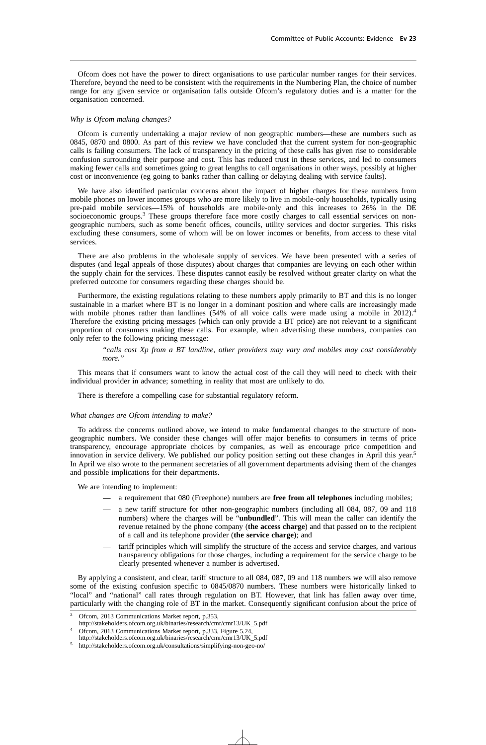Ofcom does not have the power to direct organisations to use particular number ranges for their services. Therefore, beyond the need to be consistent with the requirements in the Numbering Plan, the choice of number range for any given service or organisation falls outside Ofcom's regulatory duties and is a matter for the organisation concerned.

*Why is Ofcom making changes?*

Ofcom is currently undertaking a major review of non geographic numbers—these are numbers such as 0845, 0870 and 0800. As part of this review we have concluded that the current system for non-geographic calls is failing consumers. The lack of transparency in the pricing of these calls has given rise to considerable confusion surrounding their purpose and cost. This has reduced trust in these services, and led to consumers making fewer calls and sometimes going to great lengths to call organisations in other ways, possibly at higher cost or inconvenience (eg going to banks rather than calling or delaying dealing with service faults).

We have also identified particular concerns about the impact of higher charges for these numbers from mobile phones on lower incomes groups who are more likely to live in mobile-only households, typically using pre-paid mobile services—15% of households are mobile-only and this increases to 26% in the DE socioeconomic groups.[3] These groups therefore face more costly charges to call essential services on non-geographic numbers, such as some benefit offices, councils, utility services and doctor surgeries. This risks excluding these consumers, some of whom will be on lower incomes or benefits, from access to these vital services.

There are also problems in the wholesale supply of services. We have been presented with a series of disputes (and legal appeals of those disputes) about charges that companies are levying on each other within the supply chain for the services. These disputes cannot easily be resolved without greater clarity on what the preferred outcome for consumers regarding these charges should be.

Furthermore, the existing regulations relating to these numbers apply primarily to BT and this is no longer sustainable in a market where BT is no longer in a dominant position and where calls are increasingly made with mobile phones rather than landlines (54% of all voice calls were made using a mobile in 2012).[4] Therefore the existing pricing messages (which can only provide a BT price) are not relevant to a significant proportion of consumers making these calls. For example, when advertising these numbers, companies can only refer to the following pricing message:

> *"calls cost Xp from a BT landline, other providers may vary and mobiles may cost considerably more."*

This means that if consumers want to know the actual cost of the call they will need to check with their individual provider in advance; something in reality that most are unlikely to do.

There is therefore a compelling case for substantial regulatory reform.

*What changes are Ofcom intending to make?*

To address the concerns outlined above, we intend to make fundamental changes to the structure of non-geographic numbers. We consider these changes will offer major benefits to consumers in terms of price transparency, encourage appropriate choices by companies, as well as encourage price competition and innovation in service delivery. We published our policy position setting out these changes in April this year.[5] In April we also wrote to the permanent secretaries of all government departments advising them of the changes and possible implications for their departments.

We are intending to implement:

- a requirement that 080 (Freephone) numbers are **free from all telephones** including mobiles;
- a new tariff structure for other non-geographic numbers (including all 084, 087, 09 and 118 numbers) where the charges will be "**unbundled**". This will mean the caller can identify the revenue retained by the phone company (**the access charge**) and that passed on to the recipient of a call and its telephone provider (**the service charge**); and
- tariff principles which will simplify the structure of the access and service charges, and various transparency obligations for those charges, including a requirement for the service charge to be clearly presented whenever a number is advertised.

By applying a consistent, and clear, tariff structure to all 084, 087, 09 and 118 numbers we will also remove some of the existing confusion specific to 0845/0870 numbers. These numbers were historically linked to "local" and "national" call rates through regulation on BT. However, that link has fallen away over time, particularly with the changing role of BT in the market. Consequently significant confusion about the price of

---

[3] Ofcom, 2013 Communications Market report, p.353, http://stakeholders.ofcom.org.uk/binaries/research/cmr/cmr13/UK_5.pdf

[4] Ofcom, 2013 Communications Market report, p.333, Figure 5.24, http://stakeholders.ofcom.org.uk/binaries/research/cmr/cmr13/UK_5.pdf

[5] http://stakeholders.ofcom.org.uk/consultations/simplifying-non-geo-no/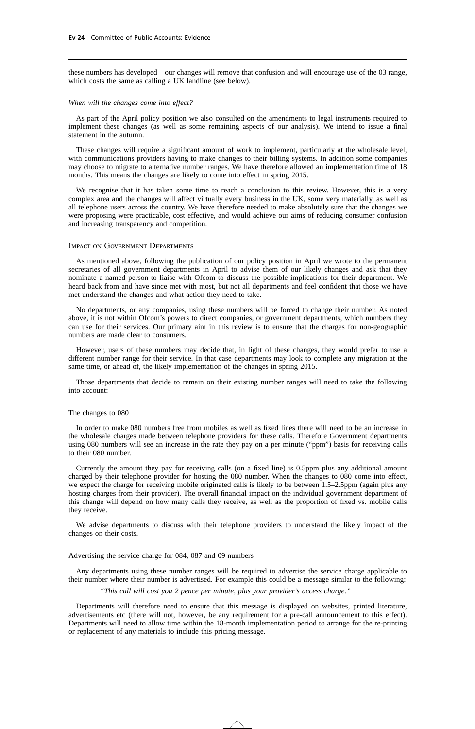these numbers has developed—our changes will remove that confusion and will encourage use of the 03 range, which costs the same as calling a UK landline (see below).

*When will the changes come into effect?*

As part of the April policy position we also consulted on the amendments to legal instruments required to implement these changes (as well as some remaining aspects of our analysis). We intend to issue a final statement in the autumn.

These changes will require a significant amount of work to implement, particularly at the wholesale level, with communications providers having to make changes to their billing systems. In addition some companies may choose to migrate to alternative number ranges. We have therefore allowed an implementation time of 18 months. This means the changes are likely to come into effect in spring 2015.

We recognise that it has taken some time to reach a conclusion to this review. However, this is a very complex area and the changes will affect virtually every business in the UK, some very materially, as well as all telephone users across the country. We have therefore needed to make absolutely sure that the changes we were proposing were practicable, cost effective, and would achieve our aims of reducing consumer confusion and increasing transparency and competition.

## Impact on Government Departments

As mentioned above, following the publication of our policy position in April we wrote to the permanent secretaries of all government departments in April to advise them of our likely changes and ask that they nominate a named person to liaise with Ofcom to discuss the possible implications for their department. We heard back from and have since met with most, but not all departments and feel confident that those we have met understand the changes and what action they need to take.

No departments, or any companies, using these numbers will be forced to change their number. As noted above, it is not within Ofcom's powers to direct companies, or government departments, which numbers they can use for their services. Our primary aim in this review is to ensure that the charges for non-geographic numbers are made clear to consumers.

However, users of these numbers may decide that, in light of these changes, they would prefer to use a different number range for their service. In that case departments may look to complete any migration at the same time, or ahead of, the likely implementation of the changes in spring 2015.

Those departments that decide to remain on their existing number ranges will need to take the following into account:

The changes to 080

In order to make 080 numbers free from mobiles as well as fixed lines there will need to be an increase in the wholesale charges made between telephone providers for these calls. Therefore Government departments using 080 numbers will see an increase in the rate they pay on a per minute ("ppm") basis for receiving calls to their 080 number.

Currently the amount they pay for receiving calls (on a fixed line) is 0.5ppm plus any additional amount charged by their telephone provider for hosting the 080 number. When the changes to 080 come into effect, we expect the charge for receiving mobile originated calls is likely to be between 1.5–2.5ppm (again plus any hosting charges from their provider). The overall financial impact on the individual government department of this change will depend on how many calls they receive, as well as the proportion of fixed vs. mobile calls they receive.

We advise departments to discuss with their telephone providers to understand the likely impact of the changes on their costs.

Advertising the service charge for 084, 087 and 09 numbers

Any departments using these number ranges will be required to advertise the service charge applicable to their number where their number is advertised. For example this could be a message similar to the following:

> *"This call will cost you 2 pence per minute, plus your provider's access charge."*

Departments will therefore need to ensure that this message is displayed on websites, printed literature, advertisements etc (there will not, however, be any requirement for a pre-call announcement to this effect). Departments will need to allow time within the 18-month implementation period to arrange for the re-printing or replacement of any materials to include this pricing message.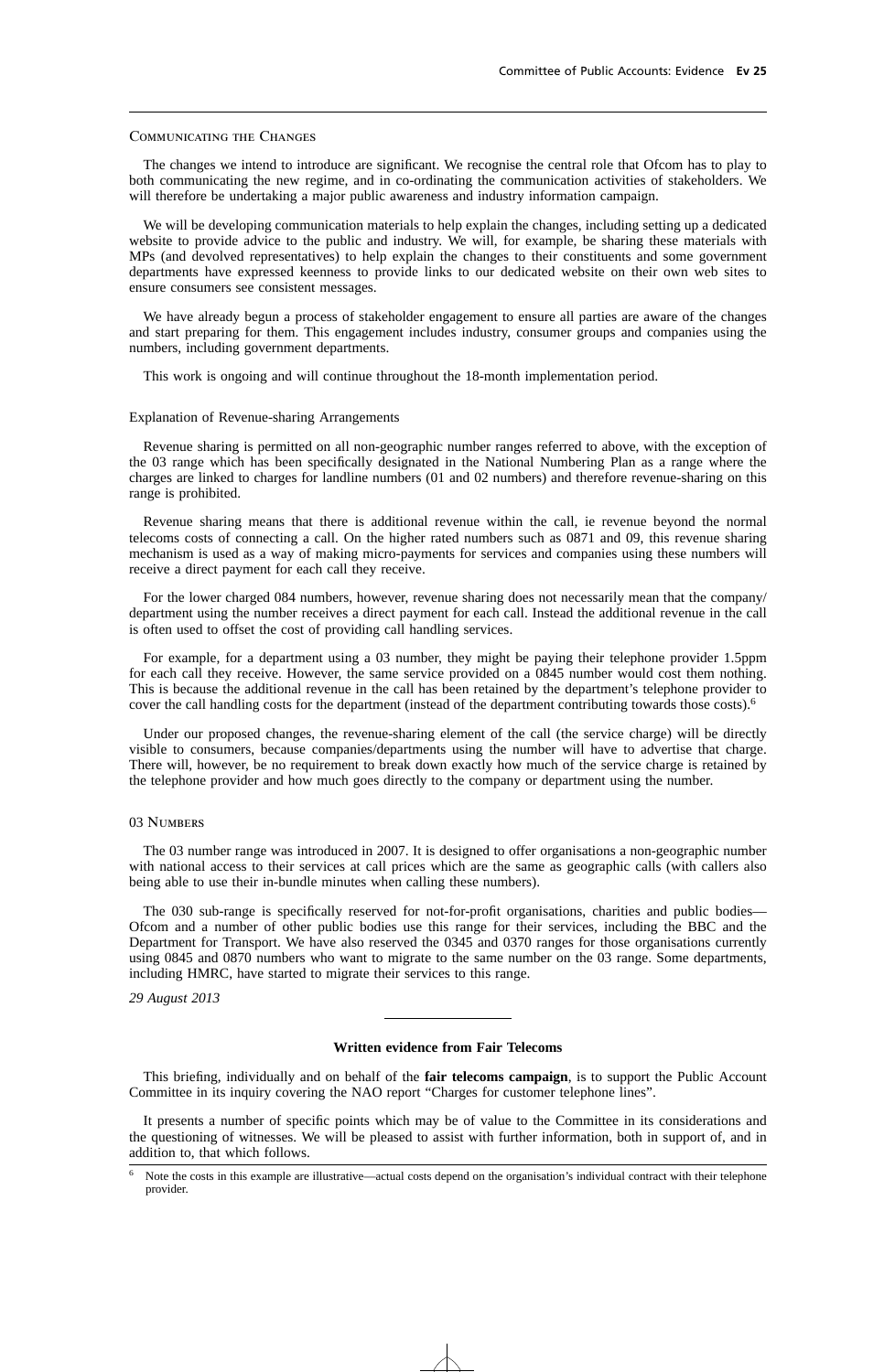### Communicating the Changes

The changes we intend to introduce are significant. We recognise the central role that Ofcom has to play to both communicating the new regime, and in co-ordinating the communication activities of stakeholders. We will therefore be undertaking a major public awareness and industry information campaign.

We will be developing communication materials to help explain the changes, including setting up a dedicated website to provide advice to the public and industry. We will, for example, be sharing these materials with MPs (and devolved representatives) to help explain the changes to their constituents and some government departments have expressed keenness to provide links to our dedicated website on their own web sites to ensure consumers see consistent messages.

We have already begun a process of stakeholder engagement to ensure all parties are aware of the changes and start preparing for them. This engagement includes industry, consumer groups and companies using the numbers, including government departments.

This work is ongoing and will continue throughout the 18-month implementation period.

### Explanation of Revenue-sharing Arrangements

Revenue sharing is permitted on all non-geographic number ranges referred to above, with the exception of the 03 range which has been specifically designated in the National Numbering Plan as a range where the charges are linked to charges for landline numbers (01 and 02 numbers) and therefore revenue-sharing on this range is prohibited.

Revenue sharing means that there is additional revenue within the call, ie revenue beyond the normal telecoms costs of connecting a call. On the higher rated numbers such as 0871 and 09, this revenue sharing mechanism is used as a way of making micro-payments for services and companies using these numbers will receive a direct payment for each call they receive.

For the lower charged 084 numbers, however, revenue sharing does not necessarily mean that the company/department using the number receives a direct payment for each call. Instead the additional revenue in the call is often used to offset the cost of providing call handling services.

For example, for a department using a 03 number, they might be paying their telephone provider 1.5ppm for each call they receive. However, the same service provided on a 0845 number would cost them nothing. This is because the additional revenue in the call has been retained by the department's telephone provider to cover the call handling costs for the department (instead of the department contributing towards those costs).[6]

Under our proposed changes, the revenue-sharing element of the call (the service charge) will be directly visible to consumers, because companies/departments using the number will have to advertise that charge. There will, however, be no requirement to break down exactly how much of the service charge is retained by the telephone provider and how much goes directly to the company or department using the number.

### 03 Numbers

The 03 number range was introduced in 2007. It is designed to offer organisations a non-geographic number with national access to their services at call prices which are the same as geographic calls (with callers also being able to use their in-bundle minutes when calling these numbers).

The 030 sub-range is specifically reserved for not-for-profit organisations, charities and public bodies—Ofcom and a number of other public bodies use this range for their services, including the BBC and the Department for Transport. We have also reserved the 0345 and 0370 ranges for those organisations currently using 0845 and 0870 numbers who want to migrate to the same number on the 03 range. Some departments, including HMRC, have started to migrate their services to this range.

*29 August 2013*

---

## Written evidence from Fair Telecoms

This briefing, individually and on behalf of the **fair telecoms campaign**, is to support the Public Account Committee in its inquiry covering the NAO report "Charges for customer telephone lines".

It presents a number of specific points which may be of value to the Committee in its considerations and the questioning of witnesses. We will be pleased to assist with further information, both in support of, and in addition to, that which follows.

---

[6] Note the costs in this example are illustrative—actual costs depend on the organisation's individual contract with their telephone provider.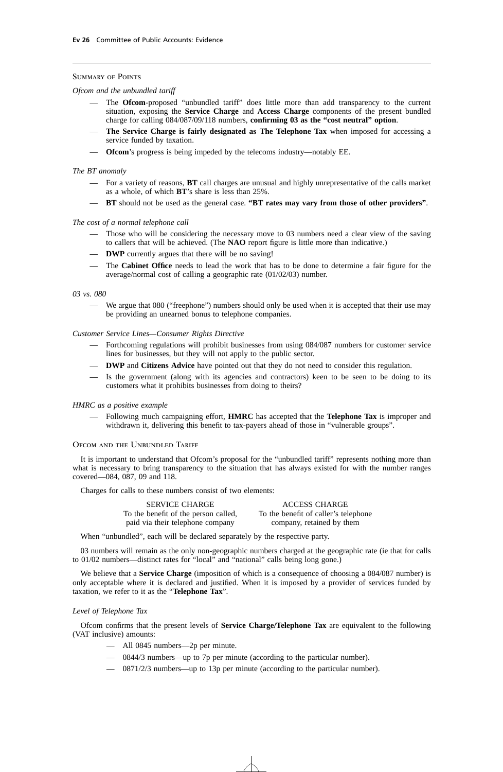Summary of Points

*Ofcom and the unbundled tariff*

- The **Ofcom**-proposed "unbundled tariff" does little more than add transparency to the current situation, exposing the **Service Charge** and **Access Charge** components of the present bundled charge for calling 084/087/09/118 numbers, **confirming 03 as the "cost neutral" option**.
- **The Service Charge is fairly designated as The Telephone Tax** when imposed for accessing a service funded by taxation.
- **Ofcom**'s progress is being impeded by the telecoms industry—notably EE.

*The BT anomaly*

- For a variety of reasons, **BT** call charges are unusual and highly unrepresentative of the calls market as a whole, of which **BT**'s share is less than 25%.
- **BT** should not be used as the general case. **"BT rates may vary from those of other providers"**.

*The cost of a normal telephone call*

- Those who will be considering the necessary move to 03 numbers need a clear view of the saving to callers that will be achieved. (The **NAO** report figure is little more than indicative.)
- **DWP** currently argues that there will be no saving!
- The **Cabinet Office** needs to lead the work that has to be done to determine a fair figure for the average/normal cost of calling a geographic rate (01/02/03) number.

*03 vs. 080*

- We argue that 080 ("freephone") numbers should only be used when it is accepted that their use may be providing an unearned bonus to telephone companies.

*Customer Service Lines—Consumer Rights Directive*

- Forthcoming regulations will prohibit businesses from using 084/087 numbers for customer service lines for businesses, but they will not apply to the public sector.
- **DWP** and **Citizens Advice** have pointed out that they do not need to consider this regulation.
- Is the government (along with its agencies and contractors) keen to be seen to be doing to its customers what it prohibits businesses from doing to theirs?

*HMRC as a positive example*

- Following much campaigning effort, **HMRC** has accepted that the **Telephone Tax** is improper and withdrawn it, delivering this benefit to tax-payers ahead of those in "vulnerable groups".

Ofcom and the Unbundled Tariff

It is important to understand that Ofcom's proposal for the "unbundled tariff" represents nothing more than what is necessary to bring transparency to the situation that has always existed for with the number ranges covered—084, 087, 09 and 118.

Charges for calls to these numbers consist of two elements:

| SERVICE CHARGE | ACCESS CHARGE |
|---|---|
| To the benefit of the person called, paid via their telephone company | To the benefit of caller's telephone company, retained by them |

When "unbundled", each will be declared separately by the respective party.

03 numbers will remain as the only non-geographic numbers charged at the geographic rate (ie that for calls to 01/02 numbers—distinct rates for "local" and "national" calls being long gone.)

We believe that a **Service Charge** (imposition of which is a consequence of choosing a 084/087 number) is only acceptable where it is declared and justified. When it is imposed by a provider of services funded by taxation, we refer to it as the "**Telephone Tax**".

*Level of Telephone Tax*

Ofcom confirms that the present levels of **Service Charge/Telephone Tax** are equivalent to the following (VAT inclusive) amounts:

- All 0845 numbers—2p per minute.
- 0844/3 numbers—up to 7p per minute (according to the particular number).
- 0871/2/3 numbers—up to 13p per minute (according to the particular number).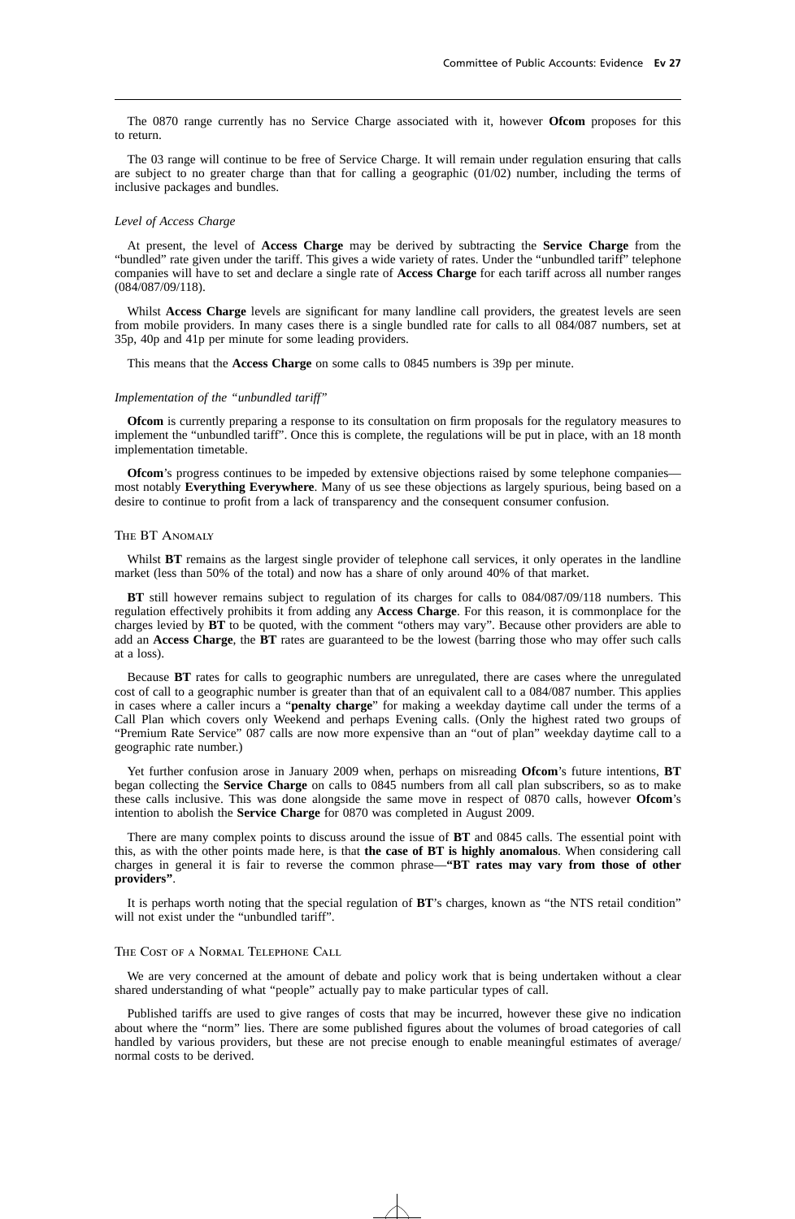The 0870 range currently has no Service Charge associated with it, however **Ofcom** proposes for this to return.

The 03 range will continue to be free of Service Charge. It will remain under regulation ensuring that calls are subject to no greater charge than that for calling a geographic (01/02) number, including the terms of inclusive packages and bundles.

*Level of Access Charge*

At present, the level of **Access Charge** may be derived by subtracting the **Service Charge** from the "bundled" rate given under the tariff. This gives a wide variety of rates. Under the "unbundled tariff" telephone companies will have to set and declare a single rate of **Access Charge** for each tariff across all number ranges (084/087/09/118).

Whilst **Access Charge** levels are significant for many landline call providers, the greatest levels are seen from mobile providers. In many cases there is a single bundled rate for calls to all 084/087 numbers, set at 35p, 40p and 41p per minute for some leading providers.

This means that the **Access Charge** on some calls to 0845 numbers is 39p per minute.

*Implementation of the "unbundled tariff"*

**Ofcom** is currently preparing a response to its consultation on firm proposals for the regulatory measures to implement the "unbundled tariff". Once this is complete, the regulations will be put in place, with an 18 month implementation timetable.

**Ofcom**'s progress continues to be impeded by extensive objections raised by some telephone companies—most notably **Everything Everywhere**. Many of us see these objections as largely spurious, being based on a desire to continue to profit from a lack of transparency and the consequent consumer confusion.

### The BT Anomaly

Whilst **BT** remains as the largest single provider of telephone call services, it only operates in the landline market (less than 50% of the total) and now has a share of only around 40% of that market.

**BT** still however remains subject to regulation of its charges for calls to 084/087/09/118 numbers. This regulation effectively prohibits it from adding any **Access Charge**. For this reason, it is commonplace for the charges levied by **BT** to be quoted, with the comment "others may vary". Because other providers are able to add an **Access Charge**, the **BT** rates are guaranteed to be the lowest (barring those who may offer such calls at a loss).

Because **BT** rates for calls to geographic numbers are unregulated, there are cases where the unregulated cost of call to a geographic number is greater than that of an equivalent call to a 084/087 number. This applies in cases where a caller incurs a "**penalty charge**" for making a weekday daytime call under the terms of a Call Plan which covers only Weekend and perhaps Evening calls. (Only the highest rated two groups of "Premium Rate Service" 087 calls are now more expensive than an "out of plan" weekday daytime call to a geographic rate number.)

Yet further confusion arose in January 2009 when, perhaps on misreading **Ofcom**'s future intentions, **BT** began collecting the **Service Charge** on calls to 0845 numbers from all call plan subscribers, so as to make these calls inclusive. This was done alongside the same move in respect of 0870 calls, however **Ofcom**'s intention to abolish the **Service Charge** for 0870 was completed in August 2009.

There are many complex points to discuss around the issue of **BT** and 0845 calls. The essential point with this, as with the other points made here, is that **the case of BT is highly anomalous**. When considering call charges in general it is fair to reverse the common phrase—**"BT rates may vary from those of other providers"**.

It is perhaps worth noting that the special regulation of **BT**'s charges, known as "the NTS retail condition" will not exist under the "unbundled tariff".

### The Cost of a Normal Telephone Call

We are very concerned at the amount of debate and policy work that is being undertaken without a clear shared understanding of what "people" actually pay to make particular types of call.

Published tariffs are used to give ranges of costs that may be incurred, however these give no indication about where the "norm" lies. There are some published figures about the volumes of broad categories of call handled by various providers, but these are not precise enough to enable meaningful estimates of average/normal costs to be derived.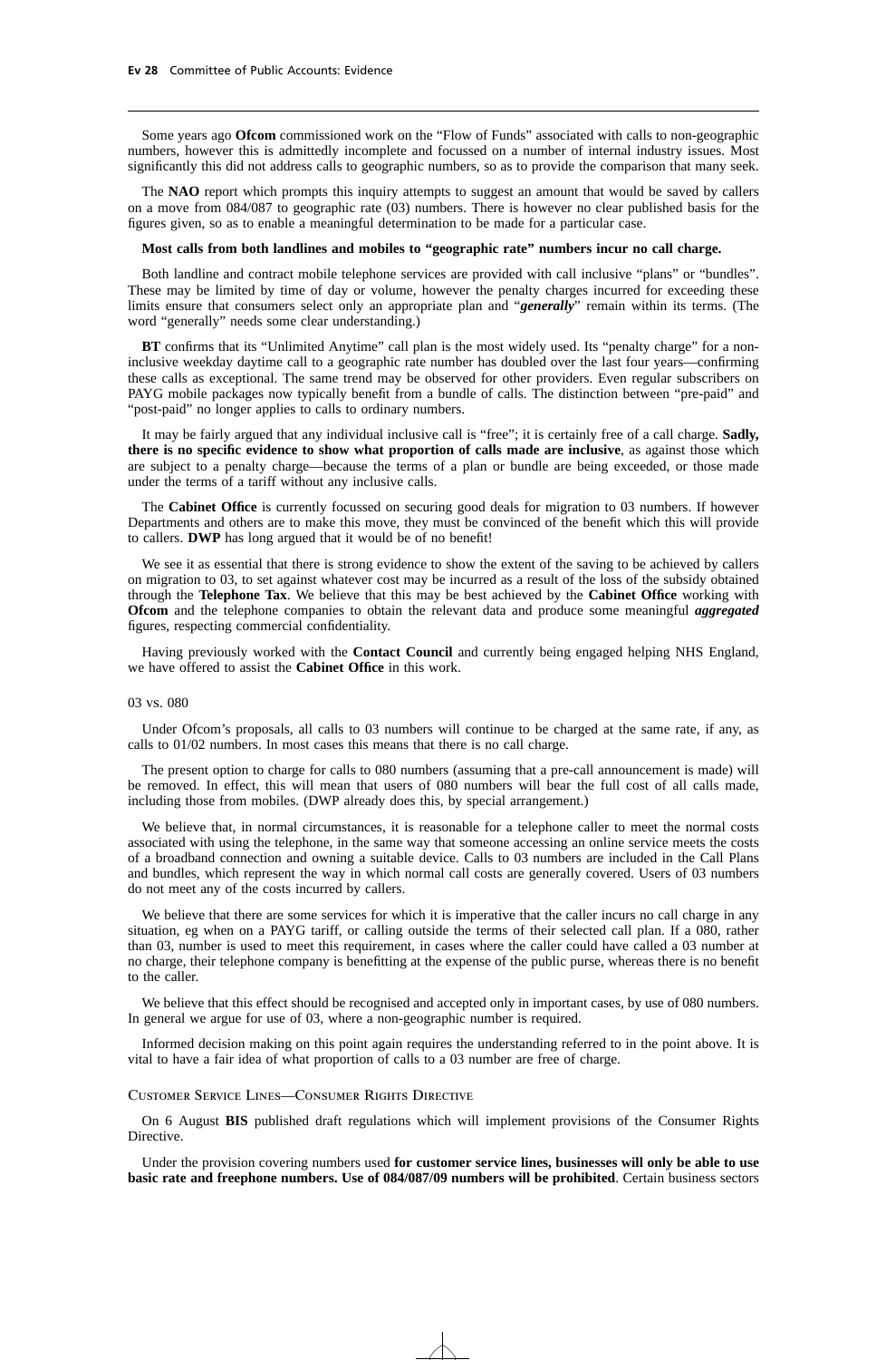Some years ago **Ofcom** commissioned work on the "Flow of Funds" associated with calls to non-geographic numbers, however this is admittedly incomplete and focussed on a number of internal industry issues. Most significantly this did not address calls to geographic numbers, so as to provide the comparison that many seek.

The **NAO** report which prompts this inquiry attempts to suggest an amount that would be saved by callers on a move from 084/087 to geographic rate (03) numbers. There is however no clear published basis for the figures given, so as to enable a meaningful determination to be made for a particular case.

**Most calls from both landlines and mobiles to "geographic rate" numbers incur no call charge.**

Both landline and contract mobile telephone services are provided with call inclusive "plans" or "bundles". These may be limited by time of day or volume, however the penalty charges incurred for exceeding these limits ensure that consumers select only an appropriate plan and "***generally***" remain within its terms. (The word "generally" needs some clear understanding.)

**BT** confirms that its "Unlimited Anytime" call plan is the most widely used. Its "penalty charge" for a non-inclusive weekday daytime call to a geographic rate number has doubled over the last four years—confirming these calls as exceptional. The same trend may be observed for other providers. Even regular subscribers on PAYG mobile packages now typically benefit from a bundle of calls. The distinction between "pre-paid" and "post-paid" no longer applies to calls to ordinary numbers.

It may be fairly argued that any individual inclusive call is "free"; it is certainly free of a call charge. **Sadly, there is no specific evidence to show what proportion of calls made are inclusive**, as against those which are subject to a penalty charge—because the terms of a plan or bundle are being exceeded, or those made under the terms of a tariff without any inclusive calls.

The **Cabinet Office** is currently focussed on securing good deals for migration to 03 numbers. If however Departments and others are to make this move, they must be convinced of the benefit which this will provide to callers. **DWP** has long argued that it would be of no benefit!

We see it as essential that there is strong evidence to show the extent of the saving to be achieved by callers on migration to 03, to set against whatever cost may be incurred as a result of the loss of the subsidy obtained through the **Telephone Tax**. We believe that this may be best achieved by the **Cabinet Office** working with **Ofcom** and the telephone companies to obtain the relevant data and produce some meaningful ***aggregated*** figures, respecting commercial confidentiality.

Having previously worked with the **Contact Council** and currently being engaged helping NHS England, we have offered to assist the **Cabinet Office** in this work.

03 vs. 080

Under Ofcom's proposals, all calls to 03 numbers will continue to be charged at the same rate, if any, as calls to 01/02 numbers. In most cases this means that there is no call charge.

The present option to charge for calls to 080 numbers (assuming that a pre-call announcement is made) will be removed. In effect, this will mean that users of 080 numbers will bear the full cost of all calls made, including those from mobiles. (DWP already does this, by special arrangement.)

We believe that, in normal circumstances, it is reasonable for a telephone caller to meet the normal costs associated with using the telephone, in the same way that someone accessing an online service meets the costs of a broadband connection and owning a suitable device. Calls to 03 numbers are included in the Call Plans and bundles, which represent the way in which normal call costs are generally covered. Users of 03 numbers do not meet any of the costs incurred by callers.

We believe that there are some services for which it is imperative that the caller incurs no call charge in any situation, eg when on a PAYG tariff, or calling outside the terms of their selected call plan. If a 080, rather than 03, number is used to meet this requirement, in cases where the caller could have called a 03 number at no charge, their telephone company is benefitting at the expense of the public purse, whereas there is no benefit to the caller.

We believe that this effect should be recognised and accepted only in important cases, by use of 080 numbers. In general we argue for use of 03, where a non-geographic number is required.

Informed decision making on this point again requires the understanding referred to in the point above. It is vital to have a fair idea of what proportion of calls to a 03 number are free of charge.

Customer Service Lines—Consumer Rights Directive

On 6 August **BIS** published draft regulations which will implement provisions of the Consumer Rights Directive.

Under the provision covering numbers used **for customer service lines, businesses will only be able to use basic rate and freephone numbers. Use of 084/087/09 numbers will be prohibited**. Certain business sectors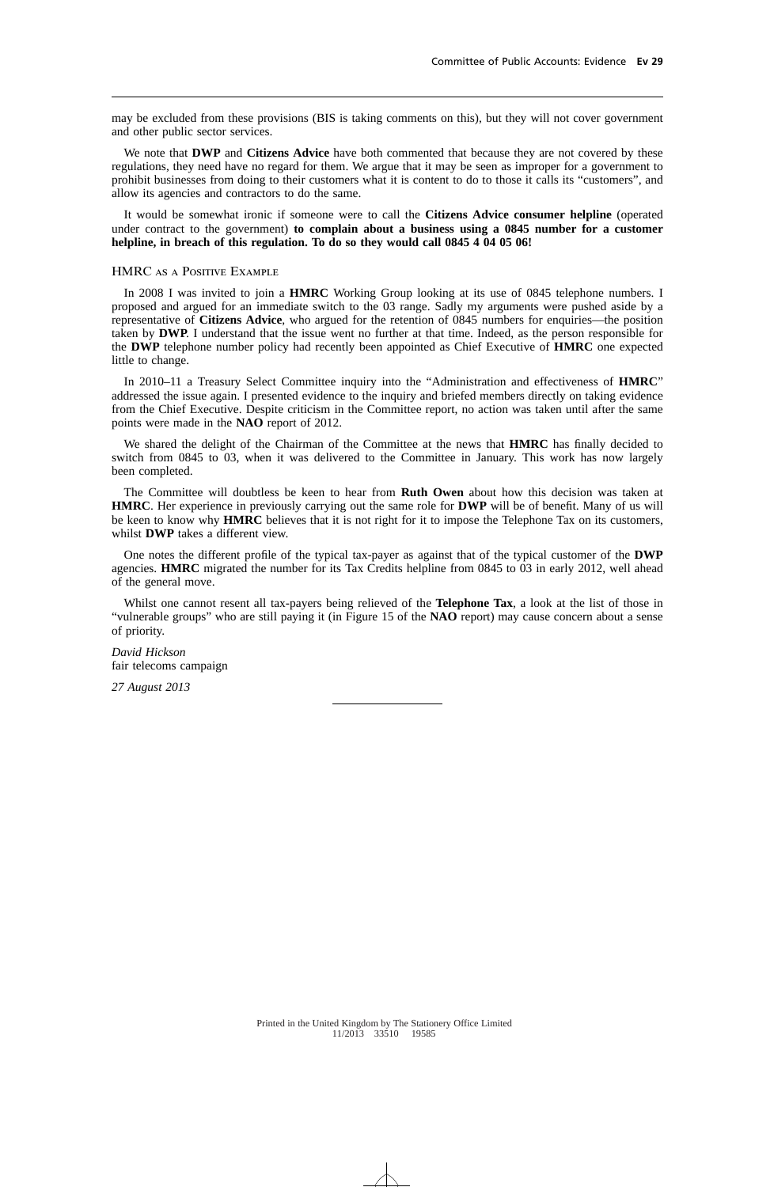may be excluded from these provisions (BIS is taking comments on this), but they will not cover government and other public sector services.

We note that **DWP** and **Citizens Advice** have both commented that because they are not covered by these regulations, they need have no regard for them. We argue that it may be seen as improper for a government to prohibit businesses from doing to their customers what it is content to do to those it calls its "customers", and allow its agencies and contractors to do the same.

It would be somewhat ironic if someone were to call the **Citizens Advice consumer helpline** (operated under contract to the government) **to complain about a business using a 0845 number for a customer helpline, in breach of this regulation. To do so they would call 0845 4 04 05 06!**

### HMRC as a Positive Example

In 2008 I was invited to join a **HMRC** Working Group looking at its use of 0845 telephone numbers. I proposed and argued for an immediate switch to the 03 range. Sadly my arguments were pushed aside by a representative of **Citizens Advice**, who argued for the retention of 0845 numbers for enquiries—the position taken by **DWP**. I understand that the issue went no further at that time. Indeed, as the person responsible for the **DWP** telephone number policy had recently been appointed as Chief Executive of **HMRC** one expected little to change.

In 2010–11 a Treasury Select Committee inquiry into the "Administration and effectiveness of **HMRC**" addressed the issue again. I presented evidence to the inquiry and briefed members directly on taking evidence from the Chief Executive. Despite criticism in the Committee report, no action was taken until after the same points were made in the **NAO** report of 2012.

We shared the delight of the Chairman of the Committee at the news that **HMRC** has finally decided to switch from 0845 to 03, when it was delivered to the Committee in January. This work has now largely been completed.

The Committee will doubtless be keen to hear from **Ruth Owen** about how this decision was taken at **HMRC**. Her experience in previously carrying out the same role for **DWP** will be of benefit. Many of us will be keen to know why **HMRC** believes that it is not right for it to impose the Telephone Tax on its customers, whilst **DWP** takes a different view.

One notes the different profile of the typical tax-payer as against that of the typical customer of the **DWP** agencies. **HMRC** migrated the number for its Tax Credits helpline from 0845 to 03 in early 2012, well ahead of the general move.

Whilst one cannot resent all tax-payers being relieved of the **Telephone Tax**, a look at the list of those in "vulnerable groups" who are still paying it (in Figure 15 of the **NAO** report) may cause concern about a sense of priority.

*David Hickson*
fair telecoms campaign

*27 August 2013*

Printed in the United Kingdom by The Stationery Office Limited
11/2013 33510 19585